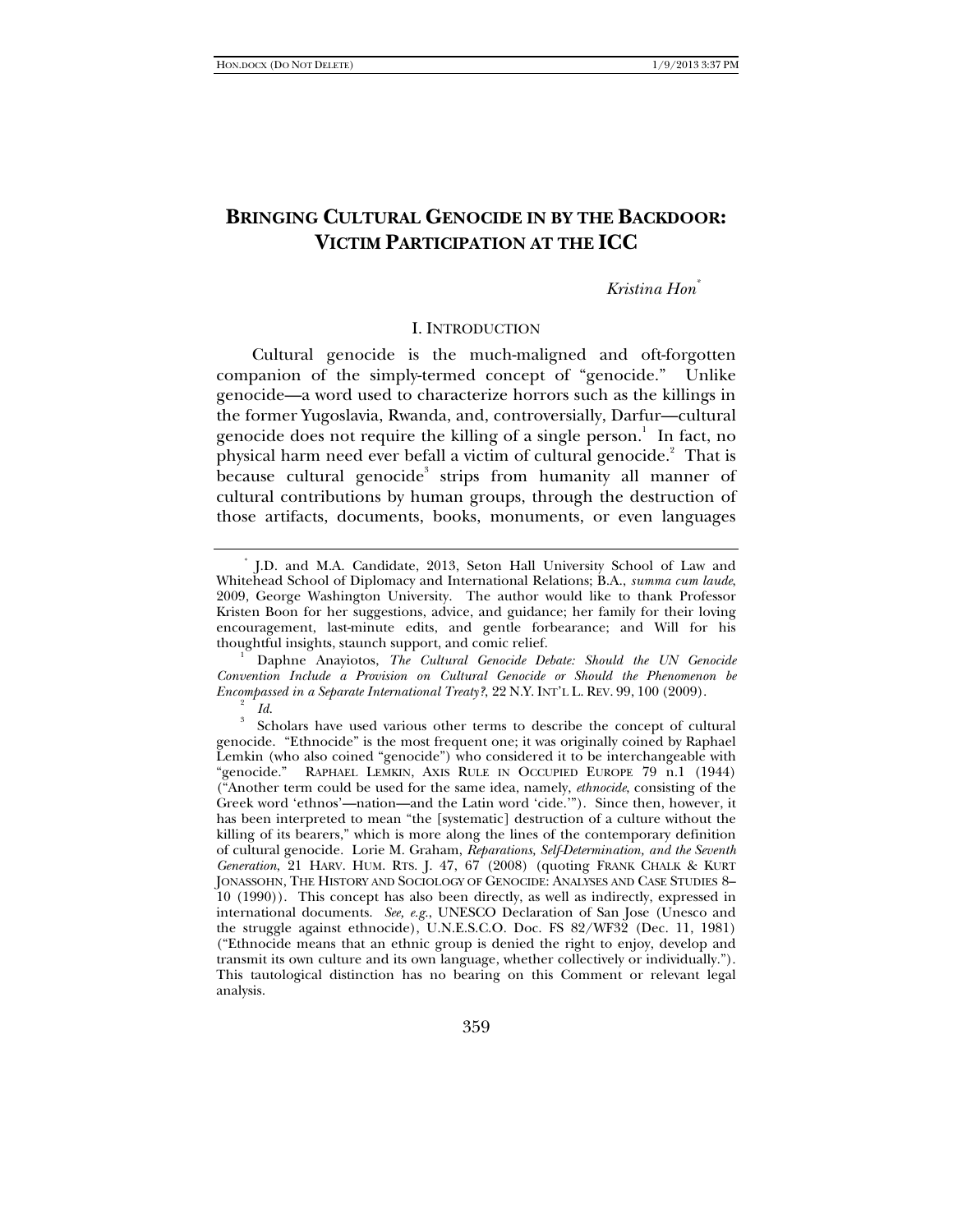# BRINGING CULTURAL GENOCIDE IN BY THE BACKDOOR: VICTIM PARTICIPATION AT THE ICC

*Kristina Hon*[*]

## I. INTRODUCTION

Cultural genocide is the much-maligned and oft-forgotten companion of the simply-termed concept of "genocide." Unlike genocide—a word used to characterize horrors such as the killings in the former Yugoslavia, Rwanda, and, controversially, Darfur—cultural genocide does not require the killing of a single person.[1] In fact, no physical harm need ever befall a victim of cultural genocide.[2] That is because cultural genocide[3] strips from humanity all manner of cultural contributions by human groups, through the destruction of those artifacts, documents, books, monuments, or even languages

---

[*] J.D. and M.A. Candidate, 2013, Seton Hall University School of Law and Whitehead School of Diplomacy and International Relations; B.A., *summa cum laude*, 2009, George Washington University. The author would like to thank Professor Kristen Boon for her suggestions, advice, and guidance; her family for their loving encouragement, last-minute edits, and gentle forbearance; and Will for his thoughtful insights, staunch support, and comic relief.

[1] Daphne Anayiotos, *The Cultural Genocide Debate: Should the UN Genocide Convention Include a Provision on Cultural Genocide or Should the Phenomenon be Encompassed in a Separate International Treaty?*, 22 N.Y. INT'L L. REV. 99, 100 (2009).

[2] *Id.*

[3] Scholars have used various other terms to describe the concept of cultural genocide. "Ethnocide" is the most frequent one; it was originally coined by Raphael Lemkin (who also coined "genocide") who considered it to be interchangeable with "genocide." RAPHAEL LEMKIN, AXIS RULE IN OCCUPIED EUROPE 79 n.1 (1944) ("Another term could be used for the same idea, namely, *ethnocide*, consisting of the Greek word 'ethnos'—nation—and the Latin word 'cide.'"). Since then, however, it has been interpreted to mean "the [systematic] destruction of a culture without the killing of its bearers," which is more along the lines of the contemporary definition of cultural genocide. Lorie M. Graham, *Reparations, Self-Determination, and the Seventh Generation*, 21 HARV. HUM. RTS. J. 47, 67 (2008) (quoting FRANK CHALK & KURT JONASSOHN, THE HISTORY AND SOCIOLOGY OF GENOCIDE: ANALYSES AND CASE STUDIES 8–10 (1990)). This concept has also been directly, as well as indirectly, expressed in international documents. *See, e.g.*, UNESCO Declaration of San Jose (Unesco and the struggle against ethnocide), U.N.E.S.C.O. Doc. FS 82/WF32 (Dec. 11, 1981) ("Ethnocide means that an ethnic group is denied the right to enjoy, develop and transmit its own culture and its own language, whether collectively or individually."). This tautological distinction has no bearing on this Comment or relevant legal analysis.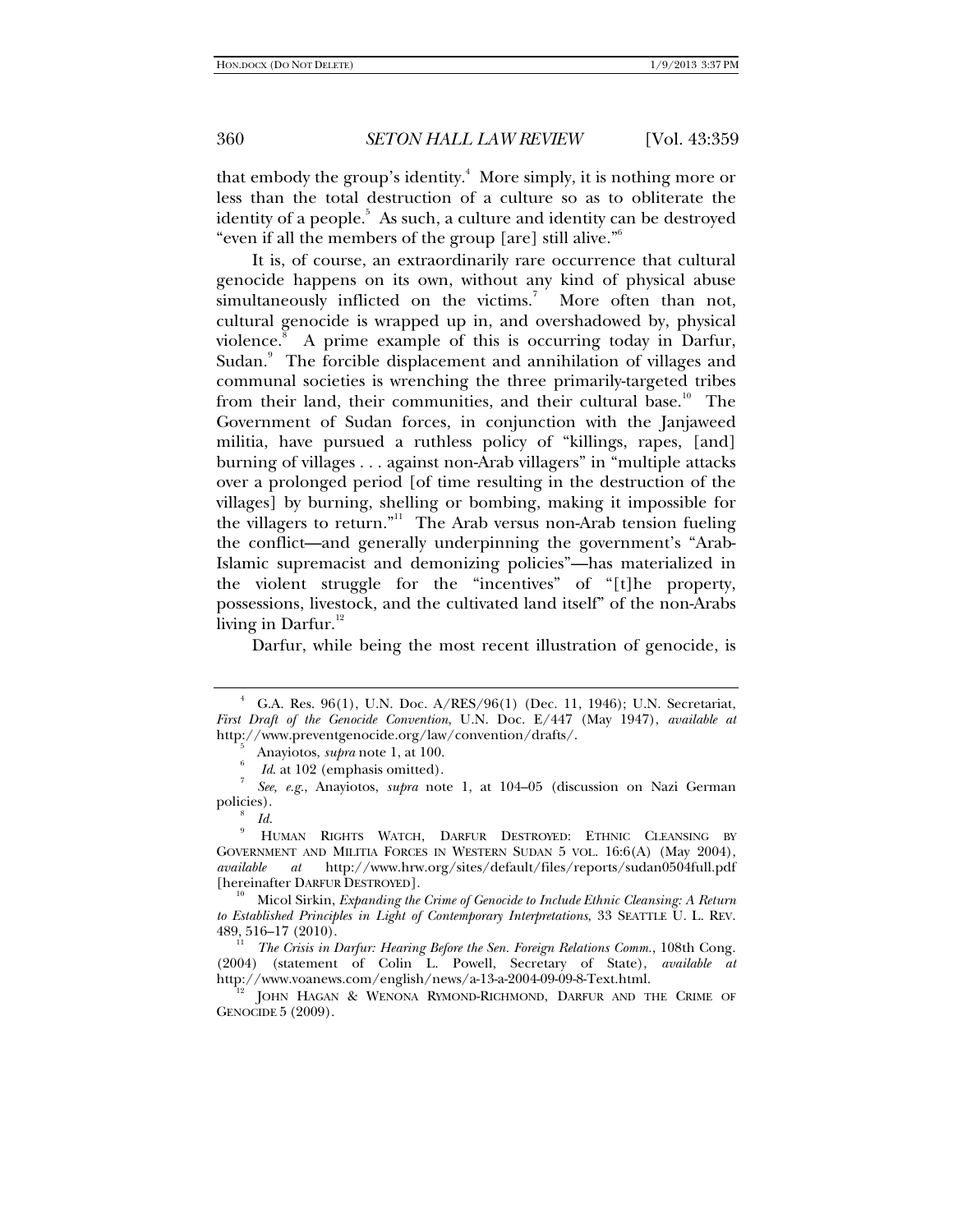that embody the group's identity.[4] More simply, it is nothing more or less than the total destruction of a culture so as to obliterate the identity of a people.[5] As such, a culture and identity can be destroyed "even if all the members of the group [are] still alive."[6]

It is, of course, an extraordinarily rare occurrence that cultural genocide happens on its own, without any kind of physical abuse simultaneously inflicted on the victims.[7] More often than not, cultural genocide is wrapped up in, and overshadowed by, physical violence.[8] A prime example of this is occurring today in Darfur, Sudan.[9] The forcible displacement and annihilation of villages and communal societies is wrenching the three primarily-targeted tribes from their land, their communities, and their cultural base.[10] The Government of Sudan forces, in conjunction with the Janjaweed militia, have pursued a ruthless policy of "killings, rapes, [and] burning of villages . . . against non-Arab villagers" in "multiple attacks over a prolonged period [of time resulting in the destruction of the villages] by burning, shelling or bombing, making it impossible for the villagers to return."[11] The Arab versus non-Arab tension fueling the conflict—and generally underpinning the government's "Arab-Islamic supremacist and demonizing policies"—has materialized in the violent struggle for the "incentives" of "[t]he property, possessions, livestock, and the cultivated land itself" of the non-Arabs living in Darfur.[12]

Darfur, while being the most recent illustration of genocide, is

---

[4] G.A. Res. 96(1), U.N. Doc. A/RES/96(1) (Dec. 11, 1946); U.N. Secretariat, *First Draft of the Genocide Convention*, U.N. Doc. E/447 (May 1947), *available at* http://www.preventgenocide.org/law/convention/drafts/.

[5] Anayiotos, *supra* note 1, at 100.

[6] *Id*. at 102 (emphasis omitted).

[7] *See, e.g.*, Anayiotos, *supra* note 1, at 104–05 (discussion on Nazi German policies).

[8] *Id.*

[9] HUMAN RIGHTS WATCH, DARFUR DESTROYED: ETHNIC CLEANSING BY GOVERNMENT AND MILITIA FORCES IN WESTERN SUDAN 5 VOL. 16:6(A) (May 2004), *available at* http://www.hrw.org/sites/default/files/reports/sudan0504full.pdf [hereinafter DARFUR DESTROYED].

[10] Micol Sirkin, *Expanding the Crime of Genocide to Include Ethnic Cleansing: A Return to Established Principles in Light of Contemporary Interpretations*, 33 SEATTLE U. L. REV. 489, 516–17 (2010).

[11] *The Crisis in Darfur: Hearing Before the Sen. Foreign Relations Comm.*, 108th Cong. (2004) (statement of Colin L. Powell, Secretary of State), *available at* http://www.voanews.com/english/news/a-13-a-2004-09-09-8-Text.html.

[12] JOHN HAGAN & WENONA RYMOND-RICHMOND, DARFUR AND THE CRIME OF GENOCIDE 5 (2009).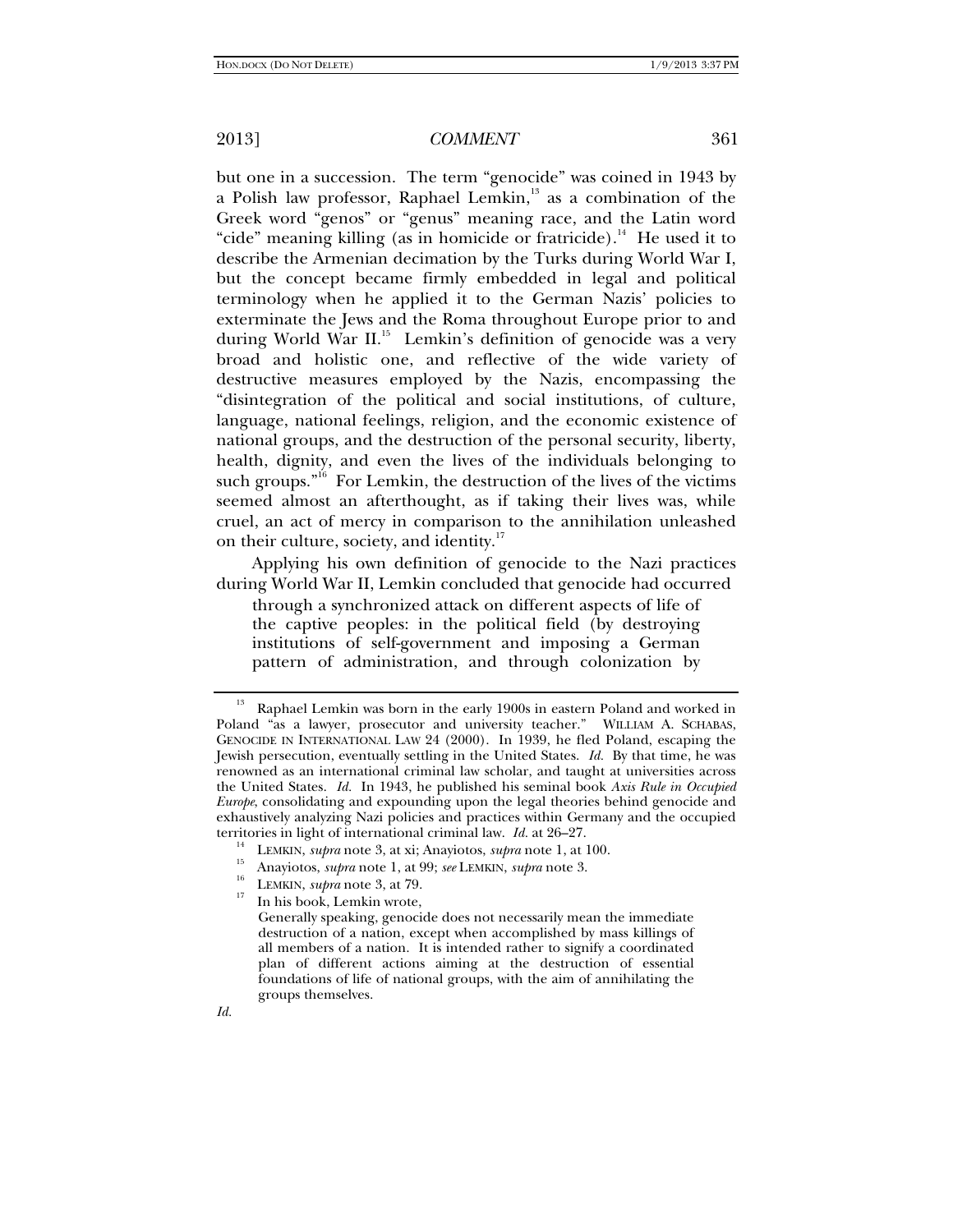but one in a succession. The term "genocide" was coined in 1943 by a Polish law professor, Raphael Lemkin,[13] as a combination of the Greek word "genos" or "genus" meaning race, and the Latin word "cide" meaning killing (as in homicide or fratricide).[14] He used it to describe the Armenian decimation by the Turks during World War I, but the concept became firmly embedded in legal and political terminology when he applied it to the German Nazis' policies to exterminate the Jews and the Roma throughout Europe prior to and during World War II.[15] Lemkin's definition of genocide was a very broad and holistic one, and reflective of the wide variety of destructive measures employed by the Nazis, encompassing the "disintegration of the political and social institutions, of culture, language, national feelings, religion, and the economic existence of national groups, and the destruction of the personal security, liberty, health, dignity, and even the lives of the individuals belonging to such groups."[16] For Lemkin, the destruction of the lives of the victims seemed almost an afterthought, as if taking their lives was, while cruel, an act of mercy in comparison to the annihilation unleashed on their culture, society, and identity.[17]

Applying his own definition of genocide to the Nazi practices during World War II, Lemkin concluded that genocide had occurred

> through a synchronized attack on different aspects of life of the captive peoples: in the political field (by destroying institutions of self-government and imposing a German pattern of administration, and through colonization by

---

[13] Raphael Lemkin was born in the early 1900s in eastern Poland and worked in Poland "as a lawyer, prosecutor and university teacher." WILLIAM A. SCHABAS, GENOCIDE IN INTERNATIONAL LAW 24 (2000). In 1939, he fled Poland, escaping the Jewish persecution, eventually settling in the United States. *Id.* By that time, he was renowned as an international criminal law scholar, and taught at universities across the United States. *Id.* In 1943, he published his seminal book *Axis Rule in Occupied Europe*, consolidating and expounding upon the legal theories behind genocide and exhaustively analyzing Nazi policies and practices within Germany and the occupied territories in light of international criminal law. *Id.* at 26–27.

[14] LEMKIN, *supra* note 3, at xi; Anayiotos, *supra* note 1, at 100.

[15] Anayiotos, *supra* note 1, at 99; *see* LEMKIN, *supra* note 3.

[16] LEMKIN, *supra* note 3, at 79.

[17] In his book, Lemkin wrote,

> Generally speaking, genocide does not necessarily mean the immediate destruction of a nation, except when accomplished by mass killings of all members of a nation. It is intended rather to signify a coordinated plan of different actions aiming at the destruction of essential foundations of life of national groups, with the aim of annihilating the groups themselves.

*Id.*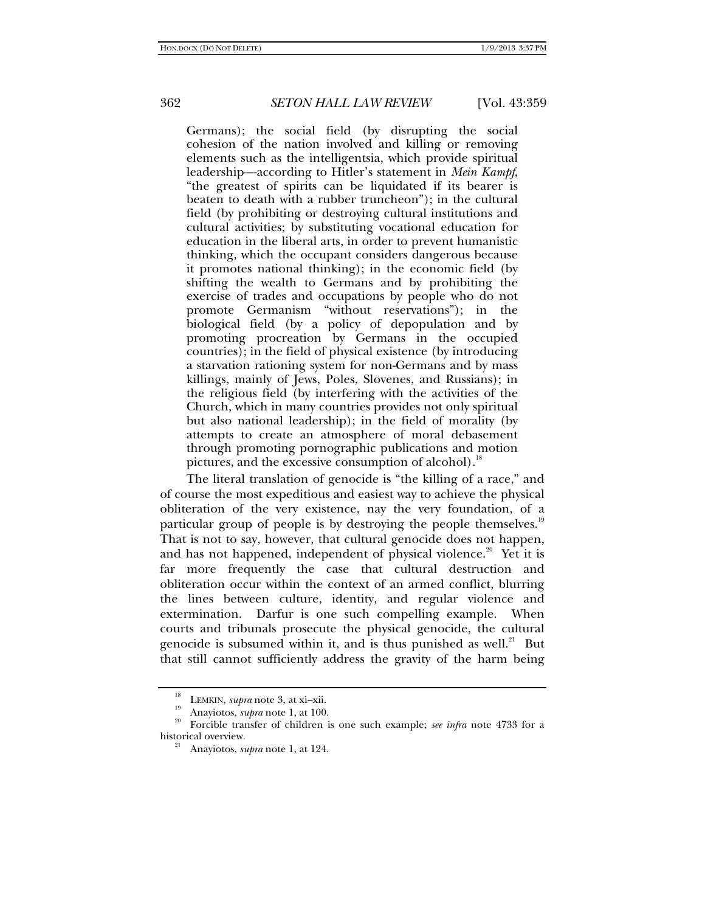> Germans); the social field (by disrupting the social cohesion of the nation involved and killing or removing elements such as the intelligentsia, which provide spiritual leadership—according to Hitler's statement in *Mein Kampf*, "the greatest of spirits can be liquidated if its bearer is beaten to death with a rubber truncheon"); in the cultural field (by prohibiting or destroying cultural institutions and cultural activities; by substituting vocational education for education in the liberal arts, in order to prevent humanistic thinking, which the occupant considers dangerous because it promotes national thinking); in the economic field (by shifting the wealth to Germans and by prohibiting the exercise of trades and occupations by people who do not promote Germanism "without reservations"); in the biological field (by a policy of depopulation and by promoting procreation by Germans in the occupied countries); in the field of physical existence (by introducing a starvation rationing system for non-Germans and by mass killings, mainly of Jews, Poles, Slovenes, and Russians); in the religious field (by interfering with the activities of the Church, which in many countries provides not only spiritual but also national leadership); in the field of morality (by attempts to create an atmosphere of moral debasement through promoting pornographic publications and motion pictures, and the excessive consumption of alcohol).[18]

The literal translation of genocide is "the killing of a race," and of course the most expeditious and easiest way to achieve the physical obliteration of the very existence, nay the very foundation, of a particular group of people is by destroying the people themselves.[19] That is not to say, however, that cultural genocide does not happen, and has not happened, independent of physical violence.[20] Yet it is far more frequently the case that cultural destruction and obliteration occur within the context of an armed conflict, blurring the lines between culture, identity, and regular violence and extermination. Darfur is one such compelling example. When courts and tribunals prosecute the physical genocide, the cultural genocide is subsumed within it, and is thus punished as well.[21] But that still cannot sufficiently address the gravity of the harm being

---

[18] LEMKIN, *supra* note 3, at xi–xii.

[19] Anayiotos, *supra* note 1, at 100.

[20] Forcible transfer of children is one such example; *see infra* note 4733 for a historical overview.

[21] Anayiotos, *supra* note 1, at 124.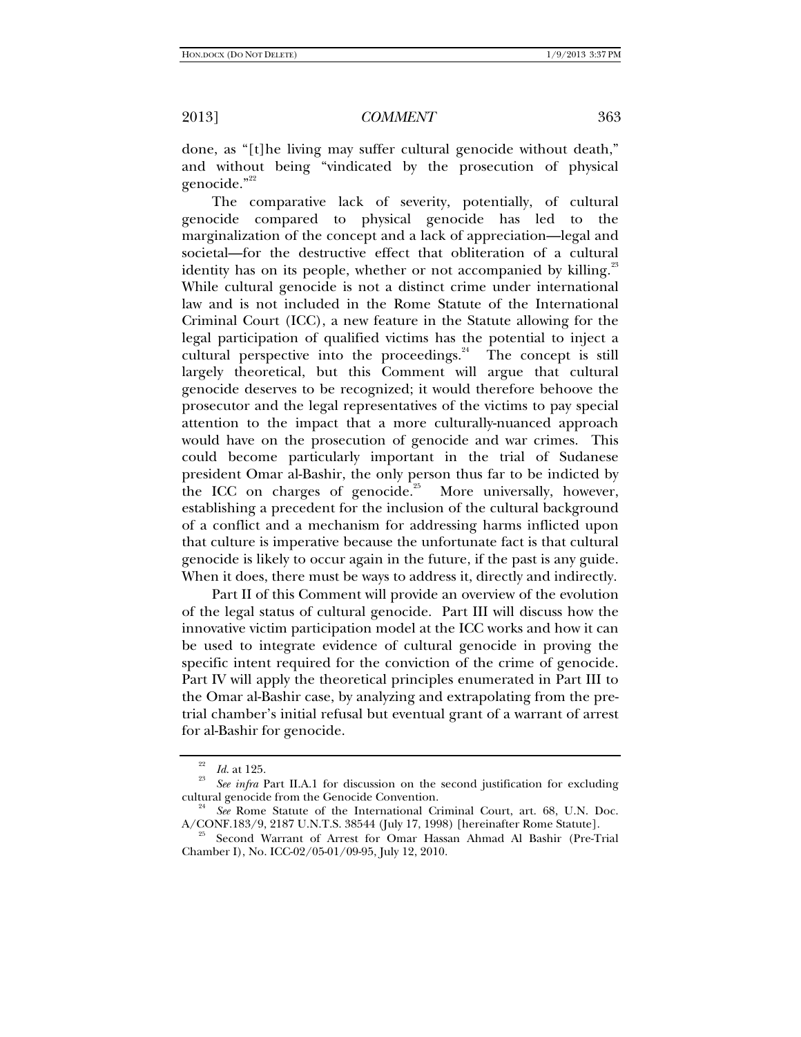done, as "[t]he living may suffer cultural genocide without death," and without being "vindicated by the prosecution of physical genocide."[22]

The comparative lack of severity, potentially, of cultural genocide compared to physical genocide has led to the marginalization of the concept and a lack of appreciation—legal and societal—for the destructive effect that obliteration of a cultural identity has on its people, whether or not accompanied by killing.[23] While cultural genocide is not a distinct crime under international law and is not included in the Rome Statute of the International Criminal Court (ICC), a new feature in the Statute allowing for the legal participation of qualified victims has the potential to inject a cultural perspective into the proceedings.[24] The concept is still largely theoretical, but this Comment will argue that cultural genocide deserves to be recognized; it would therefore behoove the prosecutor and the legal representatives of the victims to pay special attention to the impact that a more culturally-nuanced approach would have on the prosecution of genocide and war crimes. This could become particularly important in the trial of Sudanese president Omar al-Bashir, the only person thus far to be indicted by the ICC on charges of genocide.[25] More universally, however, establishing a precedent for the inclusion of the cultural background of a conflict and a mechanism for addressing harms inflicted upon that culture is imperative because the unfortunate fact is that cultural genocide is likely to occur again in the future, if the past is any guide. When it does, there must be ways to address it, directly and indirectly.

Part II of this Comment will provide an overview of the evolution of the legal status of cultural genocide. Part III will discuss how the innovative victim participation model at the ICC works and how it can be used to integrate evidence of cultural genocide in proving the specific intent required for the conviction of the crime of genocide. Part IV will apply the theoretical principles enumerated in Part III to the Omar al-Bashir case, by analyzing and extrapolating from the pre-trial chamber's initial refusal but eventual grant of a warrant of arrest for al-Bashir for genocide.

---

[22] *Id.* at 125.

[23] *See infra* Part II.A.1 for discussion on the second justification for excluding cultural genocide from the Genocide Convention.

[24] *See* Rome Statute of the International Criminal Court, art. 68, U.N. Doc. A/CONF.183/9, 2187 U.N.T.S. 38544 (July 17, 1998) [hereinafter Rome Statute].

[25] Second Warrant of Arrest for Omar Hassan Ahmad Al Bashir (Pre-Trial Chamber I), No. ICC-02/05-01/09-95, July 12, 2010.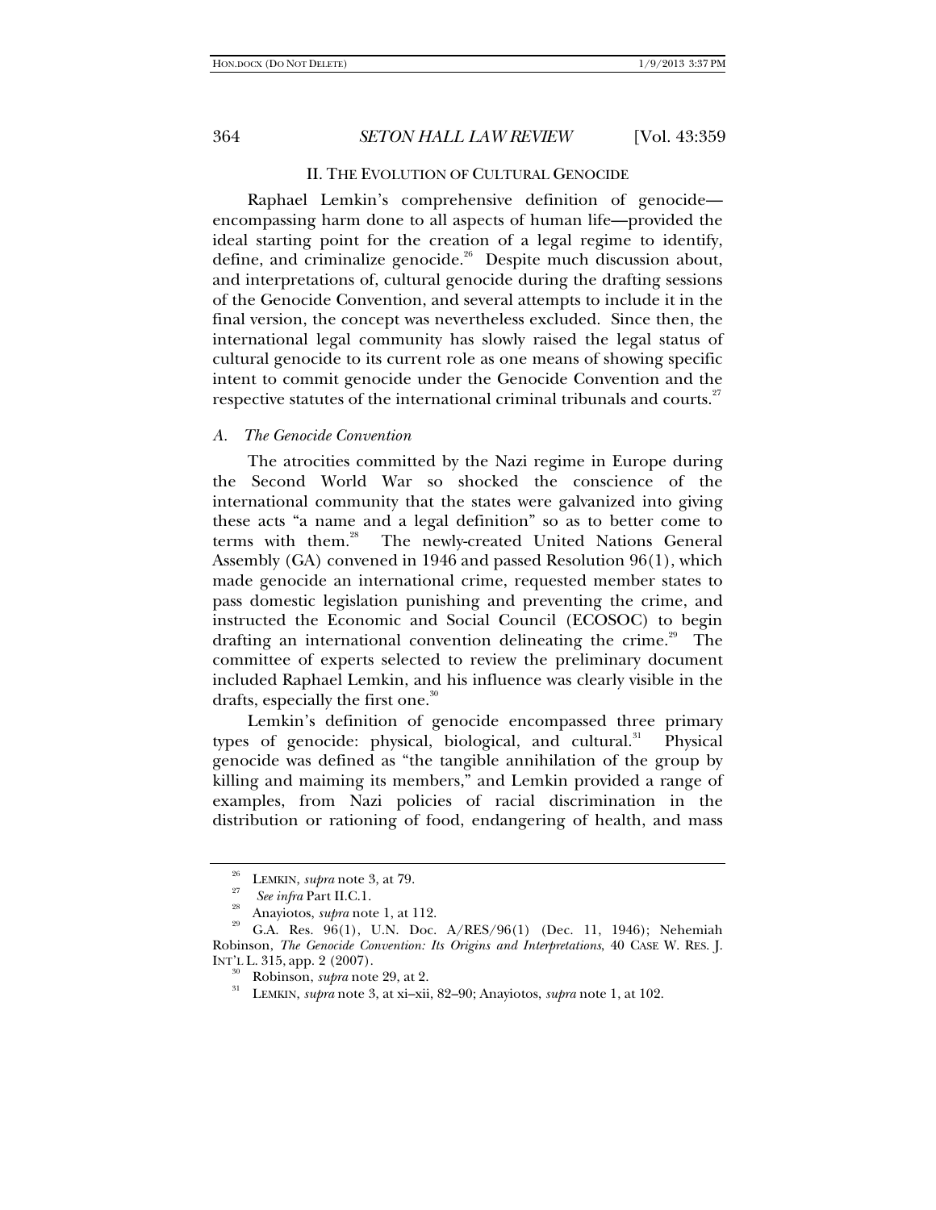## II. THE EVOLUTION OF CULTURAL GENOCIDE

Raphael Lemkin's comprehensive definition of genocide—encompassing harm done to all aspects of human life—provided the ideal starting point for the creation of a legal regime to identify, define, and criminalize genocide.[26] Despite much discussion about, and interpretations of, cultural genocide during the drafting sessions of the Genocide Convention, and several attempts to include it in the final version, the concept was nevertheless excluded. Since then, the international legal community has slowly raised the legal status of cultural genocide to its current role as one means of showing specific intent to commit genocide under the Genocide Convention and the respective statutes of the international criminal tribunals and courts.[27]

### *A. The Genocide Convention*

The atrocities committed by the Nazi regime in Europe during the Second World War so shocked the conscience of the international community that the states were galvanized into giving these acts "a name and a legal definition" so as to better come to terms with them.[28] The newly-created United Nations General Assembly (GA) convened in 1946 and passed Resolution 96(1), which made genocide an international crime, requested member states to pass domestic legislation punishing and preventing the crime, and instructed the Economic and Social Council (ECOSOC) to begin drafting an international convention delineating the crime.[29] The committee of experts selected to review the preliminary document included Raphael Lemkin, and his influence was clearly visible in the drafts, especially the first one.[30]

Lemkin's definition of genocide encompassed three primary types of genocide: physical, biological, and cultural.[31] Physical genocide was defined as "the tangible annihilation of the group by killing and maiming its members," and Lemkin provided a range of examples, from Nazi policies of racial discrimination in the distribution or rationing of food, endangering of health, and mass

---

[26] LEMKIN, *supra* note 3, at 79.

[27] *See infra* Part II.C.1.

[28] Anayiotos, *supra* note 1, at 112.

[29] G.A. Res. 96(1), U.N. Doc. A/RES/96(1) (Dec. 11, 1946); Nehemiah Robinson, *The Genocide Convention: Its Origins and Interpretations*, 40 CASE W. RES. J. INT'L L. 315, app. 2 (2007).

[30] Robinson, *supra* note 29, at 2.

[31] LEMKIN, *supra* note 3, at xi–xii, 82–90; Anayiotos, *supra* note 1, at 102.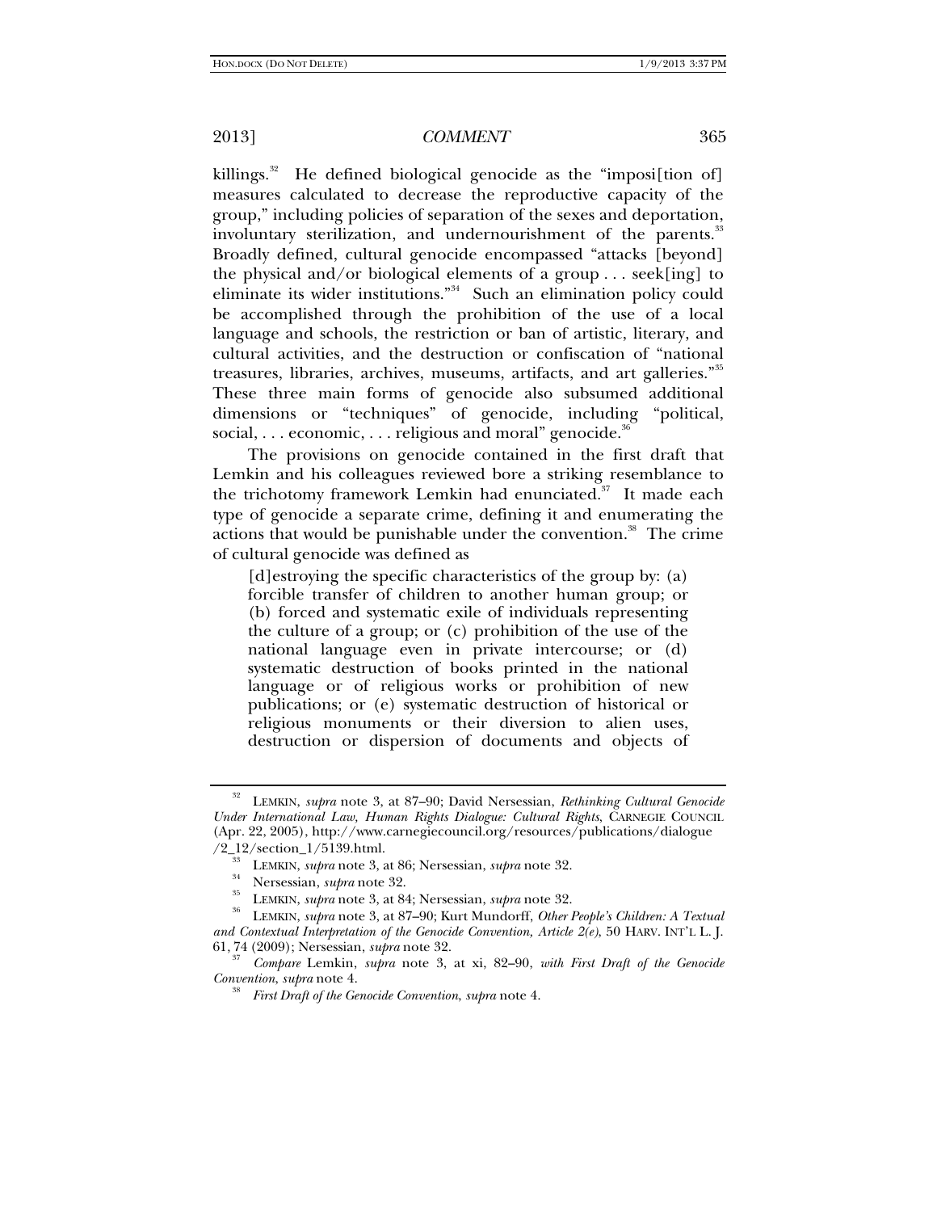killings.[32] He defined biological genocide as the "imposi[tion of] measures calculated to decrease the reproductive capacity of the group," including policies of separation of the sexes and deportation, involuntary sterilization, and undernourishment of the parents.[33] Broadly defined, cultural genocide encompassed "attacks [beyond] the physical and/or biological elements of a group . . . seek[ing] to eliminate its wider institutions."[34] Such an elimination policy could be accomplished through the prohibition of the use of a local language and schools, the restriction or ban of artistic, literary, and cultural activities, and the destruction or confiscation of "national treasures, libraries, archives, museums, artifacts, and art galleries."[35] These three main forms of genocide also subsumed additional dimensions or "techniques" of genocide, including "political, social, . . . economic, . . . religious and moral" genocide.[36]

The provisions on genocide contained in the first draft that Lemkin and his colleagues reviewed bore a striking resemblance to the trichotomy framework Lemkin had enunciated.[37] It made each type of genocide a separate crime, defining it and enumerating the actions that would be punishable under the convention.[38] The crime of cultural genocide was defined as

> [d]estroying the specific characteristics of the group by: (a) forcible transfer of children to another human group; or (b) forced and systematic exile of individuals representing the culture of a group; or (c) prohibition of the use of the national language even in private intercourse; or (d) systematic destruction of books printed in the national language or of religious works or prohibition of new publications; or (e) systematic destruction of historical or religious monuments or their diversion to alien uses, destruction or dispersion of documents and objects of

---

[32] LEMKIN, *supra* note 3, at 87–90; David Nersessian, *Rethinking Cultural Genocide Under International Law, Human Rights Dialogue: Cultural Rights*, CARNEGIE COUNCIL (Apr. 22, 2005), http://www.carnegiecouncil.org/resources/publications/dialogue/2_12/section_1/5139.html.

[33] LEMKIN, *supra* note 3, at 86; Nersessian, *supra* note 32.

[34] Nersessian, *supra* note 32.

[35] LEMKIN, *supra* note 3, at 84; Nersessian, *supra* note 32.

[36] LEMKIN, *supra* note 3, at 87–90; Kurt Mundorff, *Other People's Children: A Textual and Contextual Interpretation of the Genocide Convention, Article 2(e)*, 50 HARV. INT'L L. J. 61, 74 (2009); Nersessian, *supra* note 32.

[37] *Compare* Lemkin, *supra* note 3, at xi, 82–90, *with First Draft of the Genocide Convention*, *supra* note 4.

[38] *First Draft of the Genocide Convention*, *supra* note 4.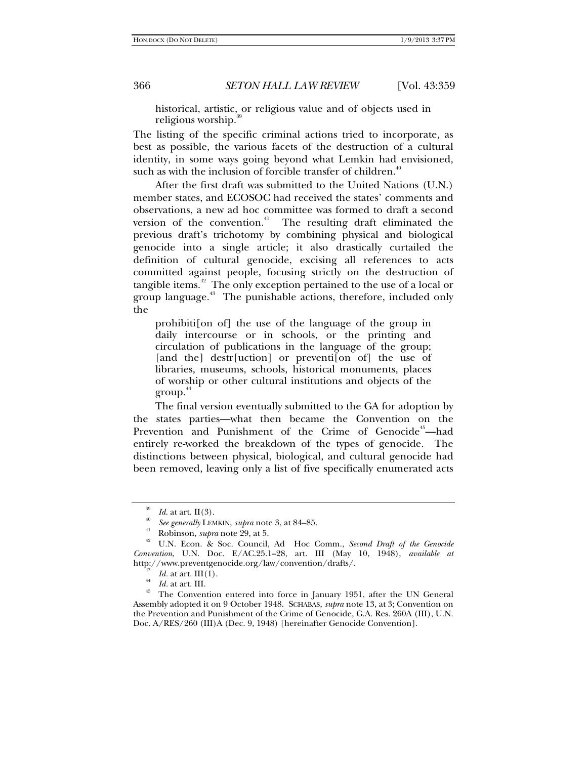> historical, artistic, or religious value and of objects used in religious worship.[39]

The listing of the specific criminal actions tried to incorporate, as best as possible, the various facets of the destruction of a cultural identity, in some ways going beyond what Lemkin had envisioned, such as with the inclusion of forcible transfer of children.[40]

After the first draft was submitted to the United Nations (U.N.) member states, and ECOSOC had received the states' comments and observations, a new ad hoc committee was formed to draft a second version of the convention.[41] The resulting draft eliminated the previous draft's trichotomy by combining physical and biological genocide into a single article; it also drastically curtailed the definition of cultural genocide, excising all references to acts committed against people, focusing strictly on the destruction of tangible items.[42] The only exception pertained to the use of a local or group language.[43] The punishable actions, therefore, included only the

> prohibiti[on of] the use of the language of the group in daily intercourse or in schools, or the printing and circulation of publications in the language of the group; [and the] destr[uction] or preventi[on of] the use of libraries, museums, schools, historical monuments, places of worship or other cultural institutions and objects of the group.[44]

The final version eventually submitted to the GA for adoption by the states parties—what then became the Convention on the Prevention and Punishment of the Crime of Genocide[45]—had entirely re-worked the breakdown of the types of genocide. The distinctions between physical, biological, and cultural genocide had been removed, leaving only a list of five specifically enumerated acts

---

[39] *Id.* at art. II(3).

[40] *See generally* LEMKIN, *supra* note 3, at 84–85.

[41] Robinson, *supra* note 29, at 5.

[42] U.N. Econ. & Soc. Council, Ad Hoc Comm., *Second Draft of the Genocide Convention*, U.N. Doc. E/AC.25.1–28, art. III (May 10, 1948), *available at* http://www.preventgenocide.org/law/convention/drafts/.

[43] *Id.* at art. III(1).

[44] *Id.* at art. III.

[45] The Convention entered into force in January 1951, after the UN General Assembly adopted it on 9 October 1948. SCHABAS, *supra* note 13, at 3; Convention on the Prevention and Punishment of the Crime of Genocide, G.A. Res. 260A (III), U.N. Doc. A/RES/260 (III)A (Dec. 9, 1948) [hereinafter Genocide Convention].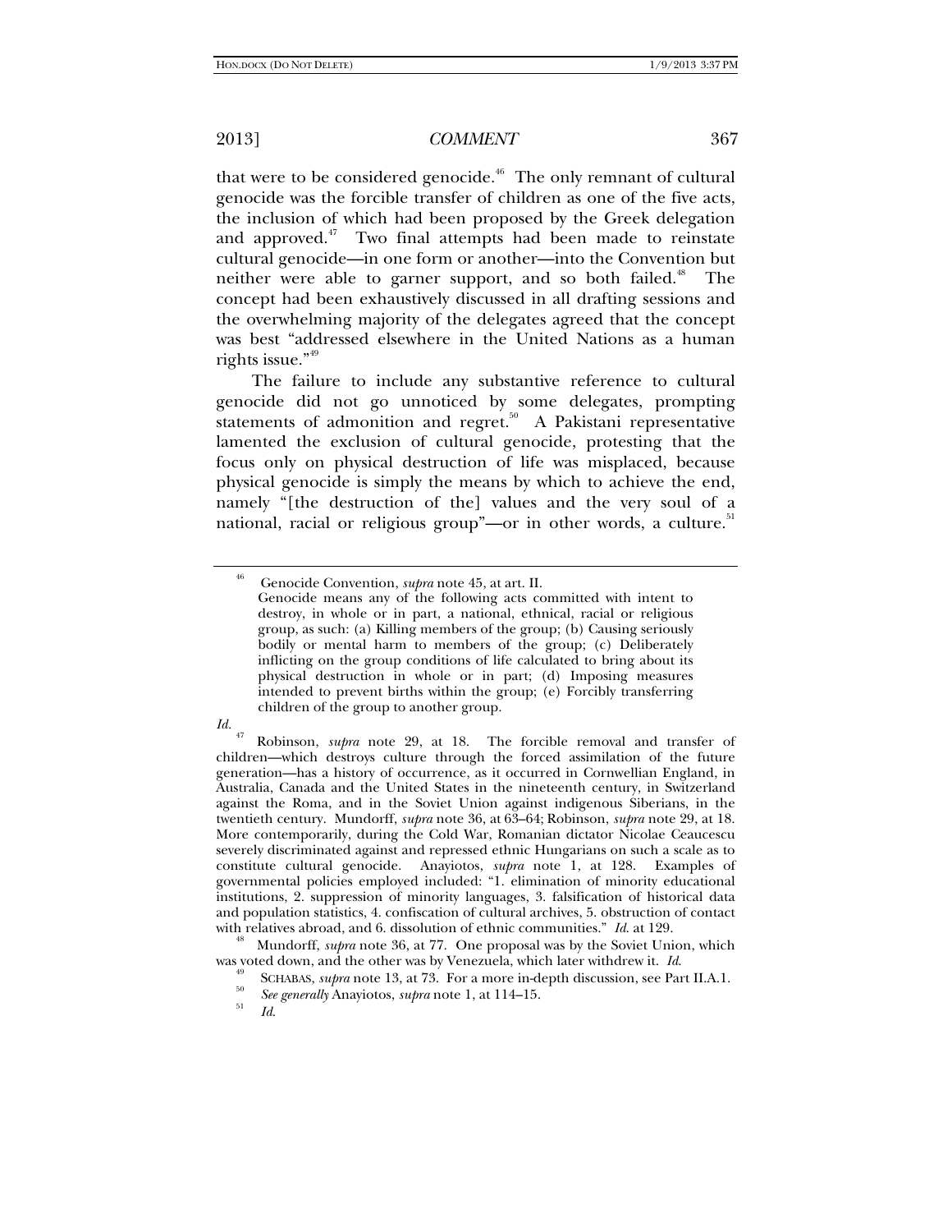that were to be considered genocide.[46] The only remnant of cultural genocide was the forcible transfer of children as one of the five acts, the inclusion of which had been proposed by the Greek delegation and approved.[47] Two final attempts had been made to reinstate cultural genocide—in one form or another—into the Convention but neither were able to garner support, and so both failed.[48] The concept had been exhaustively discussed in all drafting sessions and the overwhelming majority of the delegates agreed that the concept was best "addressed elsewhere in the United Nations as a human rights issue."[49]

The failure to include any substantive reference to cultural genocide did not go unnoticed by some delegates, prompting statements of admonition and regret.[50] A Pakistani representative lamented the exclusion of cultural genocide, protesting that the focus only on physical destruction of life was misplaced, because physical genocide is simply the means by which to achieve the end, namely "[the destruction of the] values and the very soul of a national, racial or religious group"—or in other words, a culture.[51]

---

[46] Genocide Convention, *supra* note 45, at art. II.

> Genocide means any of the following acts committed with intent to destroy, in whole or in part, a national, ethnical, racial or religious group, as such: (a) Killing members of the group; (b) Causing seriously bodily or mental harm to members of the group; (c) Deliberately inflicting on the group conditions of life calculated to bring about its physical destruction in whole or in part; (d) Imposing measures intended to prevent births within the group; (e) Forcibly transferring children of the group to another group.

*Id.*

[47] Robinson, *supra* note 29, at 18. The forcible removal and transfer of children—which destroys culture through the forced assimilation of the future generation—has a history of occurrence, as it occurred in Cornwellian England, in Australia, Canada and the United States in the nineteenth century, in Switzerland against the Roma, and in the Soviet Union against indigenous Siberians, in the twentieth century. Mundorff, *supra* note 36, at 63–64; Robinson, *supra* note 29, at 18. More contemporarily, during the Cold War, Romanian dictator Nicolae Ceaucescu severely discriminated against and repressed ethnic Hungarians on such a scale as to constitute cultural genocide. Anayiotos, *supra* note 1, at 128. Examples of governmental policies employed included: "1. elimination of minority educational institutions, 2. suppression of minority languages, 3. falsification of historical data and population statistics, 4. confiscation of cultural archives, 5. obstruction of contact with relatives abroad, and 6. dissolution of ethnic communities." *Id.* at 129.

[48] Mundorff, *supra* note 36, at 77. One proposal was by the Soviet Union, which was voted down, and the other was by Venezuela, which later withdrew it. *Id.*

[49] SCHABAS, *supra* note 13, at 73. For a more in-depth discussion, see Part II.A.1.

[50] *See generally* Anayiotos, *supra* note 1, at 114–15.

[51] *Id.*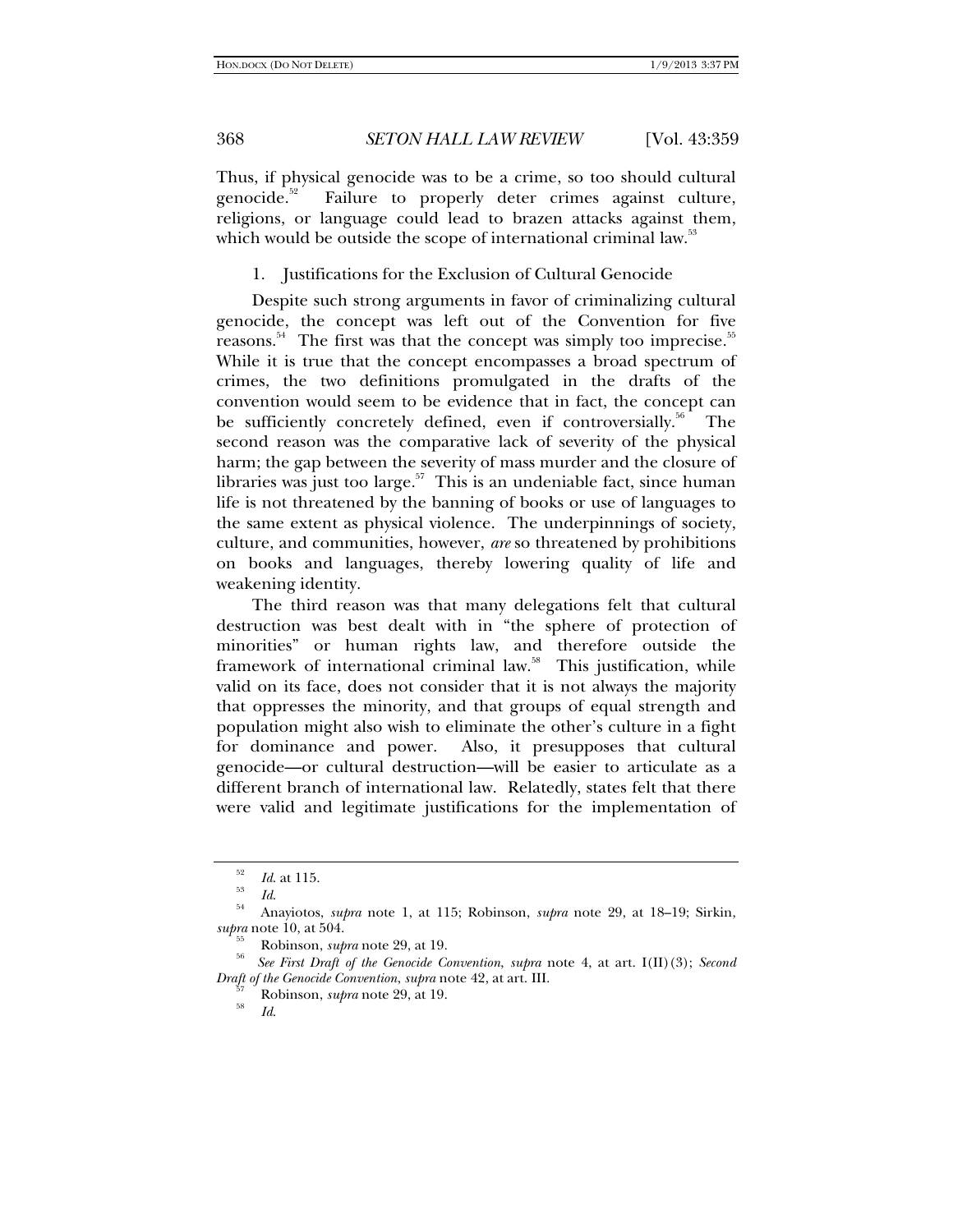Thus, if physical genocide was to be a crime, so too should cultural genocide.[52] Failure to properly deter crimes against culture, religions, or language could lead to brazen attacks against them, which would be outside the scope of international criminal law.[53]

### 1. Justifications for the Exclusion of Cultural Genocide

Despite such strong arguments in favor of criminalizing cultural genocide, the concept was left out of the Convention for five reasons.[54] The first was that the concept was simply too imprecise.[55] While it is true that the concept encompasses a broad spectrum of crimes, the two definitions promulgated in the drafts of the convention would seem to be evidence that in fact, the concept can be sufficiently concretely defined, even if controversially.[56] The second reason was the comparative lack of severity of the physical harm; the gap between the severity of mass murder and the closure of libraries was just too large.[57] This is an undeniable fact, since human life is not threatened by the banning of books or use of languages to the same extent as physical violence. The underpinnings of society, culture, and communities, however, *are* so threatened by prohibitions on books and languages, thereby lowering quality of life and weakening identity.

The third reason was that many delegations felt that cultural destruction was best dealt with in "the sphere of protection of minorities" or human rights law, and therefore outside the framework of international criminal law.[58] This justification, while valid on its face, does not consider that it is not always the majority that oppresses the minority, and that groups of equal strength and population might also wish to eliminate the other's culture in a fight for dominance and power. Also, it presupposes that cultural genocide—or cultural destruction—will be easier to articulate as a different branch of international law. Relatedly, states felt that there were valid and legitimate justifications for the implementation of

---

[52] *Id.* at 115.

[53] *Id.*

[54] Anayiotos, *supra* note 1, at 115; Robinson, *supra* note 29, at 18–19; Sirkin, *supra* note 10, at 504.

[55] Robinson, *supra* note 29, at 19.

[56] *See First Draft of the Genocide Convention*, *supra* note 4, at art. I(II)(3); *Second Draft of the Genocide Convention*, *supra* note 42, at art. III.

[57] Robinson, *supra* note 29, at 19.

[58] *Id.*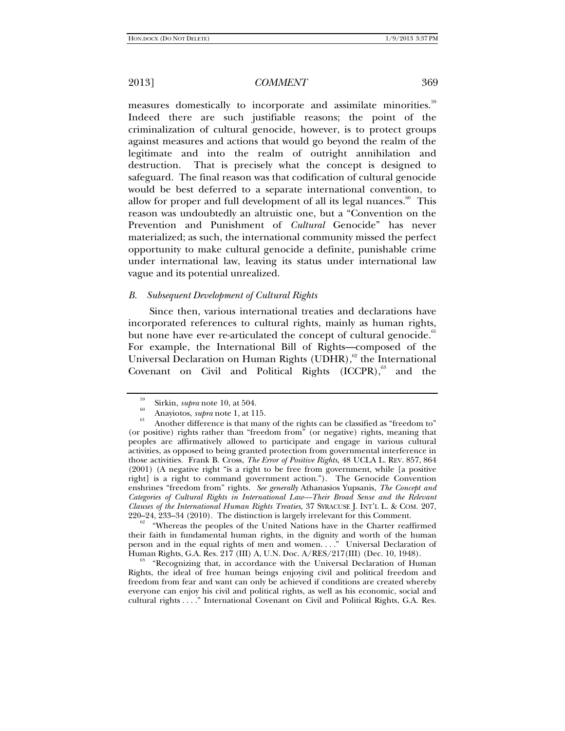measures domestically to incorporate and assimilate minorities.[59] Indeed there are such justifiable reasons; the point of the criminalization of cultural genocide, however, is to protect groups against measures and actions that would go beyond the realm of the legitimate and into the realm of outright annihilation and destruction. That is precisely what the concept is designed to safeguard. The final reason was that codification of cultural genocide would be best deferred to a separate international convention, to allow for proper and full development of all its legal nuances.[60] This reason was undoubtedly an altruistic one, but a "Convention on the Prevention and Punishment of *Cultural* Genocide" has never materialized; as such, the international community missed the perfect opportunity to make cultural genocide a definite, punishable crime under international law, leaving its status under international law vague and its potential unrealized.

### *B. Subsequent Development of Cultural Rights*

Since then, various international treaties and declarations have incorporated references to cultural rights, mainly as human rights, but none have ever re-articulated the concept of cultural genocide.[61] For example, the International Bill of Rights—composed of the Universal Declaration on Human Rights (UDHR),[62] the International Covenant on Civil and Political Rights (ICCPR),[63] and the

---

[59] Sirkin, *supra* note 10, at 504.

[60] Anayiotos, *supra* note 1, at 115.

[61] Another difference is that many of the rights can be classified as "freedom to" (or positive) rights rather than "freedom from" (or negative) rights, meaning that peoples are affirmatively allowed to participate and engage in various cultural activities, as opposed to being granted protection from governmental interference in those activities. Frank B. Cross, *The Error of Positive Rights*, 48 UCLA L. REV. 857, 864 (2001) (A negative right "is a right to be free from government, while [a positive right] is a right to command government action."). The Genocide Convention enshrines "freedom from" rights. *See generally* Athanasios Yupsanis, *The Concept and Categories of Cultural Rights in International Law—Their Broad Sense and the Relevant Clauses of the International Human Rights Treaties*, 37 SYRACUSE J. INT'L L. & COM. 207, 220–24, 233–34 (2010). The distinction is largely irrelevant for this Comment.

[62] "Whereas the peoples of the United Nations have in the Charter reaffirmed their faith in fundamental human rights, in the dignity and worth of the human person and in the equal rights of men and women. . . ." Universal Declaration of Human Rights, G.A. Res. 217 (III) A, U.N. Doc. A/RES/217(III) (Dec. 10, 1948).

[63] "Recognizing that, in accordance with the Universal Declaration of Human Rights, the ideal of free human beings enjoying civil and political freedom and freedom from fear and want can only be achieved if conditions are created whereby everyone can enjoy his civil and political rights, as well as his economic, social and cultural rights . . . ." International Covenant on Civil and Political Rights, G.A. Res.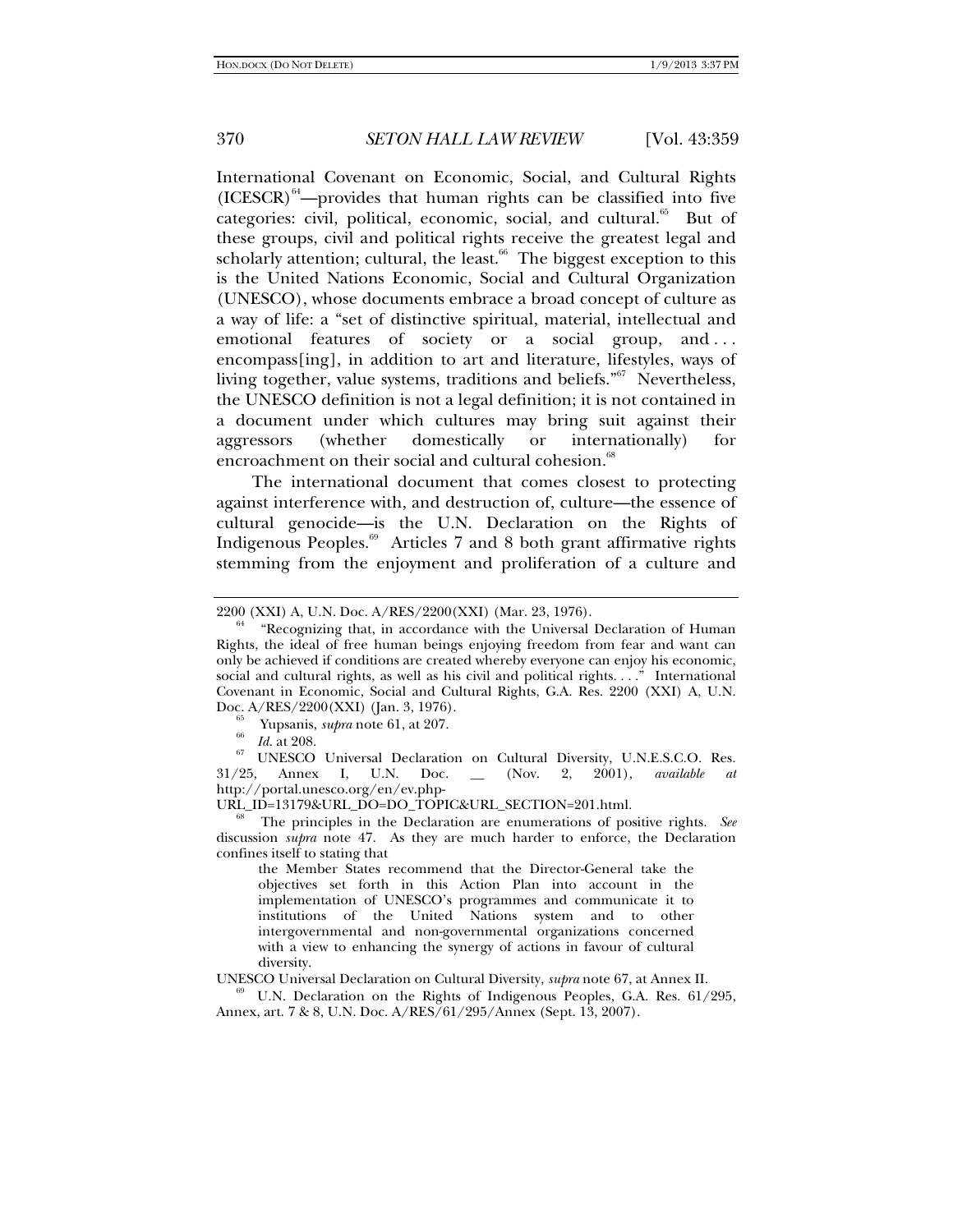International Covenant on Economic, Social, and Cultural Rights (ICESCR)[64]—provides that human rights can be classified into five categories: civil, political, economic, social, and cultural.[65] But of these groups, civil and political rights receive the greatest legal and scholarly attention; cultural, the least.[66] The biggest exception to this is the United Nations Economic, Social and Cultural Organization (UNESCO), whose documents embrace a broad concept of culture as a way of life: a "set of distinctive spiritual, material, intellectual and emotional features of society or a social group, and . . . encompass[ing], in addition to art and literature, lifestyles, ways of living together, value systems, traditions and beliefs."[67] Nevertheless, the UNESCO definition is not a legal definition; it is not contained in a document under which cultures may bring suit against their aggressors (whether domestically or internationally) for encroachment on their social and cultural cohesion.[68]

The international document that comes closest to protecting against interference with, and destruction of, culture—the essence of cultural genocide—is the U.N. Declaration on the Rights of Indigenous Peoples.[69] Articles 7 and 8 both grant affirmative rights stemming from the enjoyment and proliferation of a culture and

---

2200 (XXI) A, U.N. Doc. A/RES/2200(XXI) (Mar. 23, 1976).

[64] "Recognizing that, in accordance with the Universal Declaration of Human Rights, the ideal of free human beings enjoying freedom from fear and want can only be achieved if conditions are created whereby everyone can enjoy his economic, social and cultural rights, as well as his civil and political rights. . . ." International Covenant in Economic, Social and Cultural Rights, G.A. Res. 2200 (XXI) A, U.N. Doc. A/RES/2200(XXI) (Jan. 3, 1976).

[65] Yupsanis, *supra* note 61, at 207.

[66] *Id.* at 208.

[67] UNESCO Universal Declaration on Cultural Diversity, U.N.E.S.C.O. Res. 31/25, Annex I, U.N. Doc. __ (Nov. 2, 2001), *available at* http://portal.unesco.org/en/ev.php-URL_ID=13179&URL_DO=DO_TOPIC&URL_SECTION=201.html.

[68] The principles in the Declaration are enumerations of positive rights. *See* discussion *supra* note 47. As they are much harder to enforce, the Declaration confines itself to stating that

> the Member States recommend that the Director-General take the objectives set forth in this Action Plan into account in the implementation of UNESCO's programmes and communicate it to institutions of the United Nations system and to other intergovernmental and non-governmental organizations concerned with a view to enhancing the synergy of actions in favour of cultural diversity.

UNESCO Universal Declaration on Cultural Diversity, *supra* note 67, at Annex II.

[69] U.N. Declaration on the Rights of Indigenous Peoples, G.A. Res. 61/295, Annex, art. 7 & 8, U.N. Doc. A/RES/61/295/Annex (Sept. 13, 2007).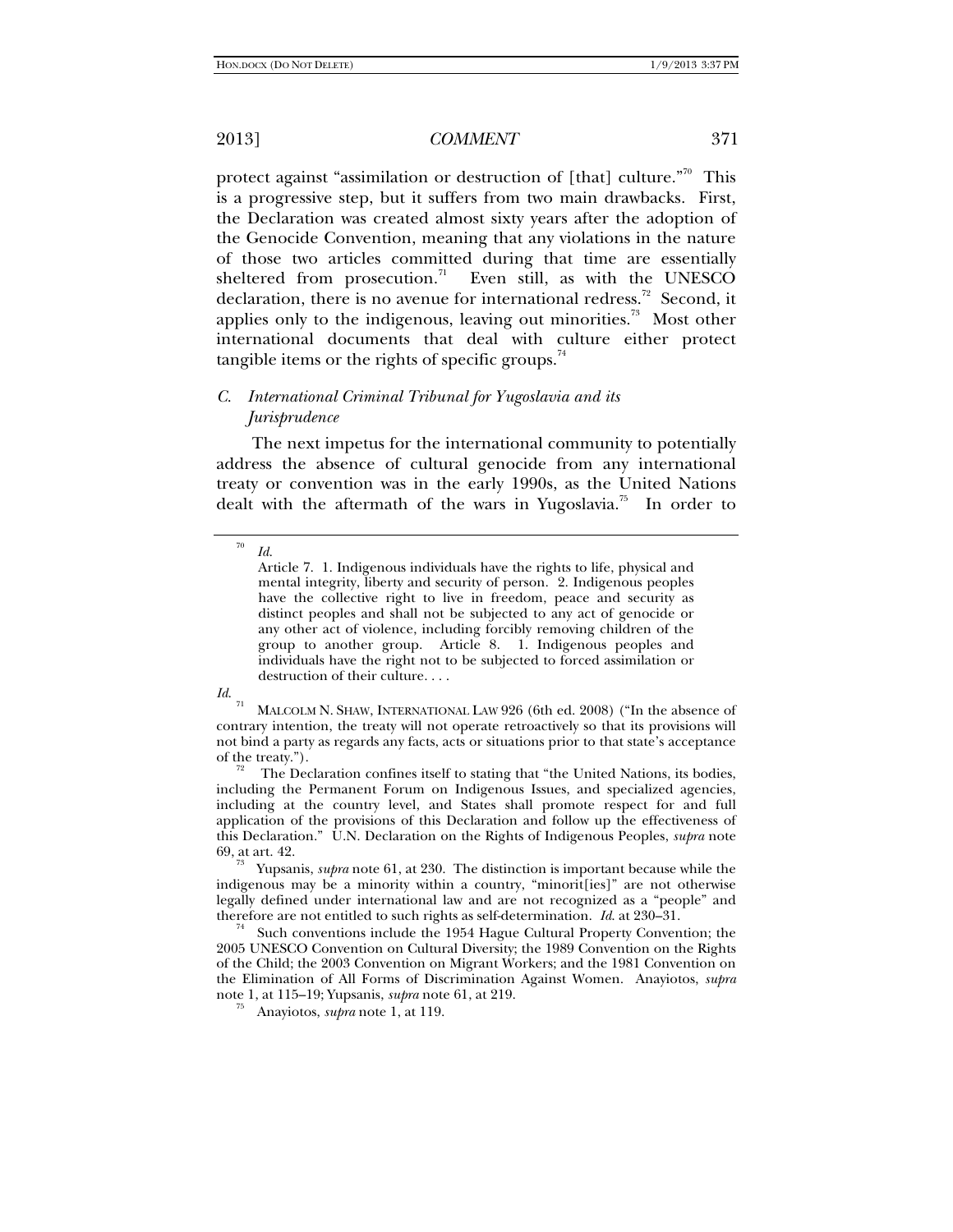protect against "assimilation or destruction of [that] culture."[70] This is a progressive step, but it suffers from two main drawbacks. First, the Declaration was created almost sixty years after the adoption of the Genocide Convention, meaning that any violations in the nature of those two articles committed during that time are essentially sheltered from prosecution.[71] Even still, as with the UNESCO declaration, there is no avenue for international redress.[72] Second, it applies only to the indigenous, leaving out minorities.[73] Most other international documents that deal with culture either protect tangible items or the rights of specific groups.[74]

### C. *International Criminal Tribunal for Yugoslavia and its Jurisprudence*

The next impetus for the international community to potentially address the absence of cultural genocide from any international treaty or convention was in the early 1990s, as the United Nations dealt with the aftermath of the wars in Yugoslavia.[75] In order to

---

[70] *Id.*

> Article 7. 1. Indigenous individuals have the rights to life, physical and mental integrity, liberty and security of person. 2. Indigenous peoples have the collective right to live in freedom, peace and security as distinct peoples and shall not be subjected to any act of genocide or any other act of violence, including forcibly removing children of the group to another group. Article 8. 1. Indigenous peoples and individuals have the right not to be subjected to forced assimilation or destruction of their culture. . . .

*Id.*

[71] MALCOLM N. SHAW, INTERNATIONAL LAW 926 (6th ed. 2008) ("In the absence of contrary intention, the treaty will not operate retroactively so that its provisions will not bind a party as regards any facts, acts or situations prior to that state's acceptance of the treaty.").

[72] The Declaration confines itself to stating that "the United Nations, its bodies, including the Permanent Forum on Indigenous Issues, and specialized agencies, including at the country level, and States shall promote respect for and full application of the provisions of this Declaration and follow up the effectiveness of this Declaration." U.N. Declaration on the Rights of Indigenous Peoples, *supra* note 69, at art. 42.

[73] Yupsanis, *supra* note 61, at 230. The distinction is important because while the indigenous may be a minority within a country, "minorit[ies]" are not otherwise legally defined under international law and are not recognized as a "people" and therefore are not entitled to such rights as self-determination. *Id.* at 230–31.

[74] Such conventions include the 1954 Hague Cultural Property Convention; the 2005 UNESCO Convention on Cultural Diversity; the 1989 Convention on the Rights of the Child; the 2003 Convention on Migrant Workers; and the 1981 Convention on the Elimination of All Forms of Discrimination Against Women. Anayiotos, *supra* note 1, at 115–19; Yupsanis, *supra* note 61, at 219.

[75] Anayiotos, *supra* note 1, at 119.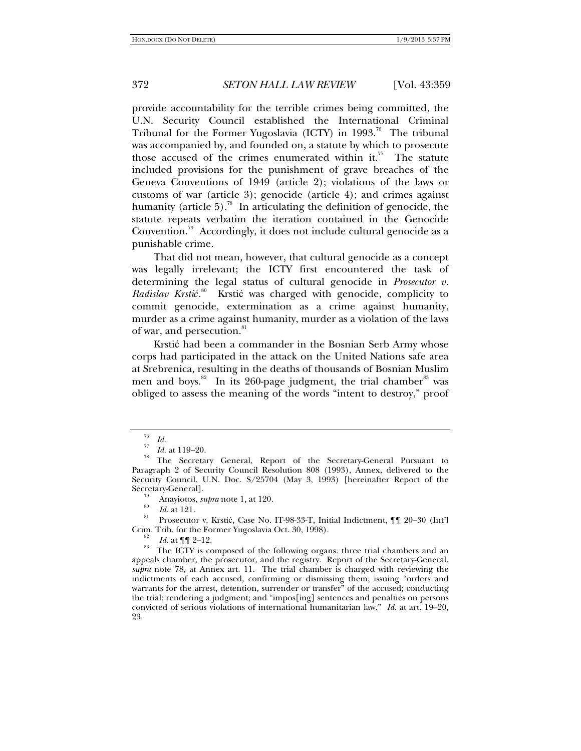provide accountability for the terrible crimes being committed, the U.N. Security Council established the International Criminal Tribunal for the Former Yugoslavia (ICTY) in 1993.[76] The tribunal was accompanied by, and founded on, a statute by which to prosecute those accused of the crimes enumerated within it.[77] The statute included provisions for the punishment of grave breaches of the Geneva Conventions of 1949 (article 2); violations of the laws or customs of war (article 3); genocide (article 4); and crimes against humanity (article 5).[78] In articulating the definition of genocide, the statute repeats verbatim the iteration contained in the Genocide Convention.[79] Accordingly, it does not include cultural genocide as a punishable crime.

That did not mean, however, that cultural genocide as a concept was legally irrelevant; the ICTY first encountered the task of determining the legal status of cultural genocide in *Prosecutor v. Radislav Krstić*.[80] Krstić was charged with genocide, complicity to commit genocide, extermination as a crime against humanity, murder as a crime against humanity, murder as a violation of the laws of war, and persecution.[81]

Krstić had been a commander in the Bosnian Serb Army whose corps had participated in the attack on the United Nations safe area at Srebrenica, resulting in the deaths of thousands of Bosnian Muslim men and boys.[82] In its 260-page judgment, the trial chamber[83] was obliged to assess the meaning of the words "intent to destroy," proof

---

[76] *Id.*

[77] *Id.* at 119–20.

[78] The Secretary General, Report of the Secretary-General Pursuant to Paragraph 2 of Security Council Resolution 808 (1993), Annex, delivered to the Security Council, U.N. Doc. S/25704 (May 3, 1993) [hereinafter Report of the Secretary-General].

[79] Anayiotos, *supra* note 1, at 120.

[80] *Id.* at 121.

[81] Prosecutor v. Krstić, Case No. IT-98-33-T, Initial Indictment, ¶¶ 20–30 (Int'l Crim. Trib. for the Former Yugoslavia Oct. 30, 1998).

[82] *Id.* at ¶¶ 2–12.

[83] The ICTY is composed of the following organs: three trial chambers and an appeals chamber, the prosecutor, and the registry. Report of the Secretary-General, *supra* note 78, at Annex art. 11. The trial chamber is charged with reviewing the indictments of each accused, confirming or dismissing them; issuing "orders and warrants for the arrest, detention, surrender or transfer" of the accused; conducting the trial; rendering a judgment; and "impos[ing] sentences and penalties on persons convicted of serious violations of international humanitarian law." *Id.* at art. 19–20, 23.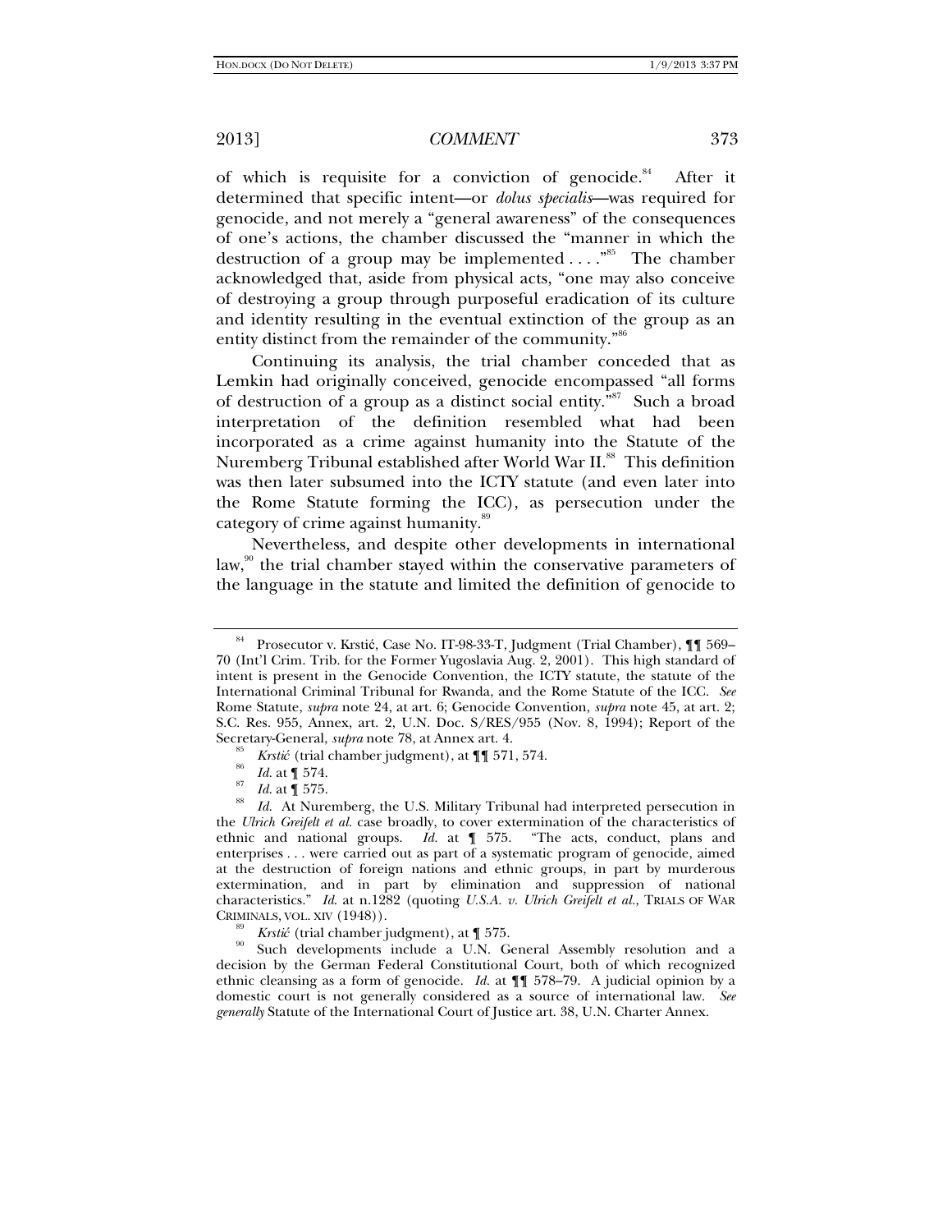of which is requisite for a conviction of genocide.[84] After it determined that specific intent—or *dolus specialis*—was required for genocide, and not merely a "general awareness" of the consequences of one's actions, the chamber discussed the "manner in which the destruction of a group may be implemented . . . ."[85] The chamber acknowledged that, aside from physical acts, "one may also conceive of destroying a group through purposeful eradication of its culture and identity resulting in the eventual extinction of the group as an entity distinct from the remainder of the community."[86]

Continuing its analysis, the trial chamber conceded that as Lemkin had originally conceived, genocide encompassed "all forms of destruction of a group as a distinct social entity."[87] Such a broad interpretation of the definition resembled what had been incorporated as a crime against humanity into the Statute of the Nuremberg Tribunal established after World War II.[88] This definition was then later subsumed into the ICTY statute (and even later into the Rome Statute forming the ICC), as persecution under the category of crime against humanity.[89]

Nevertheless, and despite other developments in international law,[90] the trial chamber stayed within the conservative parameters of the language in the statute and limited the definition of genocide to

---

[84] Prosecutor v. Krstić, Case No. IT-98-33-T, Judgment (Trial Chamber), ¶¶ 569–70 (Int'l Crim. Trib. for the Former Yugoslavia Aug. 2, 2001). This high standard of intent is present in the Genocide Convention, the ICTY statute, the statute of the International Criminal Tribunal for Rwanda, and the Rome Statute of the ICC. *See* Rome Statute, *supra* note 24, at art. 6; Genocide Convention, *supra* note 45, at art. 2; S.C. Res. 955, Annex, art. 2, U.N. Doc. S/RES/955 (Nov. 8, 1994); Report of the Secretary-General, *supra* note 78, at Annex art. 4.

[85] *Krstić* (trial chamber judgment), at ¶¶ 571, 574.

[86] *Id.* at ¶ 574.

[87] *Id.* at ¶ 575.

[88] *Id.* At Nuremberg, the U.S. Military Tribunal had interpreted persecution in the *Ulrich Greifelt et al.* case broadly, to cover extermination of the characteristics of ethnic and national groups. *Id.* at ¶ 575. "The acts, conduct, plans and enterprises . . . were carried out as part of a systematic program of genocide, aimed at the destruction of foreign nations and ethnic groups, in part by murderous extermination, and in part by elimination and suppression of national characteristics." *Id.* at n.1282 (quoting *U.S.A. v. Ulrich Greifelt et al.*, TRIALS OF WAR CRIMINALS, VOL. XIV (1948)).

[89] *Krstić* (trial chamber judgment), at ¶ 575.

[90] Such developments include a U.N. General Assembly resolution and a decision by the German Federal Constitutional Court, both of which recognized ethnic cleansing as a form of genocide. *Id.* at ¶¶ 578–79. A judicial opinion by a domestic court is not generally considered as a source of international law. *See generally* Statute of the International Court of Justice art. 38, U.N. Charter Annex.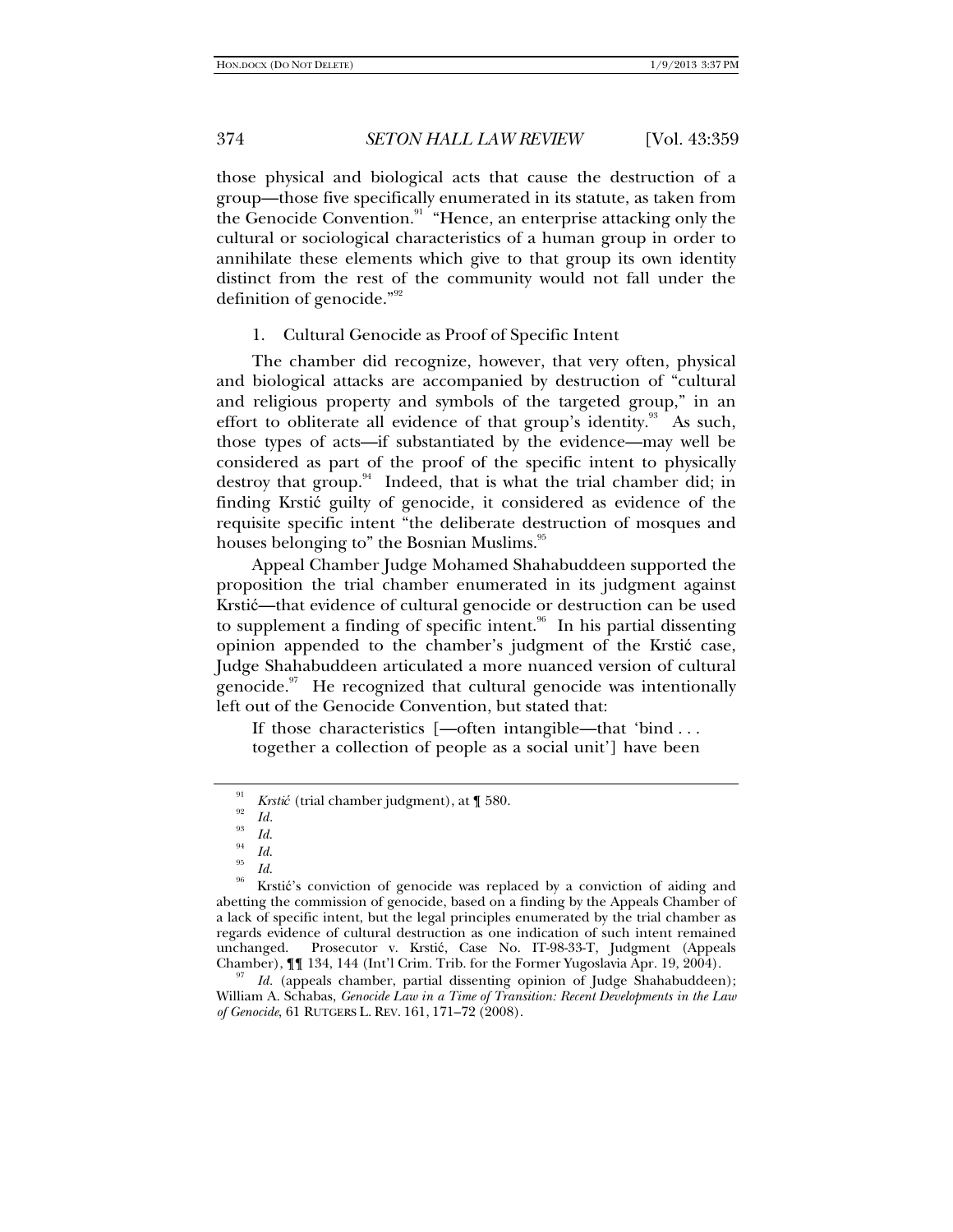those physical and biological acts that cause the destruction of a group—those five specifically enumerated in its statute, as taken from the Genocide Convention.[91] "Hence, an enterprise attacking only the cultural or sociological characteristics of a human group in order to annihilate these elements which give to that group its own identity distinct from the rest of the community would not fall under the definition of genocide."[92]

### 1. Cultural Genocide as Proof of Specific Intent

The chamber did recognize, however, that very often, physical and biological attacks are accompanied by destruction of "cultural and religious property and symbols of the targeted group," in an effort to obliterate all evidence of that group's identity.[93] As such, those types of acts—if substantiated by the evidence—may well be considered as part of the proof of the specific intent to physically destroy that group.[94] Indeed, that is what the trial chamber did; in finding Krstić guilty of genocide, it considered as evidence of the requisite specific intent "the deliberate destruction of mosques and houses belonging to" the Bosnian Muslims.[95]

Appeal Chamber Judge Mohamed Shahabuddeen supported the proposition the trial chamber enumerated in its judgment against Krstić—that evidence of cultural genocide or destruction can be used to supplement a finding of specific intent.[96] In his partial dissenting opinion appended to the chamber's judgment of the Krstić case, Judge Shahabuddeen articulated a more nuanced version of cultural genocide.[97] He recognized that cultural genocide was intentionally left out of the Genocide Convention, but stated that:

> If those characteristics [—often intangible—that 'bind . . . together a collection of people as a social unit'] have been

---

[91] *Krstić* (trial chamber judgment), at ¶ 580.

[92] *Id.*

[93] *Id.*

[94] *Id.*

[95] *Id.*

[96] Krstić's conviction of genocide was replaced by a conviction of aiding and abetting the commission of genocide, based on a finding by the Appeals Chamber of a lack of specific intent, but the legal principles enumerated by the trial chamber as regards evidence of cultural destruction as one indication of such intent remained unchanged. Prosecutor v. Krstić, Case No. IT-98-33-T, Judgment (Appeals Chamber), ¶¶ 134, 144 (Int'l Crim. Trib. for the Former Yugoslavia Apr. 19, 2004).

[97] *Id.* (appeals chamber, partial dissenting opinion of Judge Shahabuddeen); William A. Schabas, *Genocide Law in a Time of Transition: Recent Developments in the Law of Genocide*, 61 RUTGERS L. REV. 161, 171–72 (2008).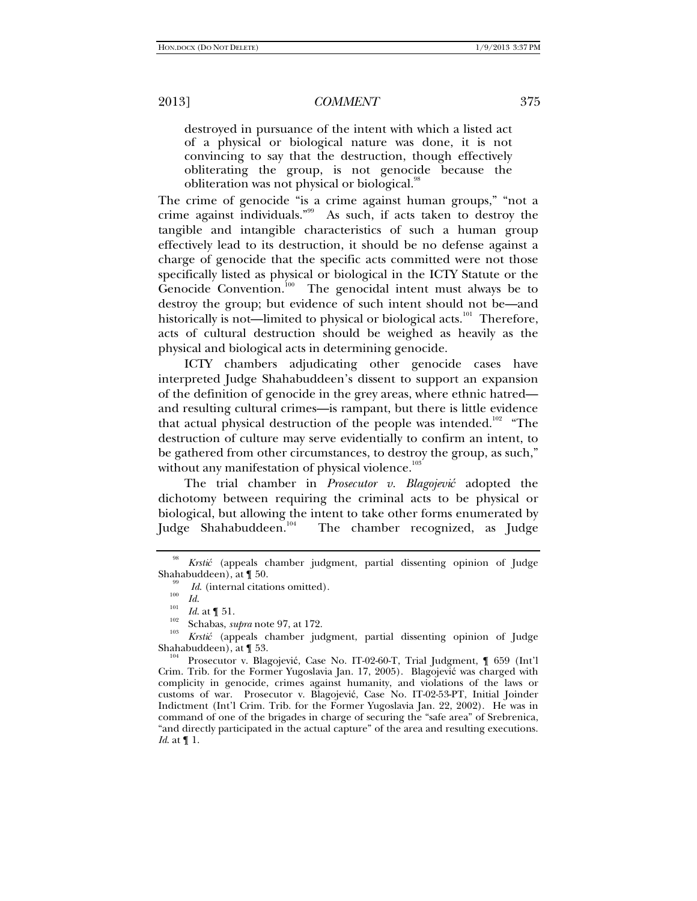> destroyed in pursuance of the intent with which a listed act of a physical or biological nature was done, it is not convincing to say that the destruction, though effectively obliterating the group, is not genocide because the obliteration was not physical or biological.[98]

The crime of genocide "is a crime against human groups," "not a crime against individuals."[99] As such, if acts taken to destroy the tangible and intangible characteristics of such a human group effectively lead to its destruction, it should be no defense against a charge of genocide that the specific acts committed were not those specifically listed as physical or biological in the ICTY Statute or the Genocide Convention.[100] The genocidal intent must always be to destroy the group; but evidence of such intent should not be—and historically is not—limited to physical or biological acts.[101] Therefore, acts of cultural destruction should be weighed as heavily as the physical and biological acts in determining genocide.

ICTY chambers adjudicating other genocide cases have interpreted Judge Shahabuddeen's dissent to support an expansion of the definition of genocide in the grey areas, where ethnic hatred—and resulting cultural crimes—is rampant, but there is little evidence that actual physical destruction of the people was intended.[102] "The destruction of culture may serve evidentially to confirm an intent, to be gathered from other circumstances, to destroy the group, as such," without any manifestation of physical violence.[103]

The trial chamber in *Prosecutor v. Blagojević* adopted the dichotomy between requiring the criminal acts to be physical or biological, but allowing the intent to take other forms enumerated by Judge Shahabuddeen.[104] The chamber recognized, as Judge

---

[98] *Krstić* (appeals chamber judgment, partial dissenting opinion of Judge Shahabuddeen), at ¶ 50.

[99] *Id.* (internal citations omitted).

[100] *Id.*

[101] *Id.* at ¶ 51.

[102] Schabas, *supra* note 97, at 172.

[103] *Krstić* (appeals chamber judgment, partial dissenting opinion of Judge Shahabuddeen), at ¶ 53.

[104] Prosecutor v. Blagojević, Case No. IT-02-60-T, Trial Judgment, ¶ 659 (Int'l Crim. Trib. for the Former Yugoslavia Jan. 17, 2005). Blagojević was charged with complicity in genocide, crimes against humanity, and violations of the laws or customs of war. Prosecutor v. Blagojević, Case No. IT-02-53-PT, Initial Joinder Indictment (Int'l Crim. Trib. for the Former Yugoslavia Jan. 22, 2002). He was in command of one of the brigades in charge of securing the "safe area" of Srebrenica, "and directly participated in the actual capture" of the area and resulting executions. *Id.* at ¶ 1.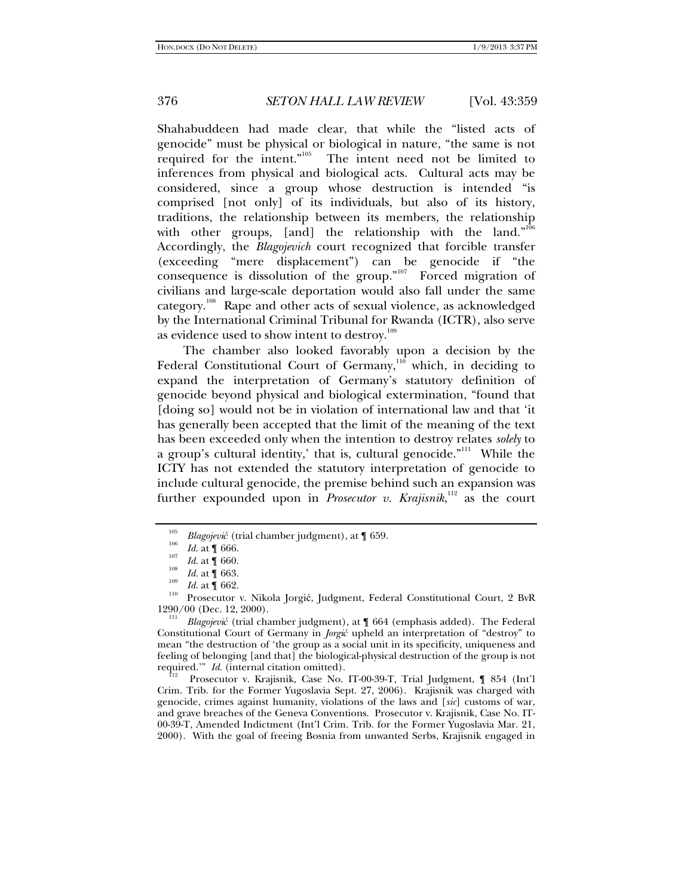Shahabuddeen had made clear, that while the "listed acts of genocide" must be physical or biological in nature, "the same is not required for the intent."[105] The intent need not be limited to inferences from physical and biological acts. Cultural acts may be considered, since a group whose destruction is intended "is comprised [not only] of its individuals, but also of its history, traditions, the relationship between its members, the relationship with other groups, [and] the relationship with the land."[106] Accordingly, the *Blagojevich* court recognized that forcible transfer (exceeding "mere displacement") can be genocide if "the consequence is dissolution of the group."[107] Forced migration of civilians and large-scale deportation would also fall under the same category.[108] Rape and other acts of sexual violence, as acknowledged by the International Criminal Tribunal for Rwanda (ICTR), also serve as evidence used to show intent to destroy.[109]

The chamber also looked favorably upon a decision by the Federal Constitutional Court of Germany,[110] which, in deciding to expand the interpretation of Germany's statutory definition of genocide beyond physical and biological extermination, "found that [doing so] would not be in violation of international law and that 'it has generally been accepted that the limit of the meaning of the text has been exceeded only when the intention to destroy relates *solely* to a group's cultural identity,' that is, cultural genocide."[111] While the ICTY has not extended the statutory interpretation of genocide to include cultural genocide, the premise behind such an expansion was further expounded upon in *Prosecutor v. Krajisnik*,[112] as the court

---

[105] *Blagojević* (trial chamber judgment), at ¶ 659.

[106] *Id.* at ¶ 666.

[107] *Id.* at ¶ 660.

[108] *Id.* at ¶ 663.

[109] *Id.* at ¶ 662.

[110] Prosecutor v. Nikola Jorgić, Judgment, Federal Constitutional Court, 2 BvR 1290/00 (Dec. 12, 2000).

[111] *Blagojević* (trial chamber judgment), at ¶ 664 (emphasis added). The Federal Constitutional Court of Germany in *Jorgić* upheld an interpretation of "destroy" to mean "the destruction of 'the group as a social unit in its specificity, uniqueness and feeling of belonging [and that] the biological-physical destruction of the group is not required.'" *Id.* (internal citation omitted).

[112] Prosecutor v. Krajisnik, Case No. IT-00-39-T, Trial Judgment, ¶ 854 (Int'l Crim. Trib. for the Former Yugoslavia Sept. 27, 2006). Krajisnik was charged with genocide, crimes against humanity, violations of the laws and [*sic*] customs of war, and grave breaches of the Geneva Conventions. Prosecutor v. Krajisnik, Case No. IT-00-39-T, Amended Indictment (Int'l Crim. Trib. for the Former Yugoslavia Mar. 21, 2000). With the goal of freeing Bosnia from unwanted Serbs, Krajisnik engaged in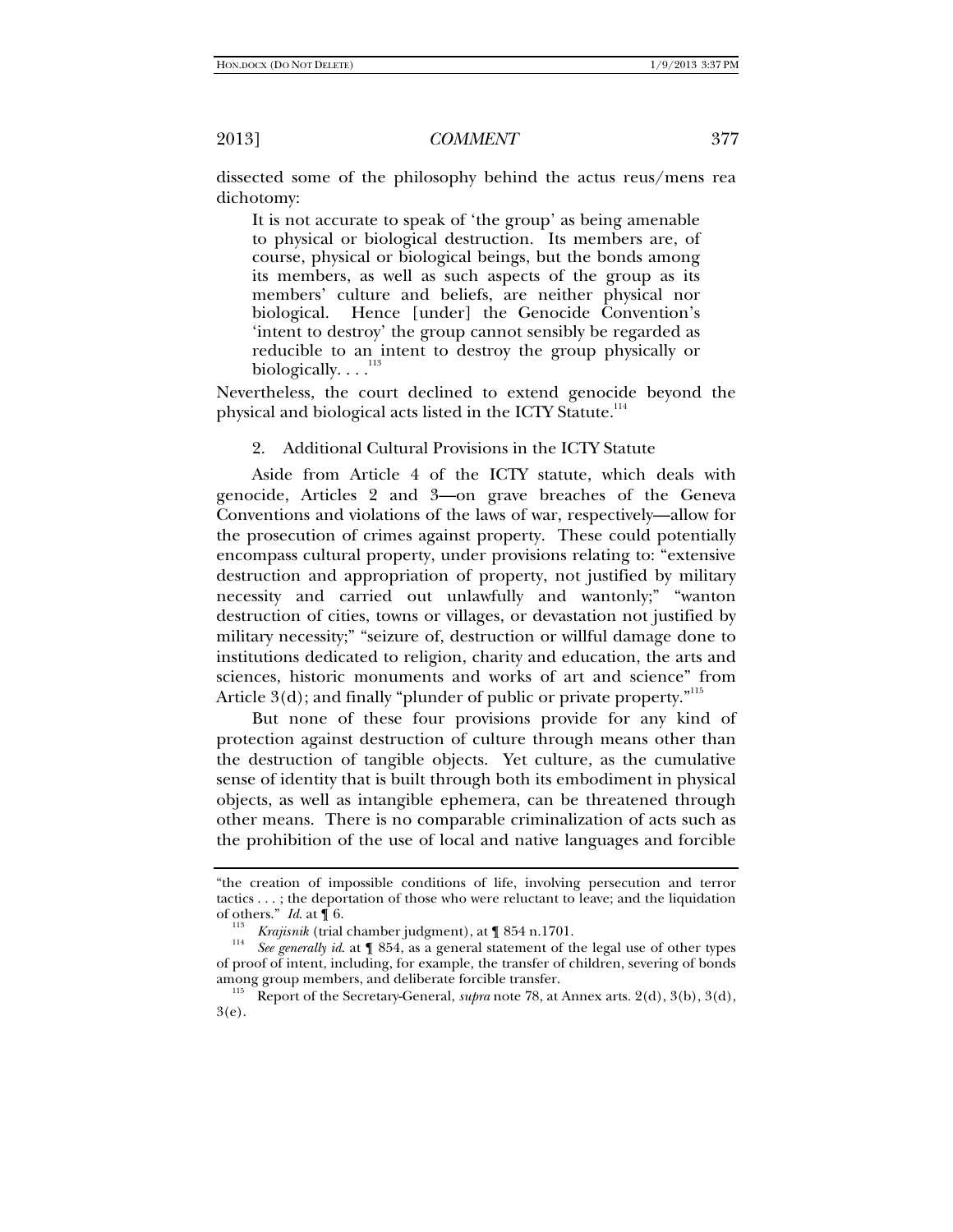dissected some of the philosophy behind the actus reus/mens rea dichotomy:

> It is not accurate to speak of 'the group' as being amenable to physical or biological destruction. Its members are, of course, physical or biological beings, but the bonds among its members, as well as such aspects of the group as its members' culture and beliefs, are neither physical nor biological. Hence [under] the Genocide Convention's 'intent to destroy' the group cannot sensibly be regarded as reducible to an intent to destroy the group physically or biologically. . . .[113]

Nevertheless, the court declined to extend genocide beyond the physical and biological acts listed in the ICTY Statute.[114]

2. Additional Cultural Provisions in the ICTY Statute

Aside from Article 4 of the ICTY statute, which deals with genocide, Articles 2 and 3—on grave breaches of the Geneva Conventions and violations of the laws of war, respectively—allow for the prosecution of crimes against property. These could potentially encompass cultural property, under provisions relating to: "extensive destruction and appropriation of property, not justified by military necessity and carried out unlawfully and wantonly;" "wanton destruction of cities, towns or villages, or devastation not justified by military necessity;" "seizure of, destruction or willful damage done to institutions dedicated to religion, charity and education, the arts and sciences, historic monuments and works of art and science" from Article 3(d); and finally "plunder of public or private property."[115]

But none of these four provisions provide for any kind of protection against destruction of culture through means other than the destruction of tangible objects. Yet culture, as the cumulative sense of identity that is built through both its embodiment in physical objects, as well as intangible ephemera, can be threatened through other means. There is no comparable criminalization of acts such as the prohibition of the use of local and native languages and forcible

---

"the creation of impossible conditions of life, involving persecution and terror tactics . . . ; the deportation of those who were reluctant to leave; and the liquidation of others." *Id.* at ¶ 6.

[113] *Krajisnik* (trial chamber judgment), at ¶ 854 n.1701.

[114] *See generally id.* at ¶ 854, as a general statement of the legal use of other types of proof of intent, including, for example, the transfer of children, severing of bonds among group members, and deliberate forcible transfer.

[115] Report of the Secretary-General, *supra* note 78, at Annex arts. 2(d), 3(b), 3(d), 3(e).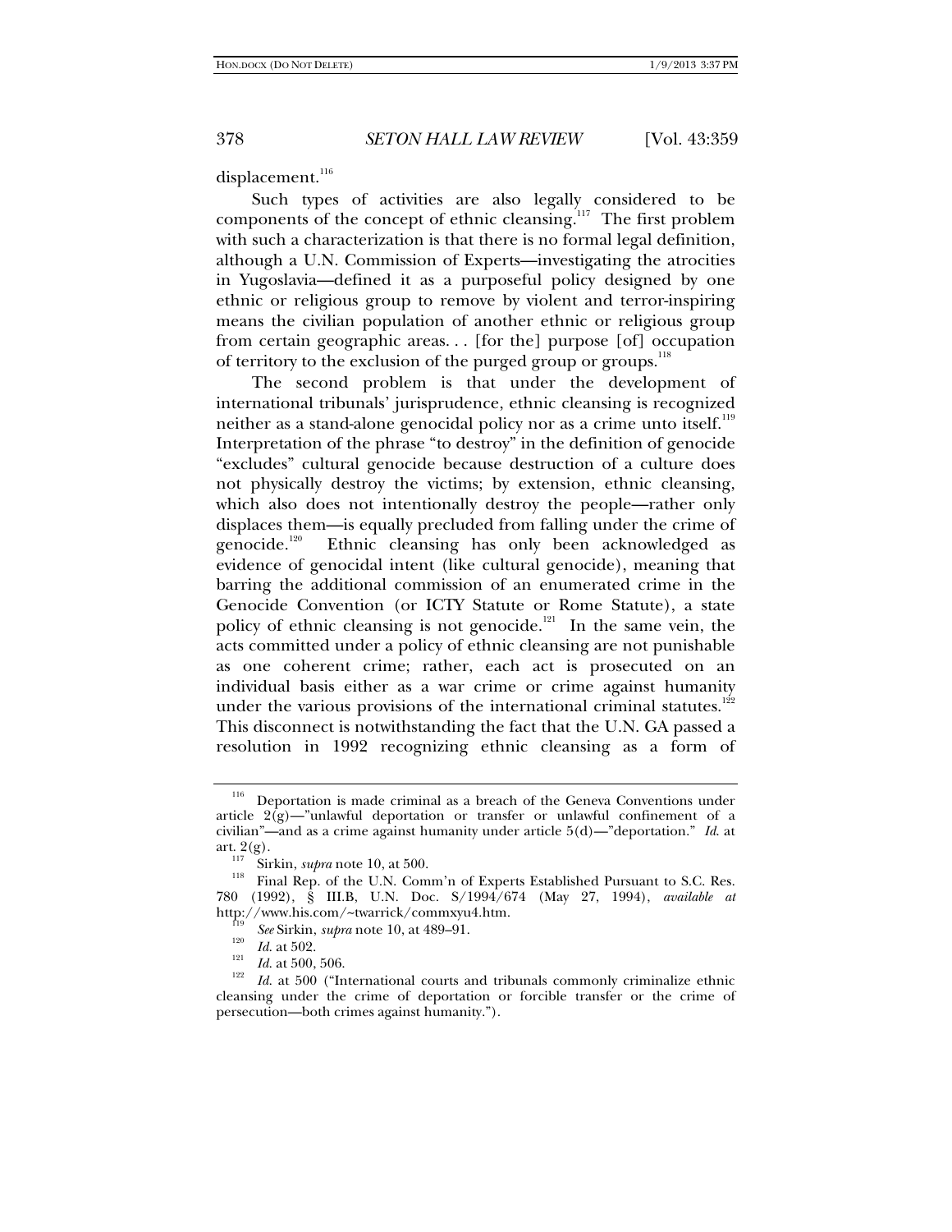displacement.[116]

Such types of activities are also legally considered to be components of the concept of ethnic cleansing.[117] The first problem with such a characterization is that there is no formal legal definition, although a U.N. Commission of Experts—investigating the atrocities in Yugoslavia—defined it as a purposeful policy designed by one ethnic or religious group to remove by violent and terror-inspiring means the civilian population of another ethnic or religious group from certain geographic areas. . . [for the] purpose [of] occupation of territory to the exclusion of the purged group or groups.[118]

The second problem is that under the development of international tribunals' jurisprudence, ethnic cleansing is recognized neither as a stand-alone genocidal policy nor as a crime unto itself.[119] Interpretation of the phrase "to destroy" in the definition of genocide "excludes" cultural genocide because destruction of a culture does not physically destroy the victims; by extension, ethnic cleansing, which also does not intentionally destroy the people—rather only displaces them—is equally precluded from falling under the crime of genocide.[120] Ethnic cleansing has only been acknowledged as evidence of genocidal intent (like cultural genocide), meaning that barring the additional commission of an enumerated crime in the Genocide Convention (or ICTY Statute or Rome Statute), a state policy of ethnic cleansing is not genocide.[121] In the same vein, the acts committed under a policy of ethnic cleansing are not punishable as one coherent crime; rather, each act is prosecuted on an individual basis either as a war crime or crime against humanity under the various provisions of the international criminal statutes.[122] This disconnect is notwithstanding the fact that the U.N. GA passed a resolution in 1992 recognizing ethnic cleansing as a form of

---

[116] Deportation is made criminal as a breach of the Geneva Conventions under article 2(g)—"unlawful deportation or transfer or unlawful confinement of a civilian"—and as a crime against humanity under article 5(d)—"deportation." *Id.* at art. 2(g).

[117] Sirkin, *supra* note 10, at 500.

[118] Final Rep. of the U.N. Comm'n of Experts Established Pursuant to S.C. Res. 780 (1992), § III.B, U.N. Doc. S/1994/674 (May 27, 1994), *available at* http://www.his.com/~twarrick/commxyu4.htm.

[119] *See* Sirkin, *supra* note 10, at 489–91.

[120] *Id.* at 502.

[121] *Id.* at 500, 506.

[122] *Id.* at 500 ("International courts and tribunals commonly criminalize ethnic cleansing under the crime of deportation or forcible transfer or the crime of persecution—both crimes against humanity.").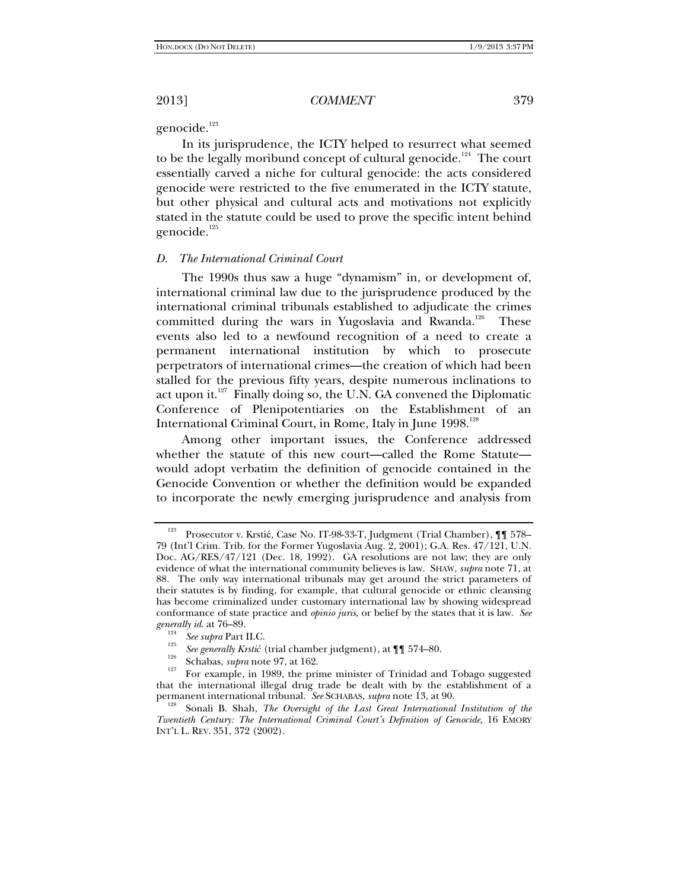genocide.[123]

In its jurisprudence, the ICTY helped to resurrect what seemed to be the legally moribund concept of cultural genocide.[124] The court essentially carved a niche for cultural genocide: the acts considered genocide were restricted to the five enumerated in the ICTY statute, but other physical and cultural acts and motivations not explicitly stated in the statute could be used to prove the specific intent behind genocide.[125]

### *D. The International Criminal Court*

The 1990s thus saw a huge "dynamism" in, or development of, international criminal law due to the jurisprudence produced by the international criminal tribunals established to adjudicate the crimes committed during the wars in Yugoslavia and Rwanda.[126] These events also led to a newfound recognition of a need to create a permanent international institution by which to prosecute perpetrators of international crimes—the creation of which had been stalled for the previous fifty years, despite numerous inclinations to act upon it.[127] Finally doing so, the U.N. GA convened the Diplomatic Conference of Plenipotentiaries on the Establishment of an International Criminal Court, in Rome, Italy in June 1998.[128]

Among other important issues, the Conference addressed whether the statute of this new court—called the Rome Statute—would adopt verbatim the definition of genocide contained in the Genocide Convention or whether the definition would be expanded to incorporate the newly emerging jurisprudence and analysis from

---

[123] Prosecutor v. Krstić, Case No. IT-98-33-T, Judgment (Trial Chamber), ¶¶ 578–79 (Int'l Crim. Trib. for the Former Yugoslavia Aug. 2, 2001); G.A. Res. 47/121, U.N. Doc. AG/RES/47/121 (Dec. 18, 1992). GA resolutions are not law; they are only evidence of what the international community believes is law. SHAW, *supra* note 71, at 88. The only way international tribunals may get around the strict parameters of their statutes is by finding, for example, that cultural genocide or ethnic cleansing has become criminalized under customary international law by showing widespread conformance of state practice and *opinio juris*, or belief by the states that it is law. *See generally id*. at 76–89.

[124] *See supra* Part II.C.

[125] *See generally Krstić* (trial chamber judgment), at ¶¶ 574–80.

[126] Schabas, *supra* note 97, at 162.

[127] For example, in 1989, the prime minister of Trinidad and Tobago suggested that the international illegal drug trade be dealt with by the establishment of a permanent international tribunal. *See* SCHABAS, *supra* note 13, at 90.

[128] Sonali B. Shah, *The Oversight of the Last Great International Institution of the Twentieth Century: The International Criminal Court's Definition of Genocide*, 16 EMORY INT'L L. REV. 351, 372 (2002).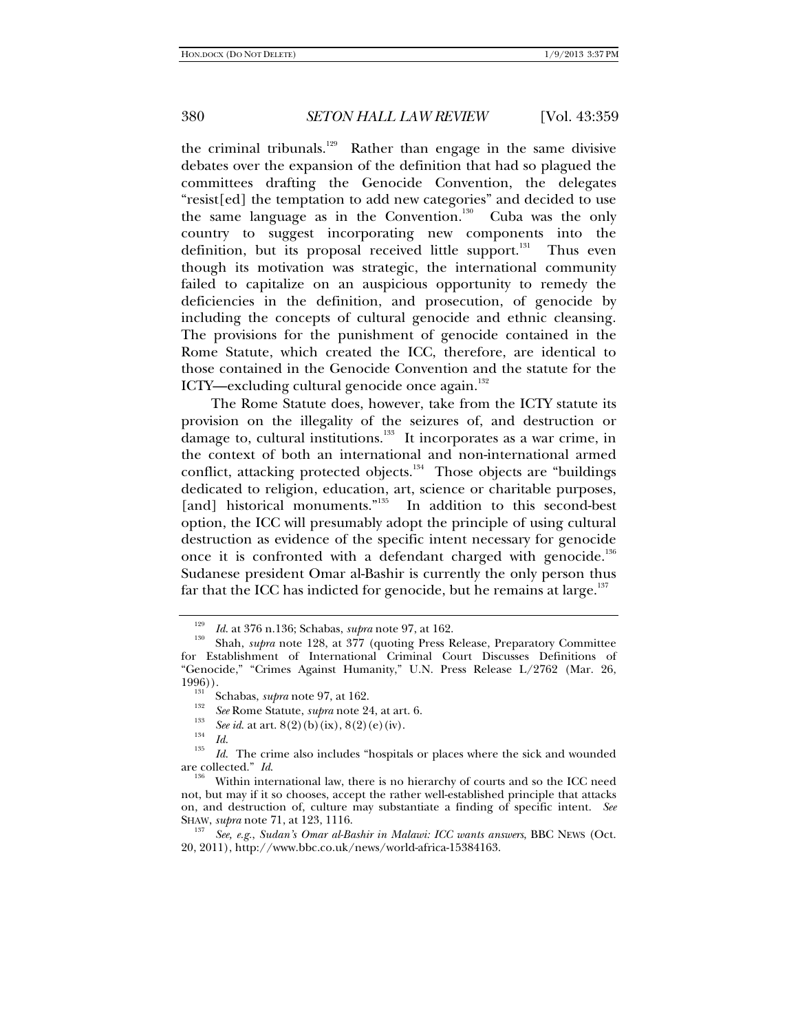the criminal tribunals.[129] Rather than engage in the same divisive debates over the expansion of the definition that had so plagued the committees drafting the Genocide Convention, the delegates "resist[ed] the temptation to add new categories" and decided to use the same language as in the Convention.[130] Cuba was the only country to suggest incorporating new components into the definition, but its proposal received little support.[131] Thus even though its motivation was strategic, the international community failed to capitalize on an auspicious opportunity to remedy the deficiencies in the definition, and prosecution, of genocide by including the concepts of cultural genocide and ethnic cleansing. The provisions for the punishment of genocide contained in the Rome Statute, which created the ICC, therefore, are identical to those contained in the Genocide Convention and the statute for the ICTY—excluding cultural genocide once again.[132]

The Rome Statute does, however, take from the ICTY statute its provision on the illegality of the seizures of, and destruction or damage to, cultural institutions.[133] It incorporates as a war crime, in the context of both an international and non-international armed conflict, attacking protected objects.[134] Those objects are "buildings dedicated to religion, education, art, science or charitable purposes, [and] historical monuments."[135] In addition to this second-best option, the ICC will presumably adopt the principle of using cultural destruction as evidence of the specific intent necessary for genocide once it is confronted with a defendant charged with genocide.[136] Sudanese president Omar al-Bashir is currently the only person thus far that the ICC has indicted for genocide, but he remains at large.[137]

---

[129] *Id.* at 376 n.136; Schabas, *supra* note 97, at 162.

[130] Shah, *supra* note 128, at 377 (quoting Press Release, Preparatory Committee for Establishment of International Criminal Court Discusses Definitions of "Genocide," "Crimes Against Humanity," U.N. Press Release L/2762 (Mar. 26, 1996)).

[131] Schabas, *supra* note 97, at 162.

[132] *See* Rome Statute, *supra* note 24, at art. 6.

[133] *See id.* at art. 8(2)(b)(ix), 8(2)(e)(iv).

[134] *Id.*

[135] *Id.* The crime also includes "hospitals or places where the sick and wounded are collected." *Id.*

[136] Within international law, there is no hierarchy of courts and so the ICC need not, but may if it so chooses, accept the rather well-established principle that attacks on, and destruction of, culture may substantiate a finding of specific intent. *See* SHAW, *supra* note 71, at 123, 1116.

[137] *See, e.g.*, *Sudan's Omar al-Bashir in Malawi: ICC wants answers*, BBC NEWS (Oct. 20, 2011), http://www.bbc.co.uk/news/world-africa-15384163.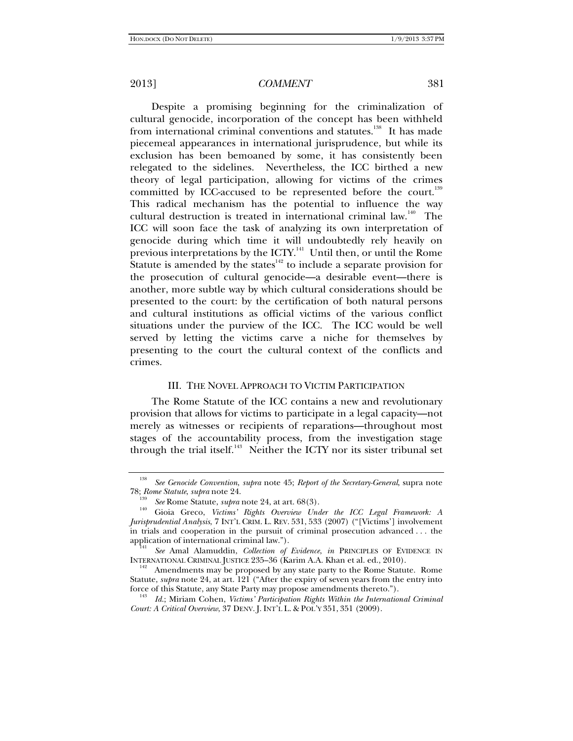Despite a promising beginning for the criminalization of cultural genocide, incorporation of the concept has been withheld from international criminal conventions and statutes.[138] It has made piecemeal appearances in international jurisprudence, but while its exclusion has been bemoaned by some, it has consistently been relegated to the sidelines. Nevertheless, the ICC birthed a new theory of legal participation, allowing for victims of the crimes committed by ICC-accused to be represented before the court.[139] This radical mechanism has the potential to influence the way cultural destruction is treated in international criminal law.[140] The ICC will soon face the task of analyzing its own interpretation of genocide during which time it will undoubtedly rely heavily on previous interpretations by the ICTY.[141] Until then, or until the Rome Statute is amended by the states[142] to include a separate provision for the prosecution of cultural genocide—a desirable event—there is another, more subtle way by which cultural considerations should be presented to the court: by the certification of both natural persons and cultural institutions as official victims of the various conflict situations under the purview of the ICC. The ICC would be well served by letting the victims carve a niche for themselves by presenting to the court the cultural context of the conflicts and crimes.

## III. THE NOVEL APPROACH TO VICTIM PARTICIPATION

The Rome Statute of the ICC contains a new and revolutionary provision that allows for victims to participate in a legal capacity—not merely as witnesses or recipients of reparations—throughout most stages of the accountability process, from the investigation stage through the trial itself.[143] Neither the ICTY nor its sister tribunal set

---

[138] *See Genocide Convention*, *supra* note 45; *Report of the Secretary-General*, supra note 78; *Rome Statute*, *supra* note 24.

[139] *See* Rome Statute, *supra* note 24, at art. 68(3).

[140] Gioia Greco, *Victims' Rights Overview Under the ICC Legal Framework: A Jurisprudential Analysis*, 7 INT'L CRIM. L. REV. 531, 533 (2007) ("[Victims'] involvement in trials and cooperation in the pursuit of criminal prosecution advanced . . . the application of international criminal law.").

[141] *See* Amal Alamuddin, *Collection of Evidence*, *in* PRINCIPLES OF EVIDENCE IN INTERNATIONAL CRIMINAL JUSTICE 235–36 (Karim A.A. Khan et al. ed., 2010).

[142] Amendments may be proposed by any state party to the Rome Statute. Rome Statute, *supra* note 24, at art. 121 ("After the expiry of seven years from the entry into force of this Statute, any State Party may propose amendments thereto.").

[143] *Id.*; Miriam Cohen, *Victims' Participation Rights Within the International Criminal Court: A Critical Overview*, 37 DENV. J. INT'L L. & POL'Y 351, 351 (2009).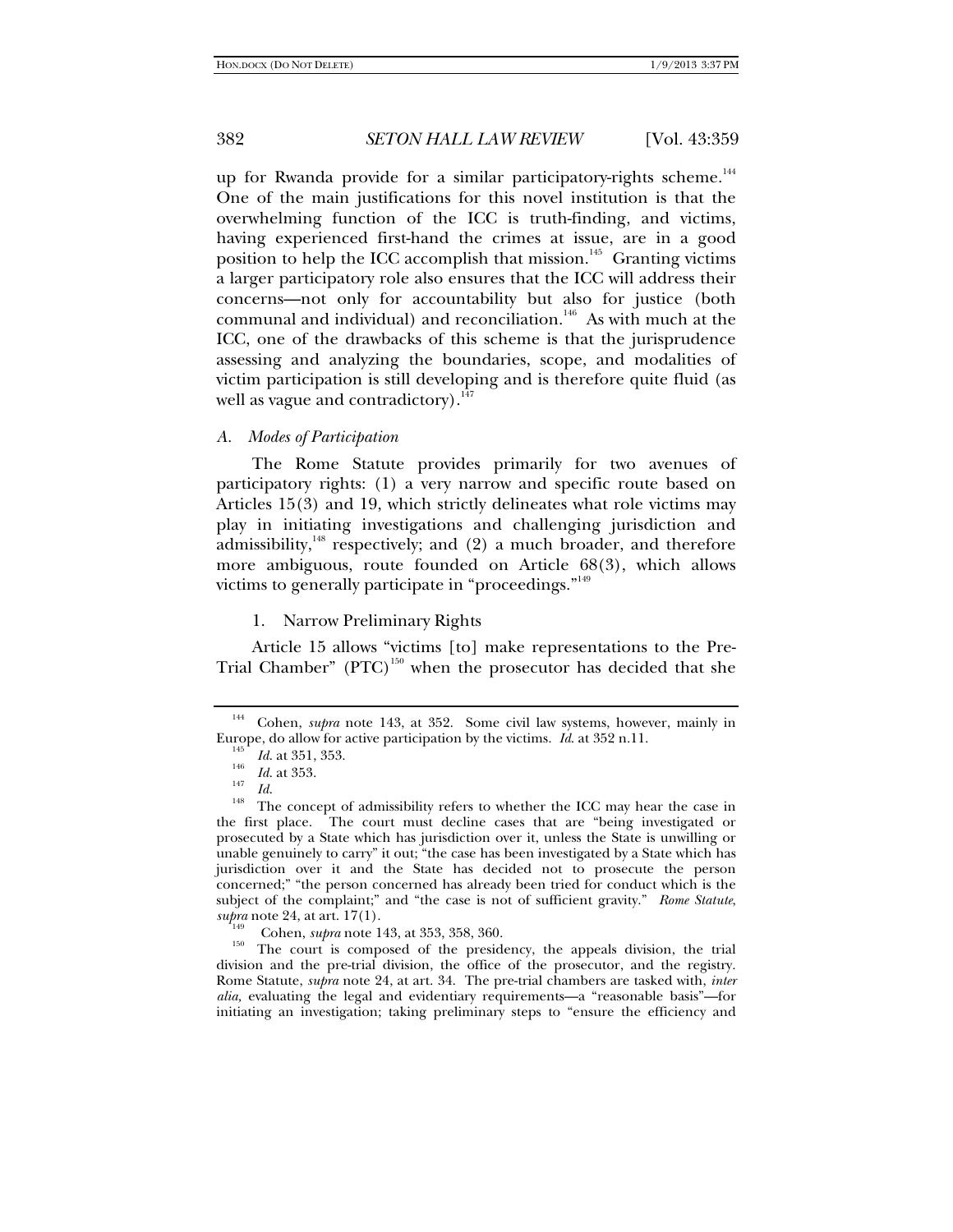up for Rwanda provide for a similar participatory-rights scheme.[144] One of the main justifications for this novel institution is that the overwhelming function of the ICC is truth-finding, and victims, having experienced first-hand the crimes at issue, are in a good position to help the ICC accomplish that mission.[145] Granting victims a larger participatory role also ensures that the ICC will address their concerns—not only for accountability but also for justice (both communal and individual) and reconciliation.[146] As with much at the ICC, one of the drawbacks of this scheme is that the jurisprudence assessing and analyzing the boundaries, scope, and modalities of victim participation is still developing and is therefore quite fluid (as well as vague and contradictory).[147]

### *A. Modes of Participation*

The Rome Statute provides primarily for two avenues of participatory rights: (1) a very narrow and specific route based on Articles 15(3) and 19, which strictly delineates what role victims may play in initiating investigations and challenging jurisdiction and admissibility,[148] respectively; and (2) a much broader, and therefore more ambiguous, route founded on Article 68(3), which allows victims to generally participate in "proceedings."[149]

#### 1. Narrow Preliminary Rights

Article 15 allows "victims [to] make representations to the Pre-Trial Chamber" (PTC)[150] when the prosecutor has decided that she

---

[144] Cohen, *supra* note 143, at 352. Some civil law systems, however, mainly in Europe, do allow for active participation by the victims. *Id.* at 352 n.11.

[145] *Id.* at 351, 353.

[146] *Id.* at 353.

[147] *Id.*

[148] The concept of admissibility refers to whether the ICC may hear the case in the first place. The court must decline cases that are "being investigated or prosecuted by a State which has jurisdiction over it, unless the State is unwilling or unable genuinely to carry" it out; "the case has been investigated by a State which has jurisdiction over it and the State has decided not to prosecute the person concerned;" "the person concerned has already been tried for conduct which is the subject of the complaint;" and "the case is not of sufficient gravity." *Rome Statute*, *supra* note 24, at art. 17(1).

[149] Cohen, *supra* note 143, at 353, 358, 360.

[150] The court is composed of the presidency, the appeals division, the trial division and the pre-trial division, the office of the prosecutor, and the registry. Rome Statute, *supra* note 24, at art. 34. The pre-trial chambers are tasked with, *inter alia*, evaluating the legal and evidentiary requirements—a "reasonable basis"—for initiating an investigation; taking preliminary steps to "ensure the efficiency and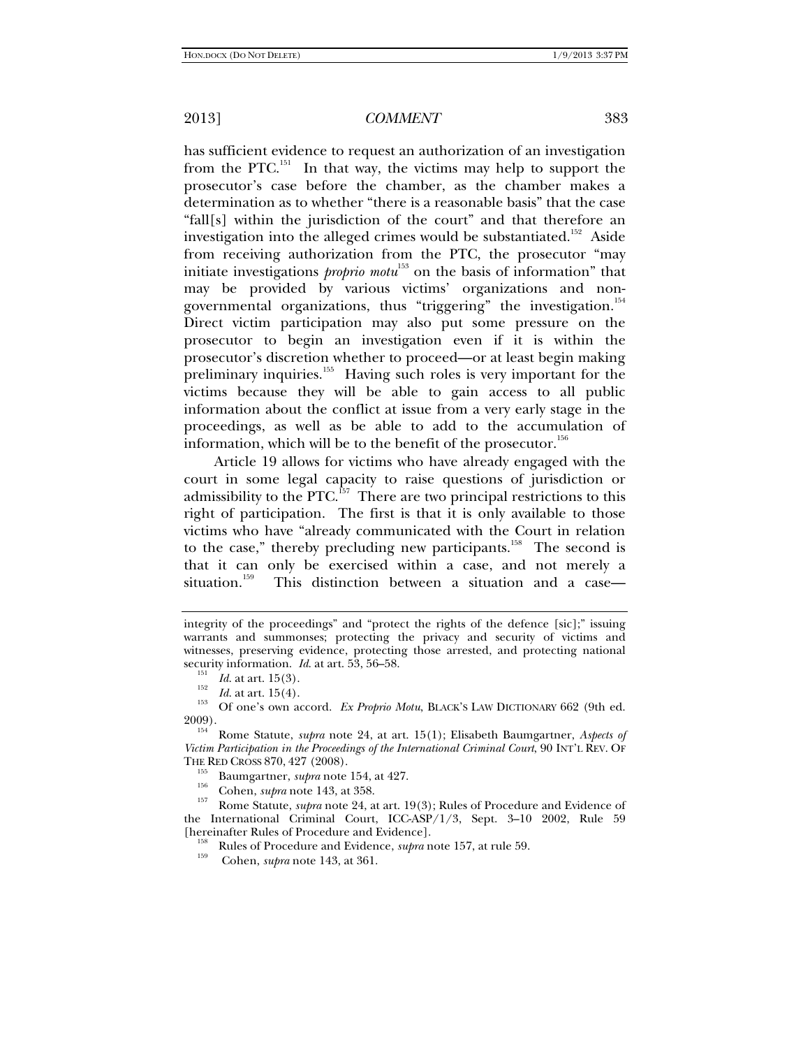has sufficient evidence to request an authorization of an investigation from the PTC.[151] In that way, the victims may help to support the prosecutor's case before the chamber, as the chamber makes a determination as to whether "there is a reasonable basis" that the case "fall[s] within the jurisdiction of the court" and that therefore an investigation into the alleged crimes would be substantiated.[152] Aside from receiving authorization from the PTC, the prosecutor "may initiate investigations *proprio motu*[153] on the basis of information" that may be provided by various victims' organizations and non-governmental organizations, thus "triggering" the investigation.[154] Direct victim participation may also put some pressure on the prosecutor to begin an investigation even if it is within the prosecutor's discretion whether to proceed—or at least begin making preliminary inquiries.[155] Having such roles is very important for the victims because they will be able to gain access to all public information about the conflict at issue from a very early stage in the proceedings, as well as be able to add to the accumulation of information, which will be to the benefit of the prosecutor.[156]

Article 19 allows for victims who have already engaged with the court in some legal capacity to raise questions of jurisdiction or admissibility to the PTC.[157] There are two principal restrictions to this right of participation. The first is that it is only available to those victims who have "already communicated with the Court in relation to the case," thereby precluding new participants.[158] The second is that it can only be exercised within a case, and not merely a situation.[159] This distinction between a situation and a case—

---

integrity of the proceedings" and "protect the rights of the defence [sic];" issuing warrants and summonses; protecting the privacy and security of victims and witnesses, preserving evidence, protecting those arrested, and protecting national security information. *Id.* at art. 53, 56–58.

[151] *Id.* at art. 15(3).

[152] *Id.* at art. 15(4).

[153] Of one's own accord. *Ex Proprio Motu*, BLACK'S LAW DICTIONARY 662 (9th ed. 2009).

[154] Rome Statute, *supra* note 24, at art. 15(1); Elisabeth Baumgartner, *Aspects of Victim Participation in the Proceedings of the International Criminal Court*, 90 INT'L REV. OF THE RED CROSS 870, 427 (2008).

[155] Baumgartner, *supra* note 154, at 427.

[156] Cohen, *supra* note 143, at 358.

[157] Rome Statute, *supra* note 24, at art. 19(3); Rules of Procedure and Evidence of the International Criminal Court, ICC-ASP/1/3, Sept. 3–10 2002, Rule 59 [hereinafter Rules of Procedure and Evidence].

[158] Rules of Procedure and Evidence, *supra* note 157, at rule 59.

[159] Cohen, *supra* note 143, at 361.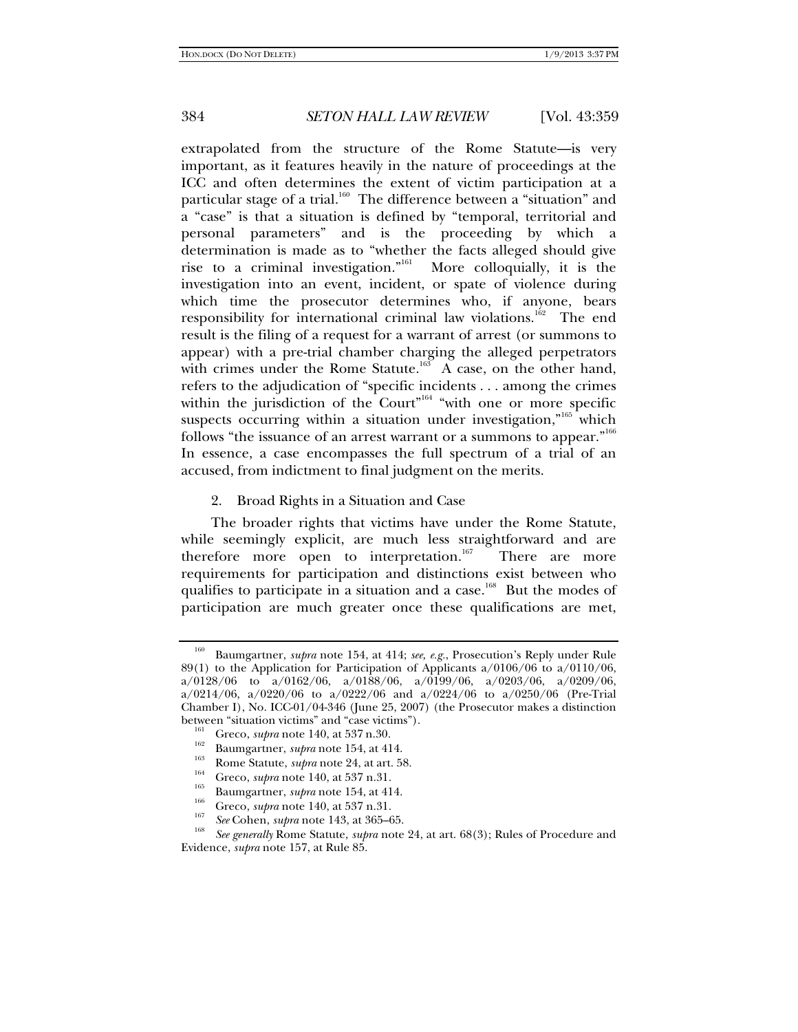extrapolated from the structure of the Rome Statute—is very important, as it features heavily in the nature of proceedings at the ICC and often determines the extent of victim participation at a particular stage of a trial.[160] The difference between a "situation" and a "case" is that a situation is defined by "temporal, territorial and personal parameters" and is the proceeding by which a determination is made as to "whether the facts alleged should give rise to a criminal investigation."[161] More colloquially, it is the investigation into an event, incident, or spate of violence during which time the prosecutor determines who, if anyone, bears responsibility for international criminal law violations.[162] The end result is the filing of a request for a warrant of arrest (or summons to appear) with a pre-trial chamber charging the alleged perpetrators with crimes under the Rome Statute.[163] A case, on the other hand, refers to the adjudication of "specific incidents . . . among the crimes within the jurisdiction of the Court"[164] "with one or more specific suspects occurring within a situation under investigation,"[165] which follows "the issuance of an arrest warrant or a summons to appear."[166] In essence, a case encompasses the full spectrum of a trial of an accused, from indictment to final judgment on the merits.

2. Broad Rights in a Situation and Case

The broader rights that victims have under the Rome Statute, while seemingly explicit, are much less straightforward and are therefore more open to interpretation.[167] There are more requirements for participation and distinctions exist between who qualifies to participate in a situation and a case.[168] But the modes of participation are much greater once these qualifications are met,

---

[160] Baumgartner, *supra* note 154, at 414; *see, e.g.*, Prosecution's Reply under Rule 89(1) to the Application for Participation of Applicants a/0106/06 to a/0110/06, a/0128/06 to a/0162/06, a/0188/06, a/0199/06, a/0203/06, a/0209/06, a/0214/06, a/0220/06 to a/0222/06 and a/0224/06 to a/0250/06 (Pre-Trial Chamber I), No. ICC-01/04-346 (June 25, 2007) (the Prosecutor makes a distinction between "situation victims" and "case victims").

[161] Greco, *supra* note 140, at 537 n.30.

[162] Baumgartner, *supra* note 154, at 414.

[163] Rome Statute, *supra* note 24, at art. 58.

[164] Greco, *supra* note 140, at 537 n.31.

[165] Baumgartner, *supra* note 154, at 414.

[166] Greco, *supra* note 140, at 537 n.31.

[167] *See* Cohen, *supra* note 143, at 365–65.

[168] *See generally* Rome Statute, *supra* note 24, at art. 68(3); Rules of Procedure and Evidence, *supra* note 157, at Rule 85.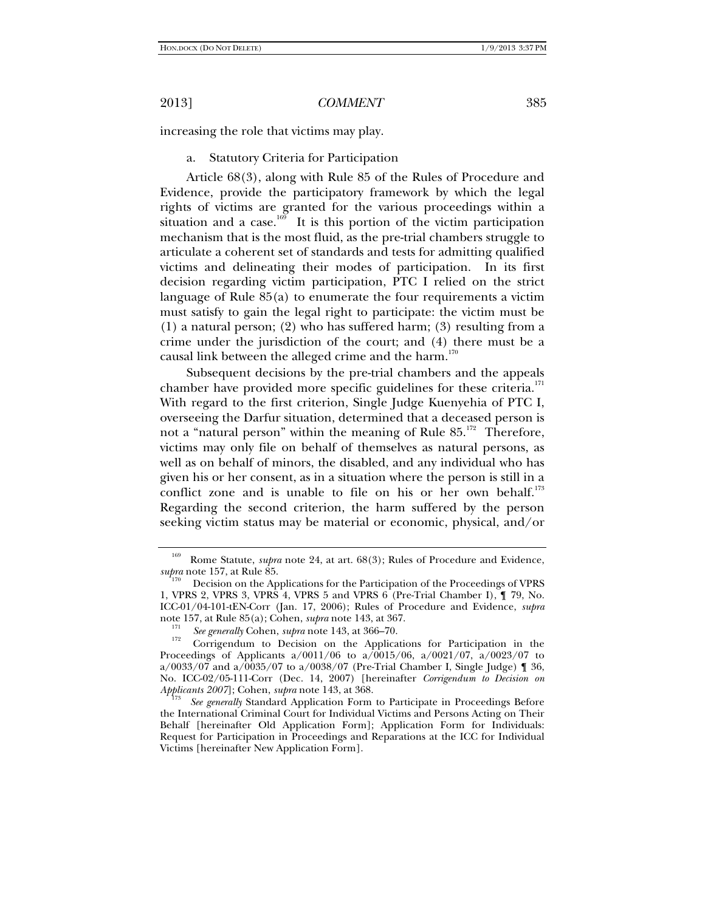increasing the role that victims may play.

a. Statutory Criteria for Participation

Article 68(3), along with Rule 85 of the Rules of Procedure and Evidence, provide the participatory framework by which the legal rights of victims are granted for the various proceedings within a situation and a case.[169] It is this portion of the victim participation mechanism that is the most fluid, as the pre-trial chambers struggle to articulate a coherent set of standards and tests for admitting qualified victims and delineating their modes of participation. In its first decision regarding victim participation, PTC I relied on the strict language of Rule 85(a) to enumerate the four requirements a victim must satisfy to gain the legal right to participate: the victim must be (1) a natural person; (2) who has suffered harm; (3) resulting from a crime under the jurisdiction of the court; and (4) there must be a causal link between the alleged crime and the harm.[170]

Subsequent decisions by the pre-trial chambers and the appeals chamber have provided more specific guidelines for these criteria.[171] With regard to the first criterion, Single Judge Kuenyehia of PTC I, overseeing the Darfur situation, determined that a deceased person is not a "natural person" within the meaning of Rule 85.[172] Therefore, victims may only file on behalf of themselves as natural persons, as well as on behalf of minors, the disabled, and any individual who has given his or her consent, as in a situation where the person is still in a conflict zone and is unable to file on his or her own behalf.[173] Regarding the second criterion, the harm suffered by the person seeking victim status may be material or economic, physical, and/or

---

[169] Rome Statute, *supra* note 24, at art. 68(3); Rules of Procedure and Evidence, *supra* note 157, at Rule 85.

[170] Decision on the Applications for the Participation of the Proceedings of VPRS 1, VPRS 2, VPRS 3, VPRS 4, VPRS 5 and VPRS 6 (Pre-Trial Chamber I), ¶ 79, No. ICC-01/04-101-tEN-Corr (Jan. 17, 2006); Rules of Procedure and Evidence, *supra* note 157, at Rule 85(a); Cohen, *supra* note 143, at 367.

[171] *See generally* Cohen, *supra* note 143, at 366–70.

[172] Corrigendum to Decision on the Applications for Participation in the Proceedings of Applicants a/0011/06 to a/0015/06, a/0021/07, a/0023/07 to a/0033/07 and a/0035/07 to a/0038/07 (Pre-Trial Chamber I, Single Judge) ¶ 36, No. ICC-02/05-111-Corr (Dec. 14, 2007) [hereinafter *Corrigendum to Decision on Applicants 2007*]; Cohen, *supra* note 143, at 368.

[173] *See generally* Standard Application Form to Participate in Proceedings Before the International Criminal Court for Individual Victims and Persons Acting on Their Behalf [hereinafter Old Application Form]; Application Form for Individuals: Request for Participation in Proceedings and Reparations at the ICC for Individual Victims [hereinafter New Application Form].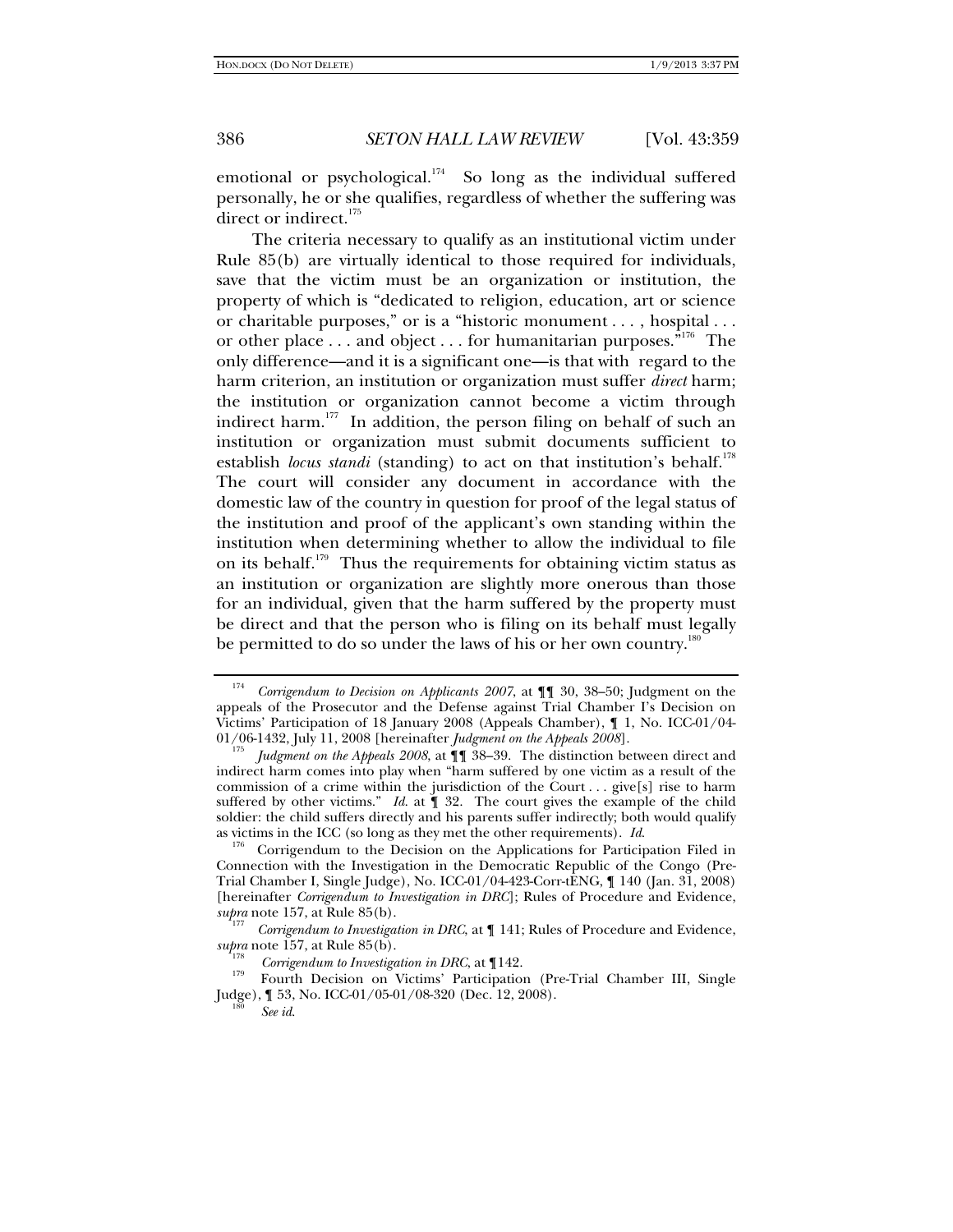emotional or psychological.[174] So long as the individual suffered personally, he or she qualifies, regardless of whether the suffering was direct or indirect.[175]

The criteria necessary to qualify as an institutional victim under Rule 85(b) are virtually identical to those required for individuals, save that the victim must be an organization or institution, the property of which is "dedicated to religion, education, art or science or charitable purposes," or is a "historic monument . . . , hospital . . . or other place . . . and object . . . for humanitarian purposes."[176] The only difference—and it is a significant one—is that with regard to the harm criterion, an institution or organization must suffer *direct* harm; the institution or organization cannot become a victim through indirect harm.[177] In addition, the person filing on behalf of such an institution or organization must submit documents sufficient to establish *locus standi* (standing) to act on that institution's behalf.[178] The court will consider any document in accordance with the domestic law of the country in question for proof of the legal status of the institution and proof of the applicant's own standing within the institution when determining whether to allow the individual to file on its behalf.[179] Thus the requirements for obtaining victim status as an institution or organization are slightly more onerous than those for an individual, given that the harm suffered by the property must be direct and that the person who is filing on its behalf must legally be permitted to do so under the laws of his or her own country.[180]

---

[174] *Corrigendum to Decision on Applicants 2007*, at ¶¶ 30, 38–50; Judgment on the appeals of the Prosecutor and the Defense against Trial Chamber I's Decision on Victims' Participation of 18 January 2008 (Appeals Chamber), ¶ 1, No. ICC-01/04-01/06-1432, July 11, 2008 [hereinafter *Judgment on the Appeals 2008*].

[175] *Judgment on the Appeals 2008*, at ¶¶ 38–39. The distinction between direct and indirect harm comes into play when "harm suffered by one victim as a result of the commission of a crime within the jurisdiction of the Court . . . give[s] rise to harm suffered by other victims." *Id.* at ¶ 32. The court gives the example of the child soldier: the child suffers directly and his parents suffer indirectly; both would qualify as victims in the ICC (so long as they met the other requirements). *Id.*

[176] Corrigendum to the Decision on the Applications for Participation Filed in Connection with the Investigation in the Democratic Republic of the Congo (Pre-Trial Chamber I, Single Judge), No. ICC-01/04-423-Corr-tENG, ¶ 140 (Jan. 31, 2008) [hereinafter *Corrigendum to Investigation in DRC*]; Rules of Procedure and Evidence, *supra* note 157, at Rule 85(b).

[177] *Corrigendum to Investigation in DRC*, at ¶ 141; Rules of Procedure and Evidence, *supra* note 157, at Rule 85(b).

[178] *Corrigendum to Investigation in DRC*, at ¶142.

[179] Fourth Decision on Victims' Participation (Pre-Trial Chamber III, Single Judge), ¶ 53, No. ICC-01/05-01/08-320 (Dec. 12, 2008).

[180] *See id.*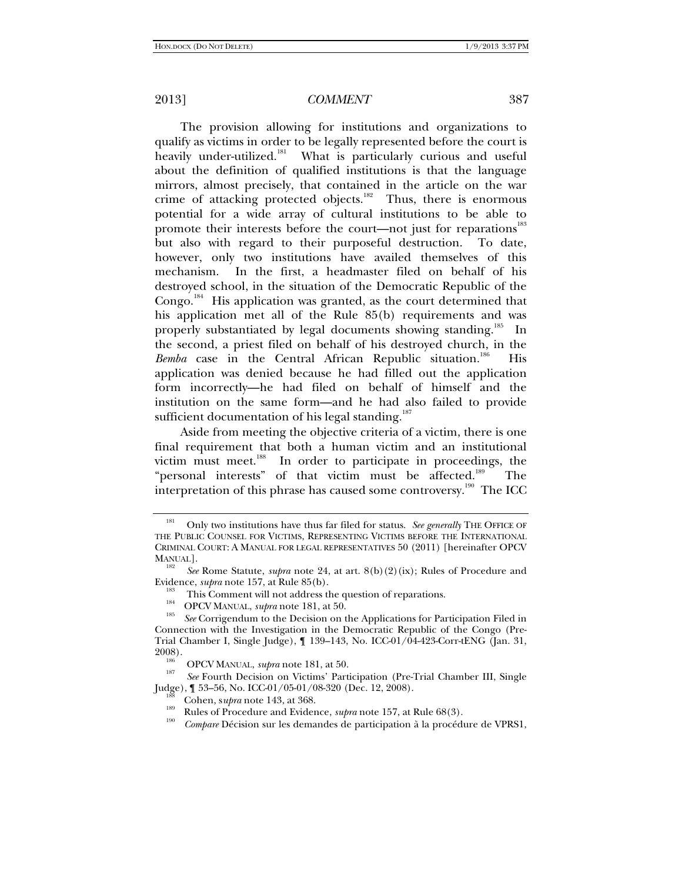The provision allowing for institutions and organizations to qualify as victims in order to be legally represented before the court is heavily under-utilized.[181] What is particularly curious and useful about the definition of qualified institutions is that the language mirrors, almost precisely, that contained in the article on the war crime of attacking protected objects.[182] Thus, there is enormous potential for a wide array of cultural institutions to be able to promote their interests before the court—not just for reparations[183] but also with regard to their purposeful destruction. To date, however, only two institutions have availed themselves of this mechanism. In the first, a headmaster filed on behalf of his destroyed school, in the situation of the Democratic Republic of the Congo.[184] His application was granted, as the court determined that his application met all of the Rule 85(b) requirements and was properly substantiated by legal documents showing standing.[185] In the second, a priest filed on behalf of his destroyed church, in the *Bemba* case in the Central African Republic situation.[186] His application was denied because he had filled out the application form incorrectly—he had filed on behalf of himself and the institution on the same form—and he had also failed to provide sufficient documentation of his legal standing.[187]

Aside from meeting the objective criteria of a victim, there is one final requirement that both a human victim and an institutional victim must meet.[188] In order to participate in proceedings, the "personal interests" of that victim must be affected.[189] The interpretation of this phrase has caused some controversy.[190] The ICC

---

[181] Only two institutions have thus far filed for status. *See generally* THE OFFICE OF THE PUBLIC COUNSEL FOR VICTIMS, REPRESENTING VICTIMS BEFORE THE INTERNATIONAL CRIMINAL COURT: A MANUAL FOR LEGAL REPRESENTATIVES 50 (2011) [hereinafter OPCV MANUAL].

[182] *See* Rome Statute, *supra* note 24, at art. 8(b)(2)(ix); Rules of Procedure and Evidence, *supra* note 157, at Rule 85(b).

[183] This Comment will not address the question of reparations.

[184] OPCV MANUAL, *supra* note 181, at 50.

[185] *See* Corrigendum to the Decision on the Applications for Participation Filed in Connection with the Investigation in the Democratic Republic of the Congo (Pre-Trial Chamber I, Single Judge), ¶ 139–143, No. ICC-01/04-423-Corr-tENG (Jan. 31, 2008).

[186] OPCV MANUAL, *supra* note 181, at 50.

[187] *See* Fourth Decision on Victims' Participation (Pre-Trial Chamber III, Single Judge), ¶ 53–56, No. ICC-01/05-01/08-320 (Dec. 12, 2008).

[188] Cohen, s*upra* note 143, at 368.

[189] Rules of Procedure and Evidence, *supra* note 157, at Rule 68(3).

[190] *Compare* Décision sur les demandes de participation à la procédure de VPRS1,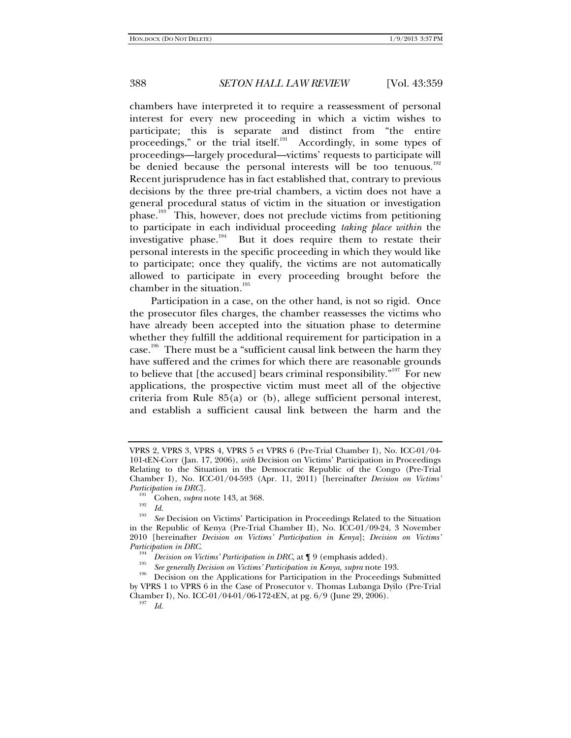chambers have interpreted it to require a reassessment of personal interest for every new proceeding in which a victim wishes to participate; this is separate and distinct from "the entire proceedings," or the trial itself.[191] Accordingly, in some types of proceedings—largely procedural—victims' requests to participate will be denied because the personal interests will be too tenuous.[192] Recent jurisprudence has in fact established that, contrary to previous decisions by the three pre-trial chambers, a victim does not have a general procedural status of victim in the situation or investigation phase.[193] This, however, does not preclude victims from petitioning to participate in each individual proceeding *taking place within* the investigative phase.[194] But it does require them to restate their personal interests in the specific proceeding in which they would like to participate; once they qualify, the victims are not automatically allowed to participate in every proceeding brought before the chamber in the situation.[195]

Participation in a case, on the other hand, is not so rigid. Once the prosecutor files charges, the chamber reassesses the victims who have already been accepted into the situation phase to determine whether they fulfill the additional requirement for participation in a case.[196] There must be a "sufficient causal link between the harm they have suffered and the crimes for which there are reasonable grounds to believe that [the accused] bears criminal responsibility."[197] For new applications, the prospective victim must meet all of the objective criteria from Rule 85(a) or (b), allege sufficient personal interest, and establish a sufficient causal link between the harm and the

---

VPRS 2, VPRS 3, VPRS 4, VPRS 5 et VPRS 6 (Pre-Trial Chamber I), No. ICC-01/04-101-tEN-Corr (Jan. 17, 2006), *with* Decision on Victims' Participation in Proceedings Relating to the Situation in the Democratic Republic of the Congo (Pre-Trial Chamber I), No. ICC-01/04-593 (Apr. 11, 2011) [hereinafter *Decision on Victims' Participation in DRC*].

[191] Cohen, *supra* note 143, at 368.

[192] *Id.*

[193] *See* Decision on Victims' Participation in Proceedings Related to the Situation in the Republic of Kenya (Pre-Trial Chamber II), No. ICC-01/09-24, 3 November 2010 [hereinafter *Decision on Victims' Participation in Kenya*]; *Decision on Victims' Participation in DRC*.

[194] *Decision on Victims' Participation in DRC*, at ¶ 9 (emphasis added).

[195] *See generally Decision on Victims' Participation in Kenya, supra* note 193.

[196] Decision on the Applications for Participation in the Proceedings Submitted by VPRS 1 to VPRS 6 in the Case of Prosecutor v. Thomas Lubanga Dyilo (Pre-Trial Chamber I), No. ICC-01/04-01/06-172-tEN, at pg. 6/9 (June 29, 2006).

[197] *Id.*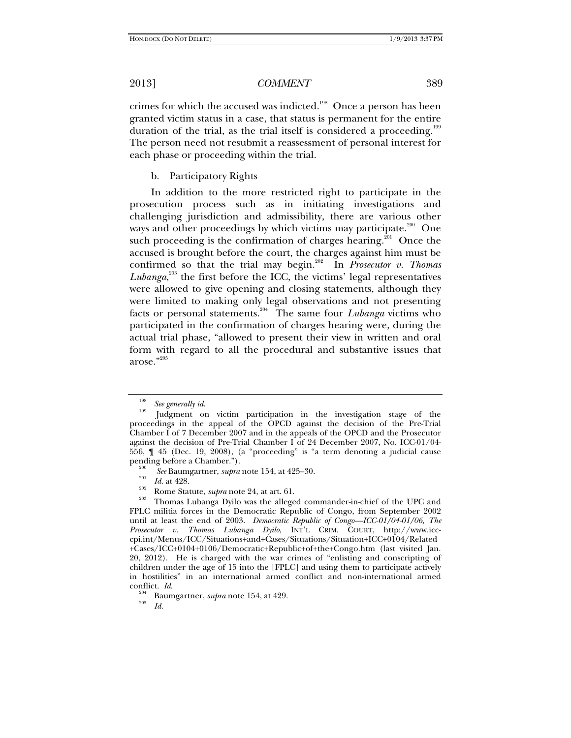crimes for which the accused was indicted.[198] Once a person has been granted victim status in a case, that status is permanent for the entire duration of the trial, as the trial itself is considered a proceeding.[199] The person need not resubmit a reassessment of personal interest for each phase or proceeding within the trial.

b. Participatory Rights

In addition to the more restricted right to participate in the prosecution process such as in initiating investigations and challenging jurisdiction and admissibility, there are various other ways and other proceedings by which victims may participate.[200] One such proceeding is the confirmation of charges hearing.[201] Once the accused is brought before the court, the charges against him must be confirmed so that the trial may begin.[202] In *Prosecutor v. Thomas Lubanga*,[203] the first before the ICC, the victims' legal representatives were allowed to give opening and closing statements, although they were limited to making only legal observations and not presenting facts or personal statements.[204] The same four *Lubanga* victims who participated in the confirmation of charges hearing were, during the actual trial phase, "allowed to present their view in written and oral form with regard to all the procedural and substantive issues that arose."[205]

---

[198] *See generally id.*

[199] Judgment on victim participation in the investigation stage of the proceedings in the appeal of the OPCD against the decision of the Pre-Trial Chamber I of 7 December 2007 and in the appeals of the OPCD and the Prosecutor against the decision of Pre-Trial Chamber I of 24 December 2007, No. ICC-01/04-556, ¶ 45 (Dec. 19, 2008), (a "proceeding" is "a term denoting a judicial cause pending before a Chamber.").

[200] *See* Baumgartner, *supra* note 154, at 425–30.

[201] *Id.* at 428.

[202] Rome Statute, *supra* note 24, at art. 61.

[203] Thomas Lubanga Dyilo was the alleged commander-in-chief of the UPC and FPLC militia forces in the Democratic Republic of Congo, from September 2002 until at least the end of 2003. *Democratic Republic of Congo—ICC-01/04-01/06, The Prosecutor v. Thomas Lubanga Dyilo*, INT'L CRIM. COURT, http://www.icc-cpi.int/Menus/ICC/Situations+and+Cases/Situations/Situation+ICC+0104/Related+Cases/ICC+0104+0106/Democratic+Republic+of+the+Congo.htm (last visited Jan. 20, 2012). He is charged with the war crimes of "enlisting and conscripting of children under the age of 15 into the [FPLC] and using them to participate actively in hostilities" in an international armed conflict and non-international armed conflict. *Id.*

[204] Baumgartner, *supra* note 154, at 429.

[205] *Id.*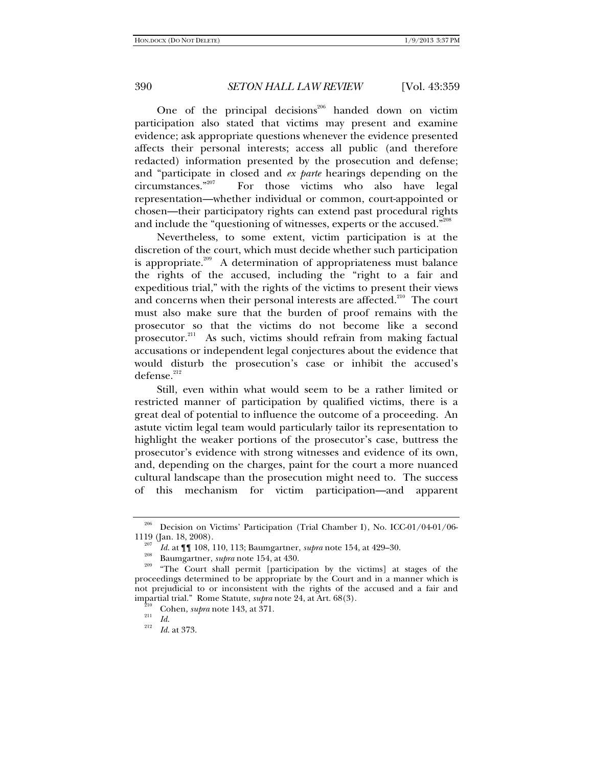One of the principal decisions[206] handed down on victim participation also stated that victims may present and examine evidence; ask appropriate questions whenever the evidence presented affects their personal interests; access all public (and therefore redacted) information presented by the prosecution and defense; and "participate in closed and *ex parte* hearings depending on the circumstances."[207] For those victims who also have legal representation—whether individual or common, court-appointed or chosen—their participatory rights can extend past procedural rights and include the "questioning of witnesses, experts or the accused."[208]

Nevertheless, to some extent, victim participation is at the discretion of the court, which must decide whether such participation is appropriate.[209] A determination of appropriateness must balance the rights of the accused, including the "right to a fair and expeditious trial," with the rights of the victims to present their views and concerns when their personal interests are affected.[210] The court must also make sure that the burden of proof remains with the prosecutor so that the victims do not become like a second prosecutor.[211] As such, victims should refrain from making factual accusations or independent legal conjectures about the evidence that would disturb the prosecution's case or inhibit the accused's defense.[212]

Still, even within what would seem to be a rather limited or restricted manner of participation by qualified victims, there is a great deal of potential to influence the outcome of a proceeding. An astute victim legal team would particularly tailor its representation to highlight the weaker portions of the prosecutor's case, buttress the prosecutor's evidence with strong witnesses and evidence of its own, and, depending on the charges, paint for the court a more nuanced cultural landscape than the prosecution might need to. The success of this mechanism for victim participation—and apparent

---

[206] Decision on Victims' Participation (Trial Chamber I), No. ICC-01/04-01/06-1119 (Jan. 18, 2008).

[207] *Id.* at ¶¶ 108, 110, 113; Baumgartner, *supra* note 154, at 429–30.

[208] Baumgartner, *supra* note 154, at 430.

[209] "The Court shall permit [participation by the victims] at stages of the proceedings determined to be appropriate by the Court and in a manner which is not prejudicial to or inconsistent with the rights of the accused and a fair and impartial trial." Rome Statute, *supra* note 24, at Art. 68(3).

[210] Cohen, *supra* note 143, at 371.

[211] *Id.*

[212] *Id.* at 373.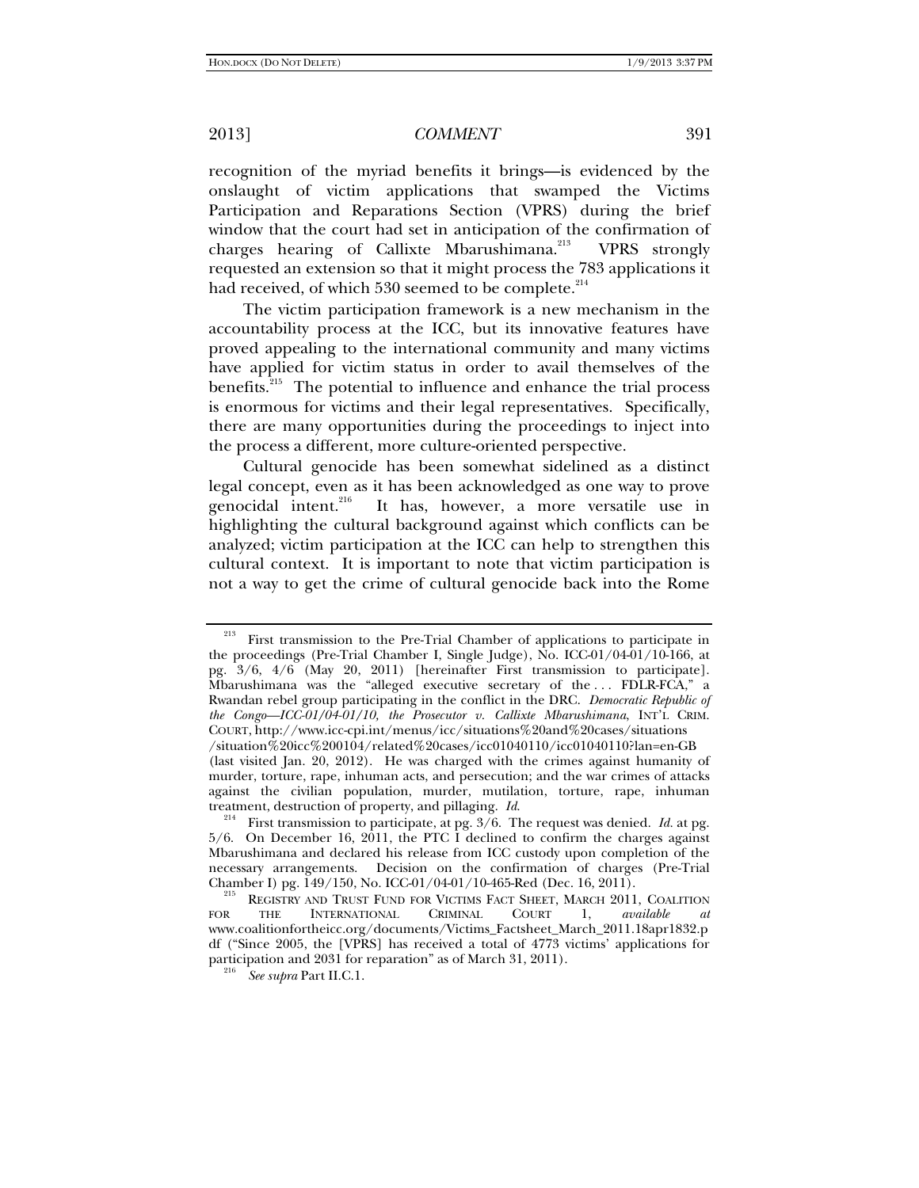recognition of the myriad benefits it brings—is evidenced by the onslaught of victim applications that swamped the Victims Participation and Reparations Section (VPRS) during the brief window that the court had set in anticipation of the confirmation of charges hearing of Callixte Mbarushimana.[213] VPRS strongly requested an extension so that it might process the 783 applications it had received, of which 530 seemed to be complete.[214]

The victim participation framework is a new mechanism in the accountability process at the ICC, but its innovative features have proved appealing to the international community and many victims have applied for victim status in order to avail themselves of the benefits.[215] The potential to influence and enhance the trial process is enormous for victims and their legal representatives. Specifically, there are many opportunities during the proceedings to inject into the process a different, more culture-oriented perspective.

Cultural genocide has been somewhat sidelined as a distinct legal concept, even as it has been acknowledged as one way to prove genocidal intent.[216] It has, however, a more versatile use in highlighting the cultural background against which conflicts can be analyzed; victim participation at the ICC can help to strengthen this cultural context. It is important to note that victim participation is not a way to get the crime of cultural genocide back into the Rome

---

[213] First transmission to the Pre-Trial Chamber of applications to participate in the proceedings (Pre-Trial Chamber I, Single Judge), No. ICC-01/04-01/10-166, at pg. 3/6, 4/6 (May 20, 2011) [hereinafter First transmission to participate]. Mbarushimana was the "alleged executive secretary of the . . . FDLR-FCA," a Rwandan rebel group participating in the conflict in the DRC. *Democratic Republic of the Congo—ICC-01/04-01/10, the Prosecutor v. Callixte Mbarushimana*, INT'L CRIM. COURT, http://www.icc-cpi.int/menus/icc/situations%20and%20cases/situations/situation%20icc%200104/related%20cases/icc01040110/icc01040110?lan=en-GB (last visited Jan. 20, 2012). He was charged with the crimes against humanity of murder, torture, rape, inhuman acts, and persecution; and the war crimes of attacks against the civilian population, murder, mutilation, torture, rape, inhuman treatment, destruction of property, and pillaging. *Id.*

[214] First transmission to participate, at pg. 3/6. The request was denied. *Id.* at pg. 5/6. On December 16, 2011, the PTC I declined to confirm the charges against Mbarushimana and declared his release from ICC custody upon completion of the necessary arrangements. Decision on the confirmation of charges (Pre-Trial Chamber I) pg. 149/150, No. ICC-01/04-01/10-465-Red (Dec. 16, 2011).

[215] REGISTRY AND TRUST FUND FOR VICTIMS FACT SHEET, MARCH 2011, COALITION FOR THE INTERNATIONAL CRIMINAL COURT 1, *available at* www.coalitionfortheicc.org/documents/Victims_Factsheet_March_2011.18apr1832.pdf ("Since 2005, the [VPRS] has received a total of 4773 victims' applications for participation and 2031 for reparation" as of March 31, 2011).

[216] *See supra* Part II.C.1.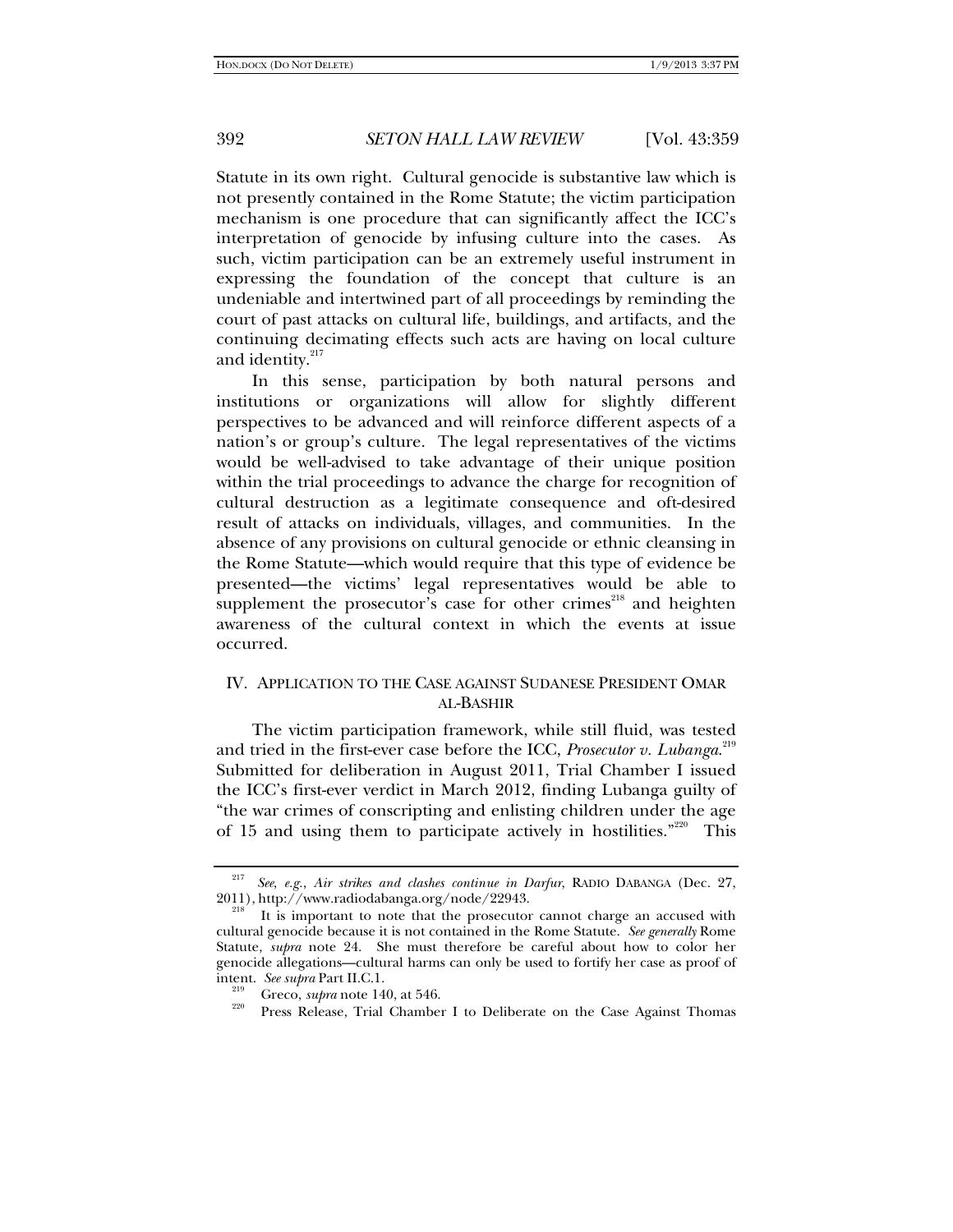Statute in its own right. Cultural genocide is substantive law which is not presently contained in the Rome Statute; the victim participation mechanism is one procedure that can significantly affect the ICC's interpretation of genocide by infusing culture into the cases. As such, victim participation can be an extremely useful instrument in expressing the foundation of the concept that culture is an undeniable and intertwined part of all proceedings by reminding the court of past attacks on cultural life, buildings, and artifacts, and the continuing decimating effects such acts are having on local culture and identity.[217]

In this sense, participation by both natural persons and institutions or organizations will allow for slightly different perspectives to be advanced and will reinforce different aspects of a nation's or group's culture. The legal representatives of the victims would be well-advised to take advantage of their unique position within the trial proceedings to advance the charge for recognition of cultural destruction as a legitimate consequence and oft-desired result of attacks on individuals, villages, and communities. In the absence of any provisions on cultural genocide or ethnic cleansing in the Rome Statute—which would require that this type of evidence be presented—the victims' legal representatives would be able to supplement the prosecutor's case for other crimes[218] and heighten awareness of the cultural context in which the events at issue occurred.

## IV. APPLICATION TO THE CASE AGAINST SUDANESE PRESIDENT OMAR AL-BASHIR

The victim participation framework, while still fluid, was tested and tried in the first-ever case before the ICC, *Prosecutor v. Lubanga*.[219] Submitted for deliberation in August 2011, Trial Chamber I issued the ICC's first-ever verdict in March 2012, finding Lubanga guilty of "the war crimes of conscripting and enlisting children under the age of 15 and using them to participate actively in hostilities."[220] This

---

[217] *See, e.g.*, *Air strikes and clashes continue in Darfur*, RADIO DABANGA (Dec. 27, 2011), http://www.radiodabanga.org/node/22943.

[218] It is important to note that the prosecutor cannot charge an accused with cultural genocide because it is not contained in the Rome Statute. *See generally* Rome Statute, *supra* note 24. She must therefore be careful about how to color her genocide allegations—cultural harms can only be used to fortify her case as proof of intent. *See supra* Part II.C.1.

[219] Greco, *supra* note 140, at 546.

[220] Press Release, Trial Chamber I to Deliberate on the Case Against Thomas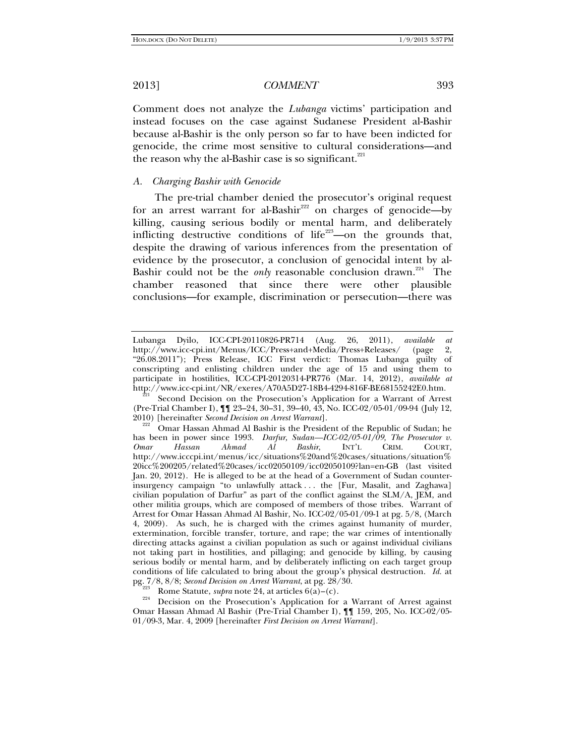Comment does not analyze the *Lubanga* victims' participation and instead focuses on the case against Sudanese President al-Bashir because al-Bashir is the only person so far to have been indicted for genocide, the crime most sensitive to cultural considerations—and the reason why the al-Bashir case is so significant.[221]

### A. *Charging Bashir with Genocide*

The pre-trial chamber denied the prosecutor's original request for an arrest warrant for al-Bashir[222] on charges of genocide—by killing, causing serious bodily or mental harm, and deliberately inflicting destructive conditions of life[223]—on the grounds that, despite the drawing of various inferences from the presentation of evidence by the prosecutor, a conclusion of genocidal intent by al-Bashir could not be the *only* reasonable conclusion drawn.[224] The chamber reasoned that since there were other plausible conclusions—for example, discrimination or persecution—there was

---

Lubanga Dyilo, ICC-CPI-20110826-PR714 (Aug. 26, 2011), *available at* http://www.icc-cpi.int/Menus/ICC/Press+and+Media/Press+Releases/ (page 2, "26.08.2011"); Press Release, ICC First verdict: Thomas Lubanga guilty of conscripting and enlisting children under the age of 15 and using them to participate in hostilities, ICC-CPI-20120314-PR776 (Mar. 14, 2012), *available at* http://www.icc-cpi.int/NR/exeres/A70A5D27-18B4-4294-816F-BE68155242E0.htm.

[221] Second Decision on the Prosecution's Application for a Warrant of Arrest (Pre-Trial Chamber I), ¶¶ 23–24, 30–31, 39–40, 43, No. ICC-02/05-01/09-94 (July 12, 2010) [hereinafter *Second Decision on Arrest Warrant*].

[222] Omar Hassan Ahmad Al Bashir is the President of the Republic of Sudan; he has been in power since 1993. *Darfur, Sudan—ICC-02/05-01/09, The Prosecutor v. Omar Hassan Ahmad Al Bashir*, INT'L CRIM. COURT, http://www.icccpi.int/menus/icc/situations%20and%20cases/situations/situation%20icc%200205/related%20cases/icc02050109/icc02050109?lan=en-GB (last visited Jan. 20, 2012). He is alleged to be at the head of a Government of Sudan counter-insurgency campaign "to unlawfully attack . . . the [Fur, Masalit, and Zaghawa] civilian population of Darfur" as part of the conflict against the SLM/A, JEM, and other militia groups, which are composed of members of those tribes. Warrant of Arrest for Omar Hassan Ahmad Al Bashir, No. ICC-02/05-01/09-1 at pg. 5/8, (March 4, 2009). As such, he is charged with the crimes against humanity of murder, extermination, forcible transfer, torture, and rape; the war crimes of intentionally directing attacks against a civilian population as such or against individual civilians not taking part in hostilities, and pillaging; and genocide by killing, by causing serious bodily or mental harm, and by deliberately inflicting on each target group conditions of life calculated to bring about the group's physical destruction. *Id.* at pg. 7/8, 8/8; *Second Decision on Arrest Warrant*, at pg. 28/30.

[223] Rome Statute, *supra* note 24, at articles 6(a)–(c).

[224] Decision on the Prosecution's Application for a Warrant of Arrest against Omar Hassan Ahmad Al Bashir (Pre-Trial Chamber I), ¶¶ 159, 205, No. ICC-02/05-01/09-3, Mar. 4, 2009 [hereinafter *First Decision on Arrest Warrant*].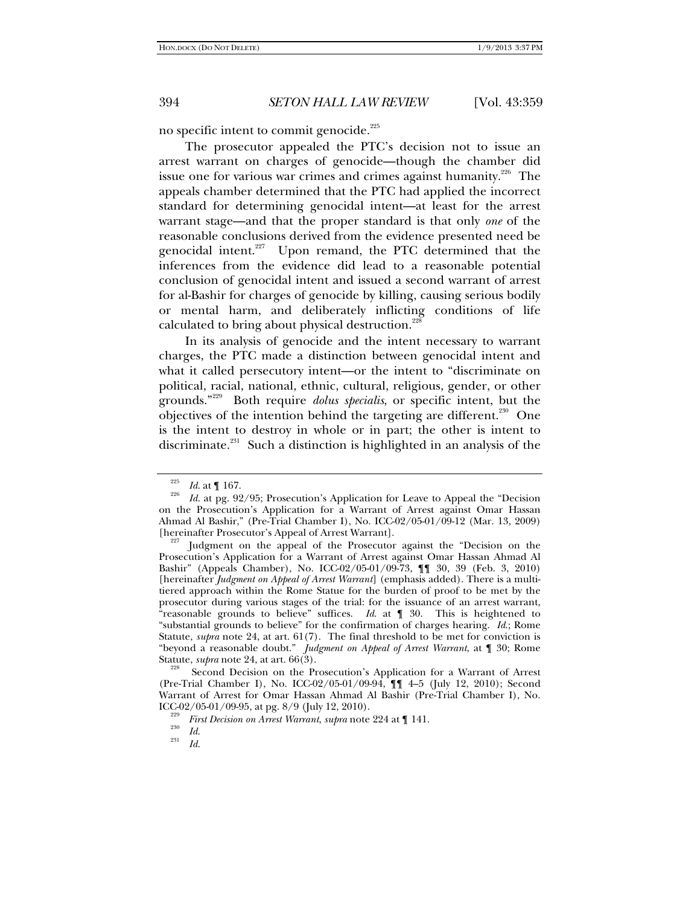no specific intent to commit genocide.[225]

The prosecutor appealed the PTC's decision not to issue an arrest warrant on charges of genocide—though the chamber did issue one for various war crimes and crimes against humanity.[226] The appeals chamber determined that the PTC had applied the incorrect standard for determining genocidal intent—at least for the arrest warrant stage—and that the proper standard is that only *one* of the reasonable conclusions derived from the evidence presented need be genocidal intent.[227] Upon remand, the PTC determined that the inferences from the evidence did lead to a reasonable potential conclusion of genocidal intent and issued a second warrant of arrest for al-Bashir for charges of genocide by killing, causing serious bodily or mental harm, and deliberately inflicting conditions of life calculated to bring about physical destruction.[228]

In its analysis of genocide and the intent necessary to warrant charges, the PTC made a distinction between genocidal intent and what it called persecutory intent—or the intent to "discriminate on political, racial, national, ethnic, cultural, religious, gender, or other grounds."[229] Both require *dolus specialis*, or specific intent, but the objectives of the intention behind the targeting are different.[230] One is the intent to destroy in whole or in part; the other is intent to discriminate.[231] Such a distinction is highlighted in an analysis of the

---

[225] *Id.* at ¶ 167.

[226] *Id.* at pg. 92/95; Prosecution's Application for Leave to Appeal the "Decision on the Prosecution's Application for a Warrant of Arrest against Omar Hassan Ahmad Al Bashir," (Pre-Trial Chamber I), No. ICC-02/05-01/09-12 (Mar. 13, 2009) [hereinafter Prosecutor's Appeal of Arrest Warrant].

[227] Judgment on the appeal of the Prosecutor against the "Decision on the Prosecution's Application for a Warrant of Arrest against Omar Hassan Ahmad Al Bashir" (Appeals Chamber), No. ICC-02/05-01/09-73, ¶¶ 30, 39 (Feb. 3, 2010) [hereinafter *Judgment on Appeal of Arrest Warrant*] (emphasis added). There is a multi-tiered approach within the Rome Statue for the burden of proof to be met by the prosecutor during various stages of the trial: for the issuance of an arrest warrant, "reasonable grounds to believe" suffices. *Id.* at ¶ 30. This is heightened to "substantial grounds to believe" for the confirmation of charges hearing. *Id.*; Rome Statute, *supra* note 24, at art. 61(7). The final threshold to be met for conviction is "beyond a reasonable doubt." *Judgment on Appeal of Arrest Warrant*, at ¶ 30; Rome Statute, *supra* note 24, at art. 66(3).

[228] Second Decision on the Prosecution's Application for a Warrant of Arrest (Pre-Trial Chamber I), No. ICC-02/05-01/09-94, ¶¶ 4–5 (July 12, 2010); Second Warrant of Arrest for Omar Hassan Ahmad Al Bashir (Pre-Trial Chamber I), No. ICC-02/05-01/09-95, at pg. 8/9 (July 12, 2010).

[229] *First Decision on Arrest Warrant*, *supra* note 224 at ¶ 141.

[230] *Id.*

[231] *Id.*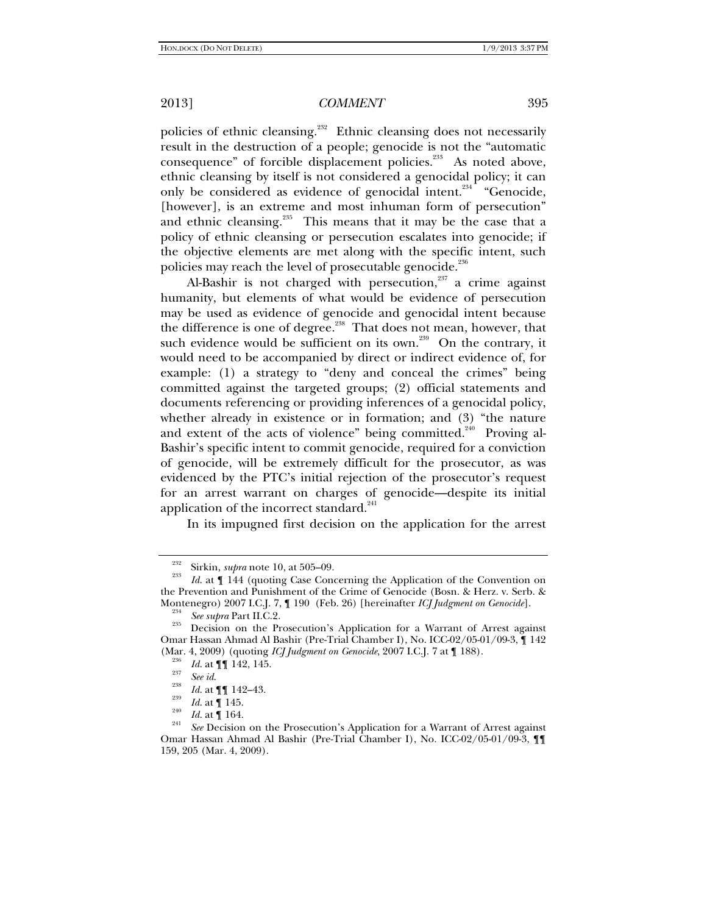policies of ethnic cleansing.[232] Ethnic cleansing does not necessarily result in the destruction of a people; genocide is not the "automatic consequence" of forcible displacement policies.[233] As noted above, ethnic cleansing by itself is not considered a genocidal policy; it can only be considered as evidence of genocidal intent.[234] "Genocide, [however], is an extreme and most inhuman form of persecution" and ethnic cleansing.[235] This means that it may be the case that a policy of ethnic cleansing or persecution escalates into genocide; if the objective elements are met along with the specific intent, such policies may reach the level of prosecutable genocide.[236]

Al-Bashir is not charged with persecution,[237] a crime against humanity, but elements of what would be evidence of persecution may be used as evidence of genocide and genocidal intent because the difference is one of degree.[238] That does not mean, however, that such evidence would be sufficient on its own.[239] On the contrary, it would need to be accompanied by direct or indirect evidence of, for example: (1) a strategy to "deny and conceal the crimes" being committed against the targeted groups; (2) official statements and documents referencing or providing inferences of a genocidal policy, whether already in existence or in formation; and (3) "the nature and extent of the acts of violence" being committed.[240] Proving al-Bashir's specific intent to commit genocide, required for a conviction of genocide, will be extremely difficult for the prosecutor, as was evidenced by the PTC's initial rejection of the prosecutor's request for an arrest warrant on charges of genocide—despite its initial application of the incorrect standard.[241]

In its impugned first decision on the application for the arrest

---

[232] Sirkin, *supra* note 10, at 505–09.

[233] *Id.* at ¶ 144 (quoting Case Concerning the Application of the Convention on the Prevention and Punishment of the Crime of Genocide (Bosn. & Herz. v. Serb. & Montenegro) 2007 I.C.J. 7, ¶ 190 (Feb. 26) [hereinafter *ICJ Judgment on Genocide*].

[234] *See supra* Part II.C.2.

[235] Decision on the Prosecution's Application for a Warrant of Arrest against Omar Hassan Ahmad Al Bashir (Pre-Trial Chamber I), No. ICC-02/05-01/09-3, ¶ 142 (Mar. 4, 2009) (quoting *ICJ Judgment on Genocide*, 2007 I.C.J. 7 at ¶ 188).

[236] *Id.* at ¶¶ 142, 145.

[237] *See id.*

[238] *Id.* at ¶¶ 142–43.

[239] *Id.* at ¶ 145.

[240] *Id.* at ¶ 164.

[241] *See* Decision on the Prosecution's Application for a Warrant of Arrest against Omar Hassan Ahmad Al Bashir (Pre-Trial Chamber I), No. ICC-02/05-01/09-3, ¶¶ 159, 205 (Mar. 4, 2009).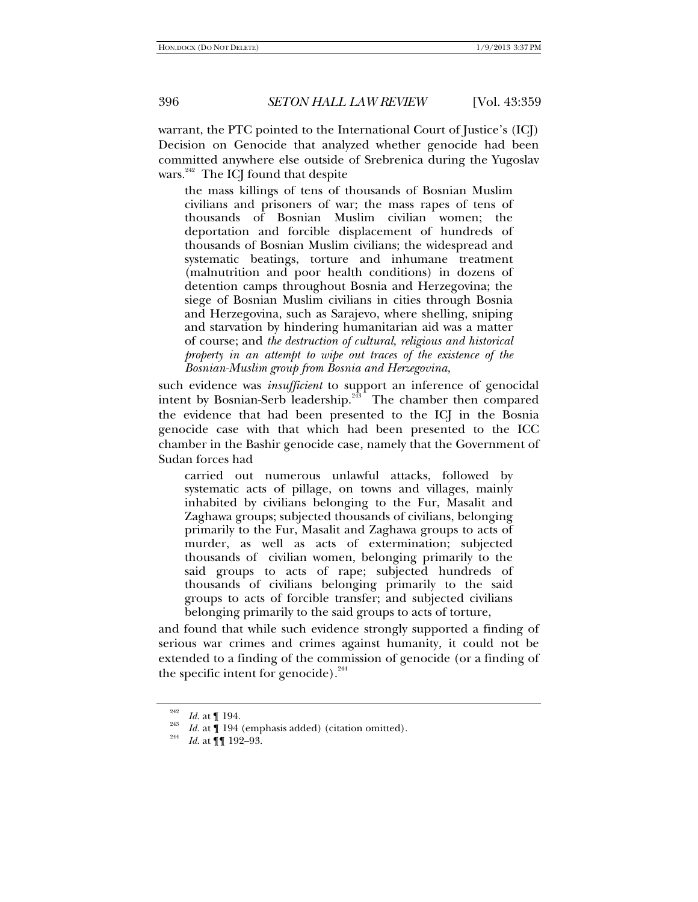warrant, the PTC pointed to the International Court of Justice's (ICJ) Decision on Genocide that analyzed whether genocide had been committed anywhere else outside of Srebrenica during the Yugoslav wars.[242] The ICJ found that despite

> the mass killings of tens of thousands of Bosnian Muslim civilians and prisoners of war; the mass rapes of tens of thousands of Bosnian Muslim civilian women; the deportation and forcible displacement of hundreds of thousands of Bosnian Muslim civilians; the widespread and systematic beatings, torture and inhumane treatment (malnutrition and poor health conditions) in dozens of detention camps throughout Bosnia and Herzegovina; the siege of Bosnian Muslim civilians in cities through Bosnia and Herzegovina, such as Sarajevo, where shelling, sniping and starvation by hindering humanitarian aid was a matter of course; and *the destruction of cultural, religious and historical property in an attempt to wipe out traces of the existence of the Bosnian-Muslim group from Bosnia and Herzegovina,*

such evidence was *insufficient* to support an inference of genocidal intent by Bosnian-Serb leadership.[243] The chamber then compared the evidence that had been presented to the ICJ in the Bosnia genocide case with that which had been presented to the ICC chamber in the Bashir genocide case, namely that the Government of Sudan forces had

> carried out numerous unlawful attacks, followed by systematic acts of pillage, on towns and villages, mainly inhabited by civilians belonging to the Fur, Masalit and Zaghawa groups; subjected thousands of civilians, belonging primarily to the Fur, Masalit and Zaghawa groups to acts of murder, as well as acts of extermination; subjected thousands of civilian women, belonging primarily to the said groups to acts of rape; subjected hundreds of thousands of civilians belonging primarily to the said groups to acts of forcible transfer; and subjected civilians belonging primarily to the said groups to acts of torture,

and found that while such evidence strongly supported a finding of serious war crimes and crimes against humanity, it could not be extended to a finding of the commission of genocide (or a finding of the specific intent for genocide).[244]

---

[242] *Id.* at ¶ 194.

[243] *Id.* at ¶ 194 (emphasis added) (citation omitted).

[244] *Id.* at ¶¶ 192–93.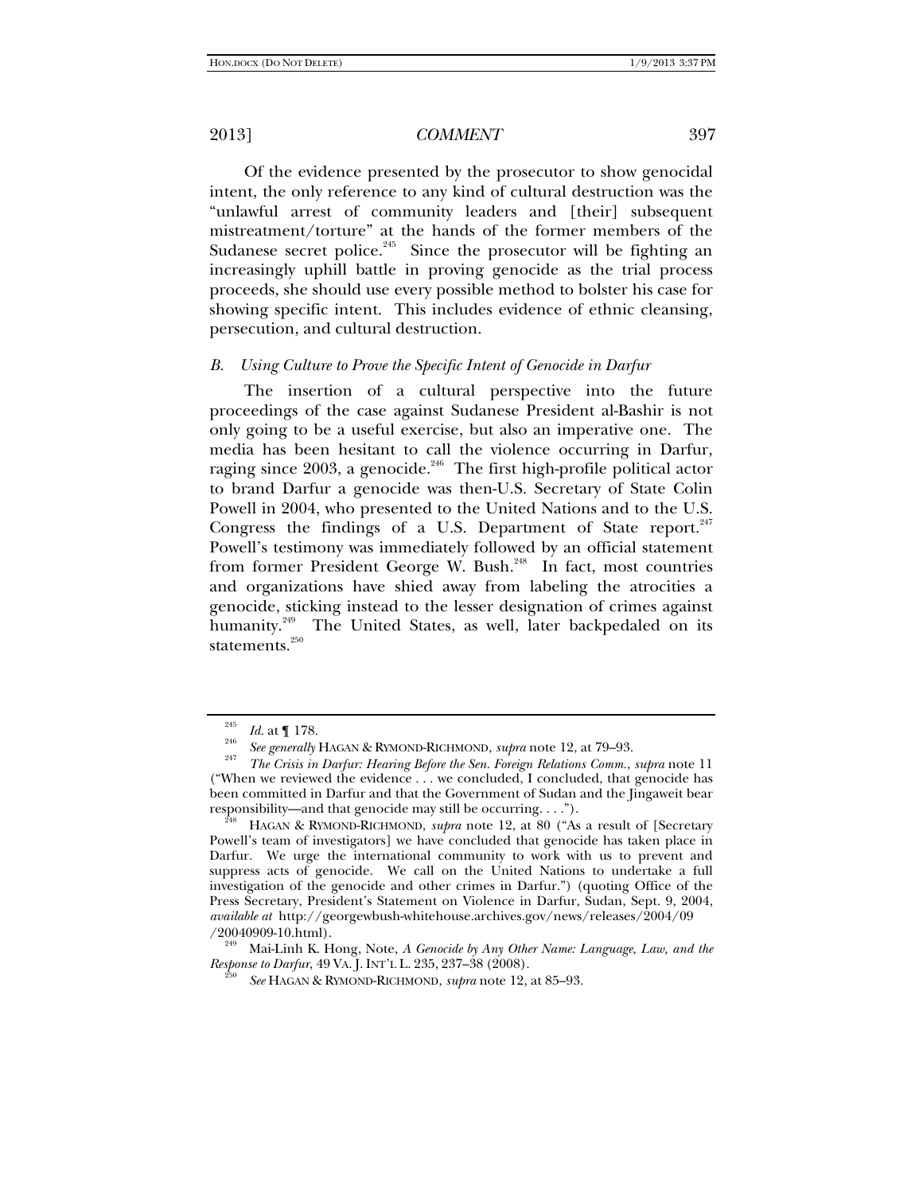Of the evidence presented by the prosecutor to show genocidal intent, the only reference to any kind of cultural destruction was the "unlawful arrest of community leaders and [their] subsequent mistreatment/torture" at the hands of the former members of the Sudanese secret police.[245] Since the prosecutor will be fighting an increasingly uphill battle in proving genocide as the trial process proceeds, she should use every possible method to bolster his case for showing specific intent. This includes evidence of ethnic cleansing, persecution, and cultural destruction.

### *B. Using Culture to Prove the Specific Intent of Genocide in Darfur*

The insertion of a cultural perspective into the future proceedings of the case against Sudanese President al-Bashir is not only going to be a useful exercise, but also an imperative one. The media has been hesitant to call the violence occurring in Darfur, raging since 2003, a genocide.[246] The first high-profile political actor to brand Darfur a genocide was then-U.S. Secretary of State Colin Powell in 2004, who presented to the United Nations and to the U.S. Congress the findings of a U.S. Department of State report.[247] Powell's testimony was immediately followed by an official statement from former President George W. Bush.[248] In fact, most countries and organizations have shied away from labeling the atrocities a genocide, sticking instead to the lesser designation of crimes against humanity.[249] The United States, as well, later backpedaled on its statements.[250]

---

[245] *Id.* at ¶ 178.

[246] *See generally* HAGAN & RYMOND-RICHMOND, *supra* note 12, at 79–93.

[247] *The Crisis in Darfur: Hearing Before the Sen. Foreign Relations Comm.*, *supra* note 11 ("When we reviewed the evidence . . . we concluded, I concluded, that genocide has been committed in Darfur and that the Government of Sudan and the Jingaweit bear responsibility—and that genocide may still be occurring. . . .").

[248] HAGAN & RYMOND-RICHMOND, *supra* note 12, at 80 ("As a result of [Secretary Powell's team of investigators] we have concluded that genocide has taken place in Darfur. We urge the international community to work with us to prevent and suppress acts of genocide. We call on the United Nations to undertake a full investigation of the genocide and other crimes in Darfur.") (quoting Office of the Press Secretary, President's Statement on Violence in Darfur, Sudan, Sept. 9, 2004, *available at* http://georgewbush-whitehouse.archives.gov/news/releases/2004/09/20040909-10.html).

[249] Mai-Linh K. Hong, Note, *A Genocide by Any Other Name: Language, Law, and the Response to Darfur*, 49 VA. J. INT'L L. 235, 237–38 (2008).

[250] *See* HAGAN & RYMOND-RICHMOND, *supra* note 12, at 85–93.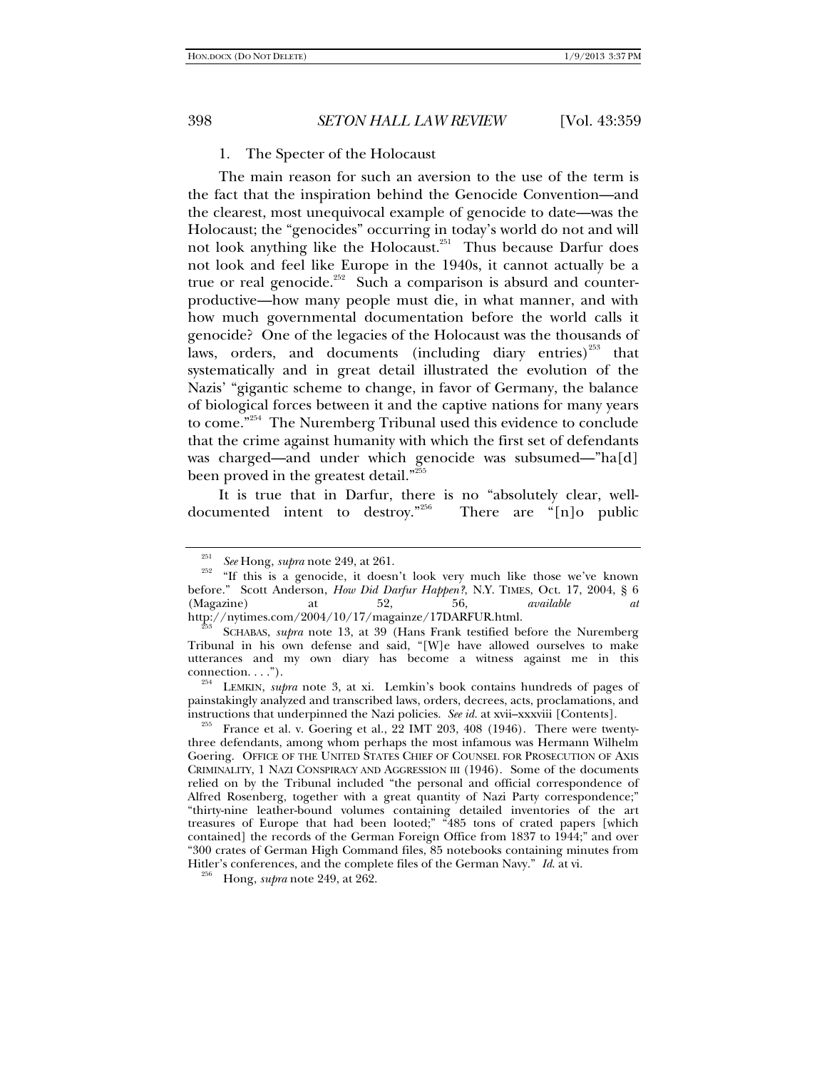### 1. The Specter of the Holocaust

The main reason for such an aversion to the use of the term is the fact that the inspiration behind the Genocide Convention—and the clearest, most unequivocal example of genocide to date—was the Holocaust; the "genocides" occurring in today's world do not and will not look anything like the Holocaust.[251] Thus because Darfur does not look and feel like Europe in the 1940s, it cannot actually be a true or real genocide.[252] Such a comparison is absurd and counter-productive—how many people must die, in what manner, and with how much governmental documentation before the world calls it genocide? One of the legacies of the Holocaust was the thousands of laws, orders, and documents (including diary entries)[253] that systematically and in great detail illustrated the evolution of the Nazis' "gigantic scheme to change, in favor of Germany, the balance of biological forces between it and the captive nations for many years to come."[254] The Nuremberg Tribunal used this evidence to conclude that the crime against humanity with which the first set of defendants was charged—and under which genocide was subsumed—"ha[d] been proved in the greatest detail."[255]

It is true that in Darfur, there is no "absolutely clear, well-documented intent to destroy."[256] There are "[n]o public

---

[251] *See* Hong, *supra* note 249, at 261.

[252] "If this is a genocide, it doesn't look very much like those we've known before." Scott Anderson, *How Did Darfur Happen?*, N.Y. TIMES, Oct. 17, 2004, § 6 (Magazine) at 52, 56, *available at* http://nytimes.com/2004/10/17/magainze/17DARFUR.html.

[253] SCHABAS, *supra* note 13, at 39 (Hans Frank testified before the Nuremberg Tribunal in his own defense and said, "[W]e have allowed ourselves to make utterances and my own diary has become a witness against me in this connection. . . .").

[254] LEMKIN, *supra* note 3, at xi. Lemkin's book contains hundreds of pages of painstakingly analyzed and transcribed laws, orders, decrees, acts, proclamations, and instructions that underpinned the Nazi policies. *See id.* at xvii–xxxviii [Contents].

[255] France et al. v. Goering et al., 22 IMT 203, 408 (1946). There were twenty-three defendants, among whom perhaps the most infamous was Hermann Wilhelm Goering. OFFICE OF THE UNITED STATES CHIEF OF COUNSEL FOR PROSECUTION OF AXIS CRIMINALITY, 1 NAZI CONSPIRACY AND AGGRESSION III (1946). Some of the documents relied on by the Tribunal included "the personal and official correspondence of Alfred Rosenberg, together with a great quantity of Nazi Party correspondence;" "thirty-nine leather-bound volumes containing detailed inventories of the art treasures of Europe that had been looted;" "485 tons of crated papers [which contained] the records of the German Foreign Office from 1837 to 1944;" and over "300 crates of German High Command files, 85 notebooks containing minutes from Hitler's conferences, and the complete files of the German Navy." *Id.* at vi.

[256] Hong, *supra* note 249, at 262.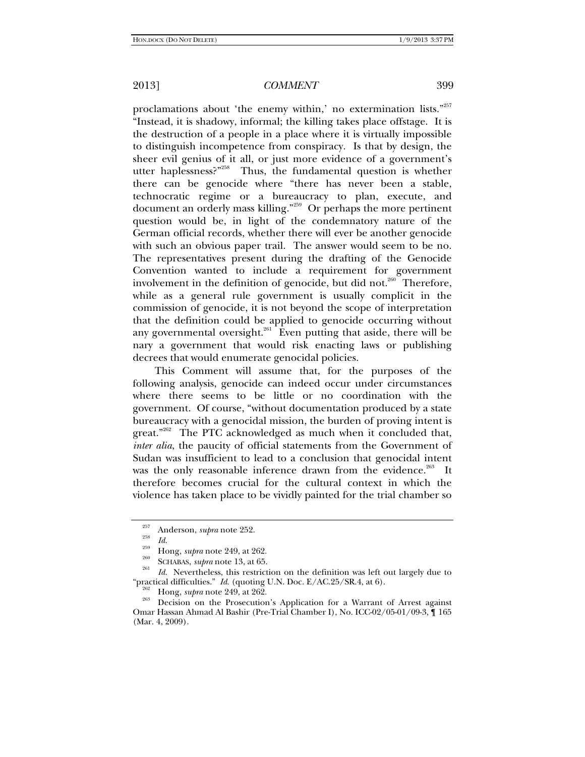proclamations about 'the enemy within,' no extermination lists."[257] "Instead, it is shadowy, informal; the killing takes place offstage. It is the destruction of a people in a place where it is virtually impossible to distinguish incompetence from conspiracy. Is that by design, the sheer evil genius of it all, or just more evidence of a government's utter haplessness?"[258] Thus, the fundamental question is whether there can be genocide where "there has never been a stable, technocratic regime or a bureaucracy to plan, execute, and document an orderly mass killing."[259] Or perhaps the more pertinent question would be, in light of the condemnatory nature of the German official records, whether there will ever be another genocide with such an obvious paper trail. The answer would seem to be no. The representatives present during the drafting of the Genocide Convention wanted to include a requirement for government involvement in the definition of genocide, but did not.[260] Therefore, while as a general rule government is usually complicit in the commission of genocide, it is not beyond the scope of interpretation that the definition could be applied to genocide occurring without any governmental oversight.[261] Even putting that aside, there will be nary a government that would risk enacting laws or publishing decrees that would enumerate genocidal policies.

This Comment will assume that, for the purposes of the following analysis, genocide can indeed occur under circumstances where there seems to be little or no coordination with the government. Of course, "without documentation produced by a state bureaucracy with a genocidal mission, the burden of proving intent is great."[262] The PTC acknowledged as much when it concluded that, *inter alia*, the paucity of official statements from the Government of Sudan was insufficient to lead to a conclusion that genocidal intent was the only reasonable inference drawn from the evidence.[263] It therefore becomes crucial for the cultural context in which the violence has taken place to be vividly painted for the trial chamber so

---

[257] Anderson, *supra* note 252.

[258] *Id.*

[259] Hong, *supra* note 249, at 262.

[260] SCHABAS, *supra* note 13, at 65.

[261] *Id.* Nevertheless, this restriction on the definition was left out largely due to "practical difficulties." *Id.* (quoting U.N. Doc. E/AC.25/SR.4, at 6).

[262] Hong, *supra* note 249, at 262.

[263] Decision on the Prosecution's Application for a Warrant of Arrest against Omar Hassan Ahmad Al Bashir (Pre-Trial Chamber I), No. ICC-02/05-01/09-3, ¶ 165 (Mar. 4, 2009).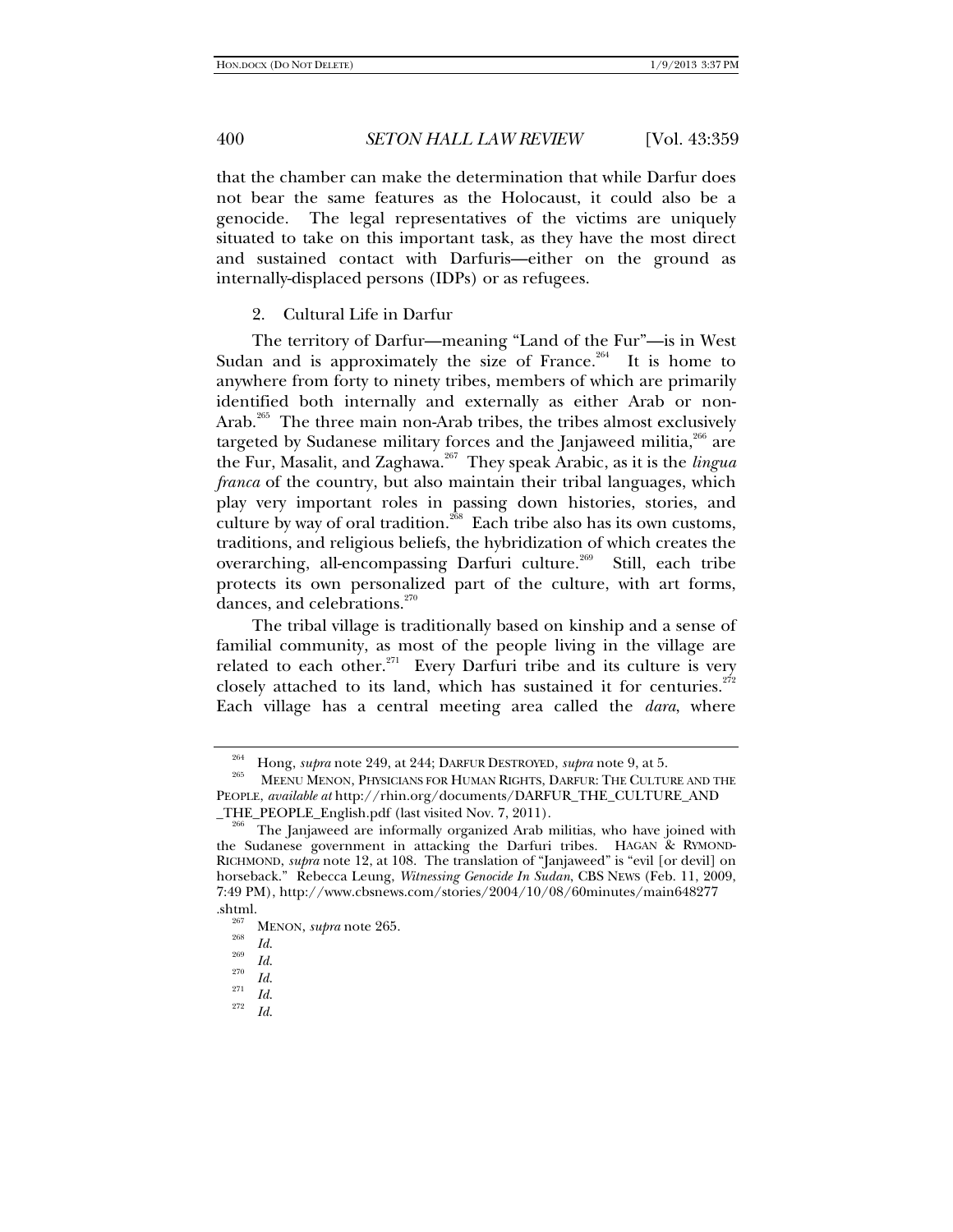that the chamber can make the determination that while Darfur does not bear the same features as the Holocaust, it could also be a genocide. The legal representatives of the victims are uniquely situated to take on this important task, as they have the most direct and sustained contact with Darfuris—either on the ground as internally-displaced persons (IDPs) or as refugees.

### 2. Cultural Life in Darfur

The territory of Darfur—meaning "Land of the Fur"—is in West Sudan and is approximately the size of France.[264] It is home to anywhere from forty to ninety tribes, members of which are primarily identified both internally and externally as either Arab or non-Arab.[265] The three main non-Arab tribes, the tribes almost exclusively targeted by Sudanese military forces and the Janjaweed militia,[266] are the Fur, Masalit, and Zaghawa.[267] They speak Arabic, as it is the *lingua franca* of the country, but also maintain their tribal languages, which play very important roles in passing down histories, stories, and culture by way of oral tradition.[268] Each tribe also has its own customs, traditions, and religious beliefs, the hybridization of which creates the overarching, all-encompassing Darfuri culture.[269] Still, each tribe protects its own personalized part of the culture, with art forms, dances, and celebrations.[270]

The tribal village is traditionally based on kinship and a sense of familial community, as most of the people living in the village are related to each other.[271] Every Darfuri tribe and its culture is very closely attached to its land, which has sustained it for centuries.[272] Each village has a central meeting area called the *dara*, where

---

[264] Hong, *supra* note 249, at 244; DARFUR DESTROYED, *supra* note 9, at 5.

[265] MEENU MENON, PHYSICIANS FOR HUMAN RIGHTS, DARFUR: THE CULTURE AND THE PEOPLE, *available at* http://rhin.org/documents/DARFUR_THE_CULTURE_AND_THE_PEOPLE_English.pdf (last visited Nov. 7, 2011).

[266] The Janjaweed are informally organized Arab militias, who have joined with the Sudanese government in attacking the Darfuri tribes. HAGAN & RYMOND-RICHMOND, *supra* note 12, at 108. The translation of "Janjaweed" is "evil [or devil] on horseback." Rebecca Leung, *Witnessing Genocide In Sudan*, CBS NEWS (Feb. 11, 2009, 7:49 PM), http://www.cbsnews.com/stories/2004/10/08/60minutes/main648277.shtml.

[267] MENON, *supra* note 265.

[268] *Id.*

[269] *Id.*

[270] *Id.*

[271] *Id.*

[272] *Id.*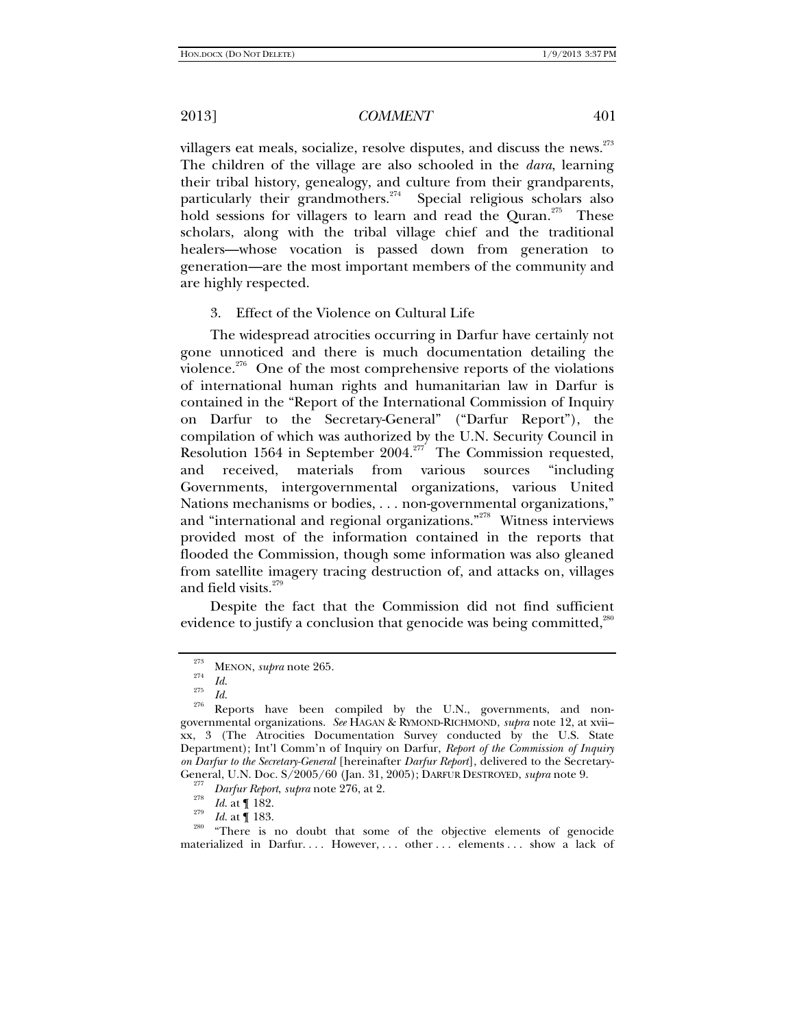villagers eat meals, socialize, resolve disputes, and discuss the news.[273] The children of the village are also schooled in the *dara*, learning their tribal history, genealogy, and culture from their grandparents, particularly their grandmothers.[274] Special religious scholars also hold sessions for villagers to learn and read the Quran.[275] These scholars, along with the tribal village chief and the traditional healers—whose vocation is passed down from generation to generation—are the most important members of the community and are highly respected.

### 3. Effect of the Violence on Cultural Life

The widespread atrocities occurring in Darfur have certainly not gone unnoticed and there is much documentation detailing the violence.[276] One of the most comprehensive reports of the violations of international human rights and humanitarian law in Darfur is contained in the "Report of the International Commission of Inquiry on Darfur to the Secretary-General" ("Darfur Report"), the compilation of which was authorized by the U.N. Security Council in Resolution 1564 in September 2004.[277] The Commission requested, and received, materials from various sources "including Governments, intergovernmental organizations, various United Nations mechanisms or bodies, . . . non-governmental organizations," and "international and regional organizations."[278] Witness interviews provided most of the information contained in the reports that flooded the Commission, though some information was also gleaned from satellite imagery tracing destruction of, and attacks on, villages and field visits.[279]

Despite the fact that the Commission did not find sufficient evidence to justify a conclusion that genocide was being committed,[280]

---

[273] MENON, *supra* note 265.

[274] *Id.*

[275] *Id.*

[276] Reports have been compiled by the U.N., governments, and non-governmental organizations. *See* HAGAN & RYMOND-RICHMOND, *supra* note 12, at xvii–xx, 3 (The Atrocities Documentation Survey conducted by the U.S. State Department); Int'l Comm'n of Inquiry on Darfur, *Report of the Commission of Inquiry on Darfur to the Secretary-General* [hereinafter *Darfur Report*], delivered to the Secretary-General, U.N. Doc. S/2005/60 (Jan. 31, 2005); DARFUR DESTROYED, *supra* note 9.

[277] *Darfur Report*, *supra* note 276, at 2.

[278] *Id.* at ¶ 182.

[279] *Id.* at ¶ 183.

[280] "There is no doubt that some of the objective elements of genocide materialized in Darfur. . . . However, . . . other . . . elements . . . show a lack of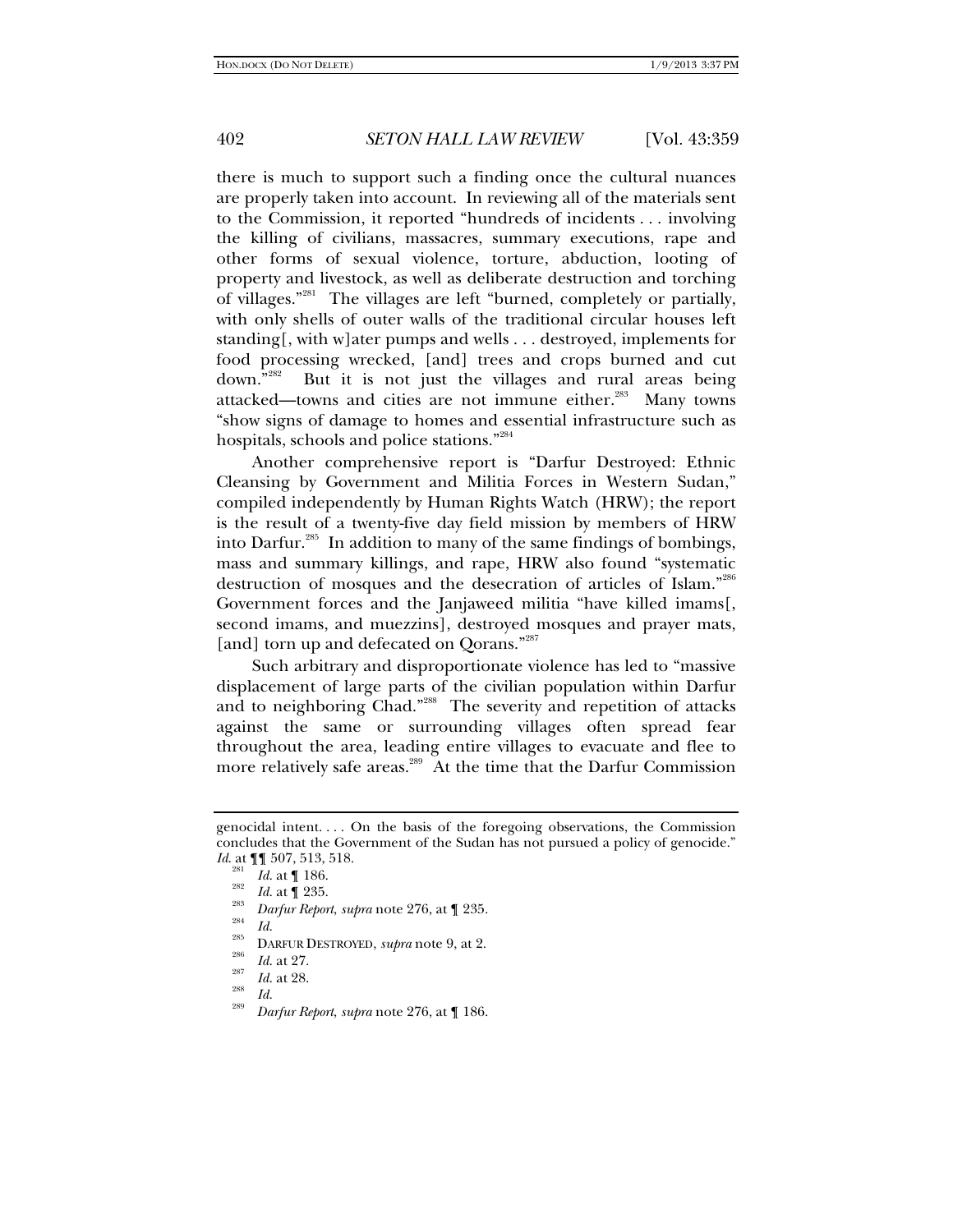there is much to support such a finding once the cultural nuances are properly taken into account. In reviewing all of the materials sent to the Commission, it reported "hundreds of incidents . . . involving the killing of civilians, massacres, summary executions, rape and other forms of sexual violence, torture, abduction, looting of property and livestock, as well as deliberate destruction and torching of villages."[281] The villages are left "burned, completely or partially, with only shells of outer walls of the traditional circular houses left standing[, with w]ater pumps and wells . . . destroyed, implements for food processing wrecked, [and] trees and crops burned and cut down."[282] But it is not just the villages and rural areas being attacked—towns and cities are not immune either.[283] Many towns "show signs of damage to homes and essential infrastructure such as hospitals, schools and police stations."[284]

Another comprehensive report is "Darfur Destroyed: Ethnic Cleansing by Government and Militia Forces in Western Sudan," compiled independently by Human Rights Watch (HRW); the report is the result of a twenty-five day field mission by members of HRW into Darfur.[285] In addition to many of the same findings of bombings, mass and summary killings, and rape, HRW also found "systematic destruction of mosques and the desecration of articles of Islam."[286] Government forces and the Janjaweed militia "have killed imams[, second imams, and muezzins], destroyed mosques and prayer mats, [and] torn up and defecated on Qorans."[287]

Such arbitrary and disproportionate violence has led to "massive displacement of large parts of the civilian population within Darfur and to neighboring Chad."[288] The severity and repetition of attacks against the same or surrounding villages often spread fear throughout the area, leading entire villages to evacuate and flee to more relatively safe areas.[289] At the time that the Darfur Commission

---

genocidal intent. . . . On the basis of the foregoing observations, the Commission concludes that the Government of the Sudan has not pursued a policy of genocide." *Id.* at ¶¶ 507, 513, 518.

[281] *Id.* at ¶ 186.

[282] *Id.* at ¶ 235.

[283] *Darfur Report*, *supra* note 276, at ¶ 235.

[284] *Id.*

[285] DARFUR DESTROYED, *supra* note 9, at 2.

[286] *Id.* at 27.

[287] *Id.* at 28.

[288] *Id.*

[289] *Darfur Report*, *supra* note 276, at ¶ 186.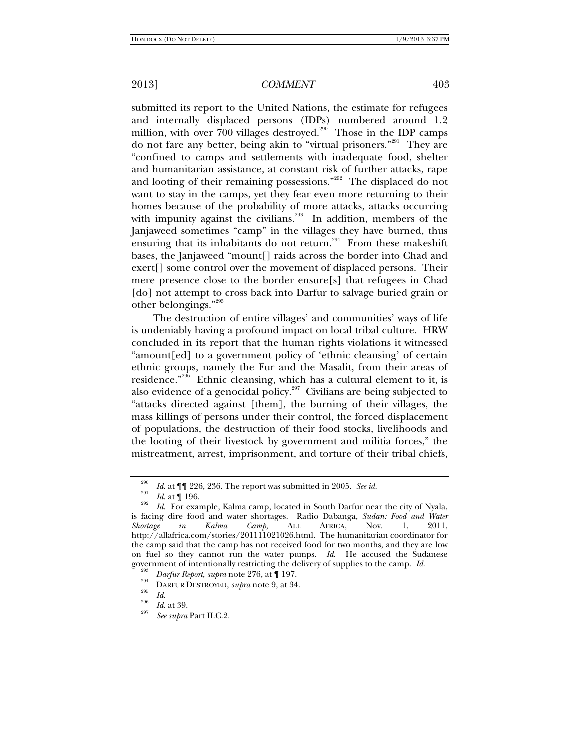submitted its report to the United Nations, the estimate for refugees and internally displaced persons (IDPs) numbered around 1.2 million, with over 700 villages destroyed.[290] Those in the IDP camps do not fare any better, being akin to "virtual prisoners."[291] They are "confined to camps and settlements with inadequate food, shelter and humanitarian assistance, at constant risk of further attacks, rape and looting of their remaining possessions."[292] The displaced do not want to stay in the camps, yet they fear even more returning to their homes because of the probability of more attacks, attacks occurring with impunity against the civilians.[293] In addition, members of the Janjaweed sometimes "camp" in the villages they have burned, thus ensuring that its inhabitants do not return.[294] From these makeshift bases, the Janjaweed "mount[] raids across the border into Chad and exert[] some control over the movement of displaced persons. Their mere presence close to the border ensure[s] that refugees in Chad [do] not attempt to cross back into Darfur to salvage buried grain or other belongings."[295]

The destruction of entire villages' and communities' ways of life is undeniably having a profound impact on local tribal culture. HRW concluded in its report that the human rights violations it witnessed "amount[ed] to a government policy of 'ethnic cleansing' of certain ethnic groups, namely the Fur and the Masalit, from their areas of residence."[296] Ethnic cleansing, which has a cultural element to it, is also evidence of a genocidal policy.[297] Civilians are being subjected to "attacks directed against [them], the burning of their villages, the mass killings of persons under their control, the forced displacement of populations, the destruction of their food stocks, livelihoods and the looting of their livestock by government and militia forces," the mistreatment, arrest, imprisonment, and torture of their tribal chiefs,

---

[290] *Id.* at ¶¶ 226, 236. The report was submitted in 2005. *See id.*

[291] *Id.* at ¶ 196.

[292] *Id.* For example, Kalma camp, located in South Darfur near the city of Nyala, is facing dire food and water shortages. Radio Dabanga, *Sudan: Food and Water Shortage in Kalma Camp*, ALL AFRICA, Nov. 1, 2011, http://allafrica.com/stories/201111021026.html. The humanitarian coordinator for the camp said that the camp has not received food for two months, and they are low on fuel so they cannot run the water pumps. *Id.* He accused the Sudanese government of intentionally restricting the delivery of supplies to the camp. *Id.*

[293] *Darfur Report*, *supra* note 276, at ¶ 197.

[294] DARFUR DESTROYED, *supra* note 9, at 34.

[295] *Id.*

[296] *Id.* at 39.

[297] *See supra* Part II.C.2.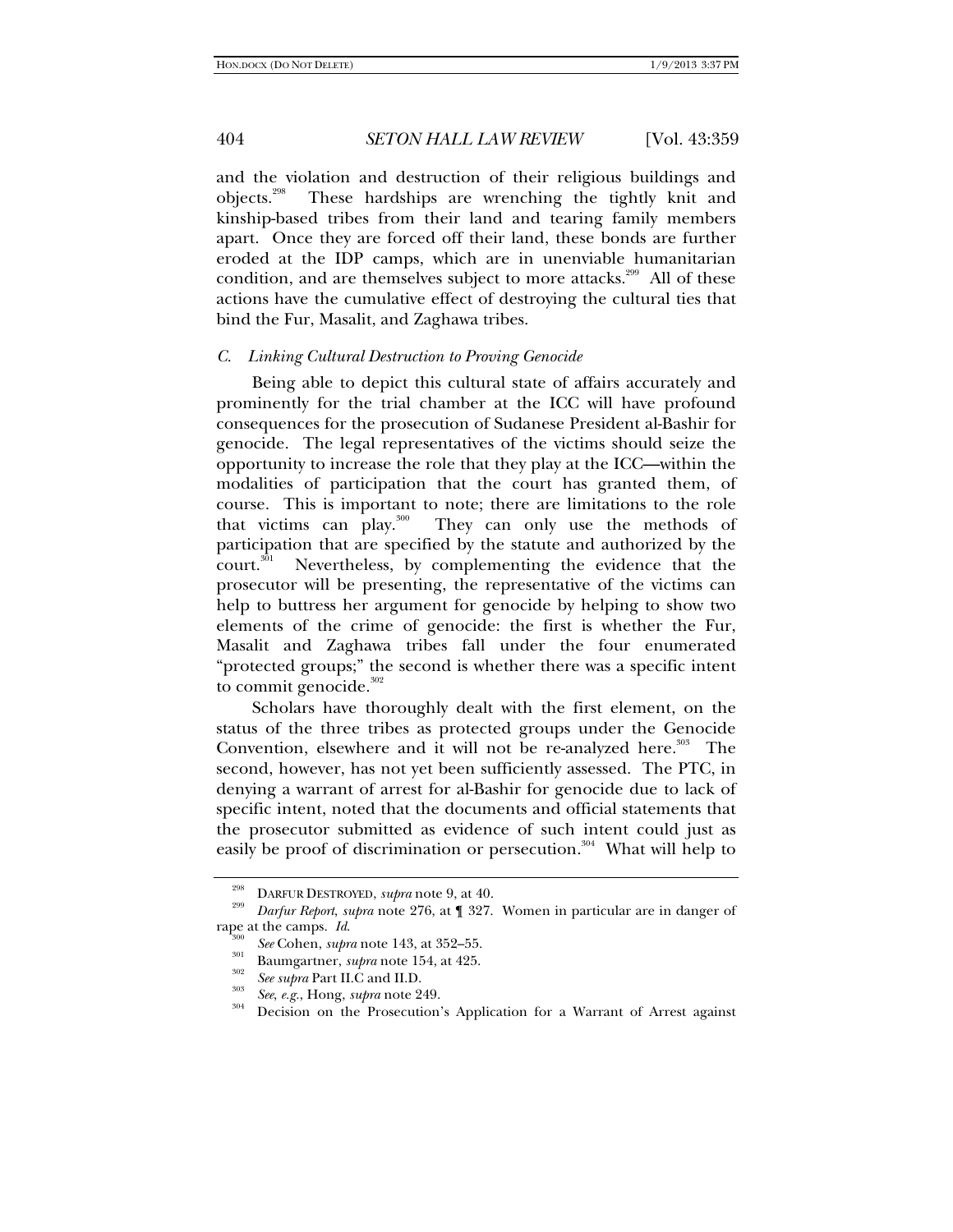and the violation and destruction of their religious buildings and objects.[298] These hardships are wrenching the tightly knit and kinship-based tribes from their land and tearing family members apart. Once they are forced off their land, these bonds are further eroded at the IDP camps, which are in unenviable humanitarian condition, and are themselves subject to more attacks.[299] All of these actions have the cumulative effect of destroying the cultural ties that bind the Fur, Masalit, and Zaghawa tribes.

### *C. Linking Cultural Destruction to Proving Genocide*

Being able to depict this cultural state of affairs accurately and prominently for the trial chamber at the ICC will have profound consequences for the prosecution of Sudanese President al-Bashir for genocide. The legal representatives of the victims should seize the opportunity to increase the role that they play at the ICC—within the modalities of participation that the court has granted them, of course. This is important to note; there are limitations to the role that victims can play.[300] They can only use the methods of participation that are specified by the statute and authorized by the court.[301] Nevertheless, by complementing the evidence that the prosecutor will be presenting, the representative of the victims can help to buttress her argument for genocide by helping to show two elements of the crime of genocide: the first is whether the Fur, Masalit and Zaghawa tribes fall under the four enumerated "protected groups;" the second is whether there was a specific intent to commit genocide.[302]

Scholars have thoroughly dealt with the first element, on the status of the three tribes as protected groups under the Genocide Convention, elsewhere and it will not be re-analyzed here.[303] The second, however, has not yet been sufficiently assessed. The PTC, in denying a warrant of arrest for al-Bashir for genocide due to lack of specific intent, noted that the documents and official statements that the prosecutor submitted as evidence of such intent could just as easily be proof of discrimination or persecution.[304] What will help to

---

[298] DARFUR DESTROYED, *supra* note 9, at 40.

[299] *Darfur Report*, *supra* note 276, at ¶ 327. Women in particular are in danger of rape at the camps. *Id*.

[300] *See* Cohen, *supra* note 143, at 352–55.

[301] Baumgartner, *supra* note 154, at 425.

[302] *See supra* Part II.C and II.D.

[303] *See, e.g.*, Hong, *supra* note 249.

[304] Decision on the Prosecution's Application for a Warrant of Arrest against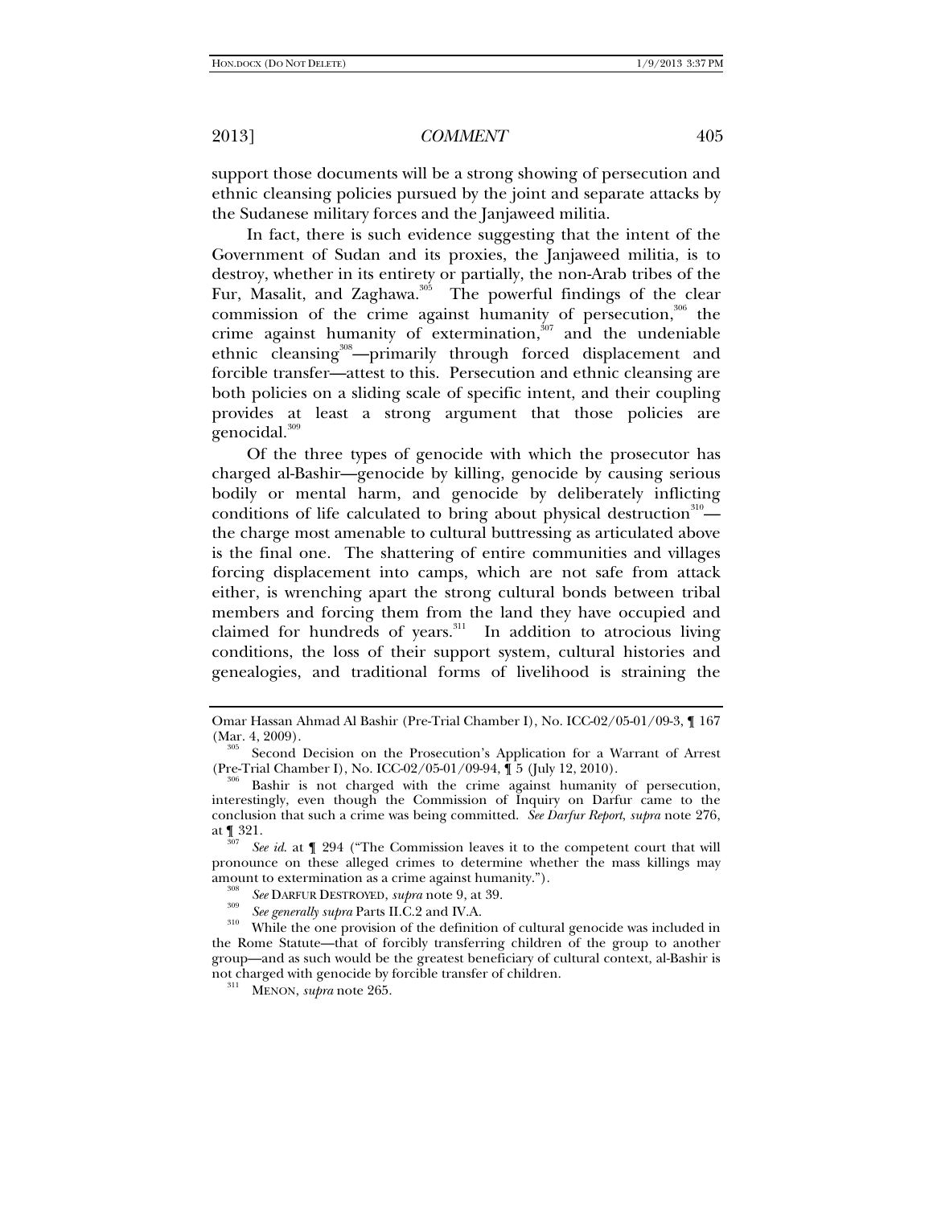support those documents will be a strong showing of persecution and ethnic cleansing policies pursued by the joint and separate attacks by the Sudanese military forces and the Janjaweed militia.

In fact, there is such evidence suggesting that the intent of the Government of Sudan and its proxies, the Janjaweed militia, is to destroy, whether in its entirety or partially, the non-Arab tribes of the Fur, Masalit, and Zaghawa.[305] The powerful findings of the clear commission of the crime against humanity of persecution,[306] the crime against humanity of extermination,[307] and the undeniable ethnic cleansing[308]—primarily through forced displacement and forcible transfer—attest to this. Persecution and ethnic cleansing are both policies on a sliding scale of specific intent, and their coupling provides at least a strong argument that those policies are genocidal.[309]

Of the three types of genocide with which the prosecutor has charged al-Bashir—genocide by killing, genocide by causing serious bodily or mental harm, and genocide by deliberately inflicting conditions of life calculated to bring about physical destruction[310]—the charge most amenable to cultural buttressing as articulated above is the final one. The shattering of entire communities and villages forcing displacement into camps, which are not safe from attack either, is wrenching apart the strong cultural bonds between tribal members and forcing them from the land they have occupied and claimed for hundreds of years.[311] In addition to atrocious living conditions, the loss of their support system, cultural histories and genealogies, and traditional forms of livelihood is straining the

---

Omar Hassan Ahmad Al Bashir (Pre-Trial Chamber I), No. ICC-02/05-01/09-3, ¶ 167 (Mar. 4, 2009).

[305] Second Decision on the Prosecution's Application for a Warrant of Arrest (Pre-Trial Chamber I), No. ICC-02/05-01/09-94, ¶ 5 (July 12, 2010).

[306] Bashir is not charged with the crime against humanity of persecution, interestingly, even though the Commission of Inquiry on Darfur came to the conclusion that such a crime was being committed. *See Darfur Report*, *supra* note 276, at ¶ 321.

[307] *See id.* at ¶ 294 ("The Commission leaves it to the competent court that will pronounce on these alleged crimes to determine whether the mass killings may amount to extermination as a crime against humanity.").

[308] *See* DARFUR DESTROYED, *supra* note 9, at 39.

[309] *See generally supra* Parts II.C.2 and IV.A.

[310] While the one provision of the definition of cultural genocide was included in the Rome Statute—that of forcibly transferring children of the group to another group—and as such would be the greatest beneficiary of cultural context, al-Bashir is not charged with genocide by forcible transfer of children.

[311] MENON, *supra* note 265.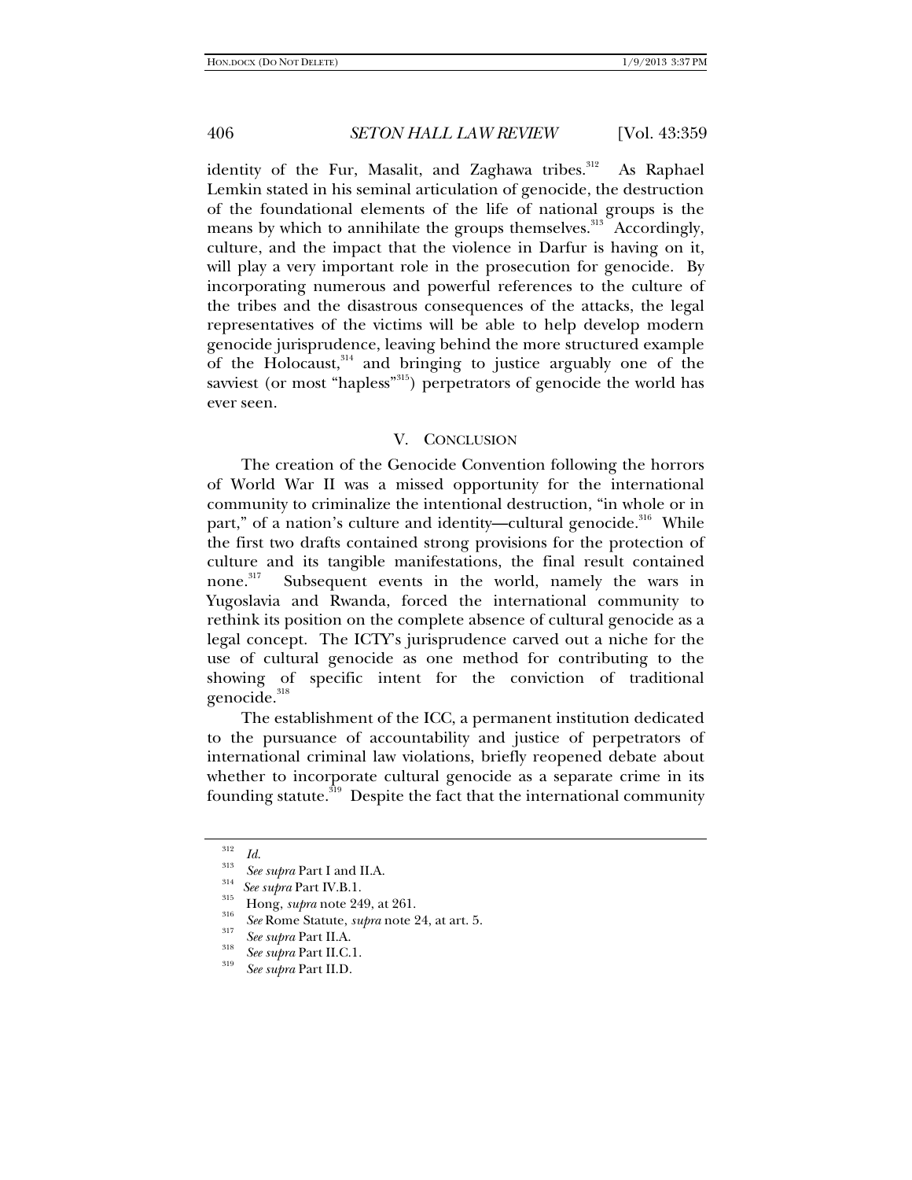identity of the Fur, Masalit, and Zaghawa tribes.[312] As Raphael Lemkin stated in his seminal articulation of genocide, the destruction of the foundational elements of the life of national groups is the means by which to annihilate the groups themselves.[313] Accordingly, culture, and the impact that the violence in Darfur is having on it, will play a very important role in the prosecution for genocide. By incorporating numerous and powerful references to the culture of the tribes and the disastrous consequences of the attacks, the legal representatives of the victims will be able to help develop modern genocide jurisprudence, leaving behind the more structured example of the Holocaust,[314] and bringing to justice arguably one of the savviest (or most "hapless"[315]) perpetrators of genocide the world has ever seen.

## V. CONCLUSION

The creation of the Genocide Convention following the horrors of World War II was a missed opportunity for the international community to criminalize the intentional destruction, "in whole or in part," of a nation's culture and identity—cultural genocide.[316] While the first two drafts contained strong provisions for the protection of culture and its tangible manifestations, the final result contained none.[317] Subsequent events in the world, namely the wars in Yugoslavia and Rwanda, forced the international community to rethink its position on the complete absence of cultural genocide as a legal concept. The ICTY's jurisprudence carved out a niche for the use of cultural genocide as one method for contributing to the showing of specific intent for the conviction of traditional genocide.[318]

The establishment of the ICC, a permanent institution dedicated to the pursuance of accountability and justice of perpetrators of international criminal law violations, briefly reopened debate about whether to incorporate cultural genocide as a separate crime in its founding statute.[319] Despite the fact that the international community

---

[312] *Id.*

[313] *See supra* Part I and II.A.

[314] *See supra* Part IV.B.1.

[315] Hong, *supra* note 249, at 261.

[316] *See* Rome Statute, *supra* note 24, at art. 5.

[317] *See supra* Part II.A.

[318] *See supra* Part II.C.1.

[319] *See supra* Part II.D.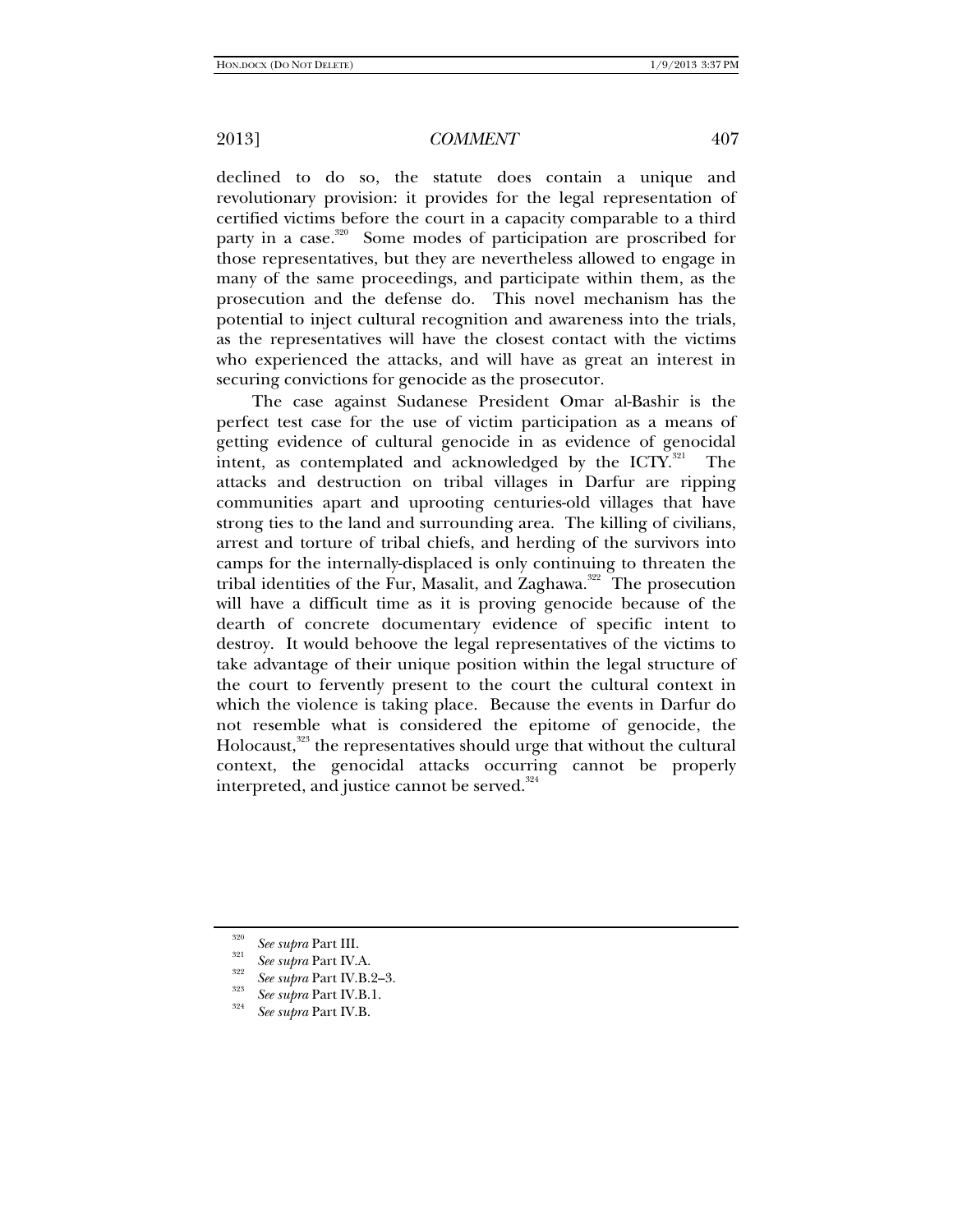declined to do so, the statute does contain a unique and revolutionary provision: it provides for the legal representation of certified victims before the court in a capacity comparable to a third party in a case.[320] Some modes of participation are proscribed for those representatives, but they are nevertheless allowed to engage in many of the same proceedings, and participate within them, as the prosecution and the defense do. This novel mechanism has the potential to inject cultural recognition and awareness into the trials, as the representatives will have the closest contact with the victims who experienced the attacks, and will have as great an interest in securing convictions for genocide as the prosecutor.

The case against Sudanese President Omar al-Bashir is the perfect test case for the use of victim participation as a means of getting evidence of cultural genocide in as evidence of genocidal intent, as contemplated and acknowledged by the ICTY.[321] The attacks and destruction on tribal villages in Darfur are ripping communities apart and uprooting centuries-old villages that have strong ties to the land and surrounding area. The killing of civilians, arrest and torture of tribal chiefs, and herding of the survivors into camps for the internally-displaced is only continuing to threaten the tribal identities of the Fur, Masalit, and Zaghawa.[322] The prosecution will have a difficult time as it is proving genocide because of the dearth of concrete documentary evidence of specific intent to destroy. It would behoove the legal representatives of the victims to take advantage of their unique position within the legal structure of the court to fervently present to the court the cultural context in which the violence is taking place. Because the events in Darfur do not resemble what is considered the epitome of genocide, the Holocaust,[323] the representatives should urge that without the cultural context, the genocidal attacks occurring cannot be properly interpreted, and justice cannot be served.[324]

---

[320] *See supra* Part III.

[321] *See supra* Part IV.A.

[322] *See supra* Part IV.B.2–3.

[323] *See supra* Part IV.B.1.

[324] *See supra* Part IV.B.